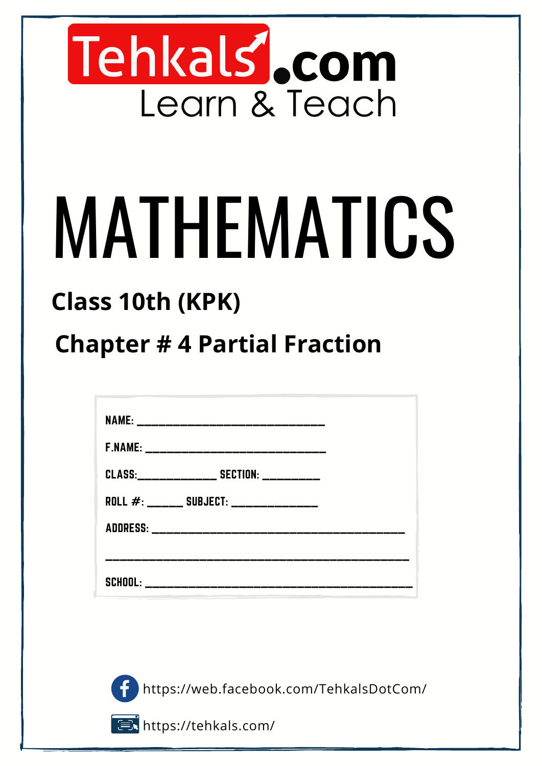Tehkals.com
Learn & Teach

# MATHEMATICS

## Class 10th (KPK)

## Chapter # 4 Partial Fraction

NAME: ______________________________

F.NAME: ____________________________

CLASS:_____________ SECTION: _________

ROLL #: ______ SUBJECT: ______________

ADDRESS: ________________________________________

________________________________________________

SCHOOL: ________________________________________

https://web.facebook.com/TehkalsDotCom/

https://tehkals.com/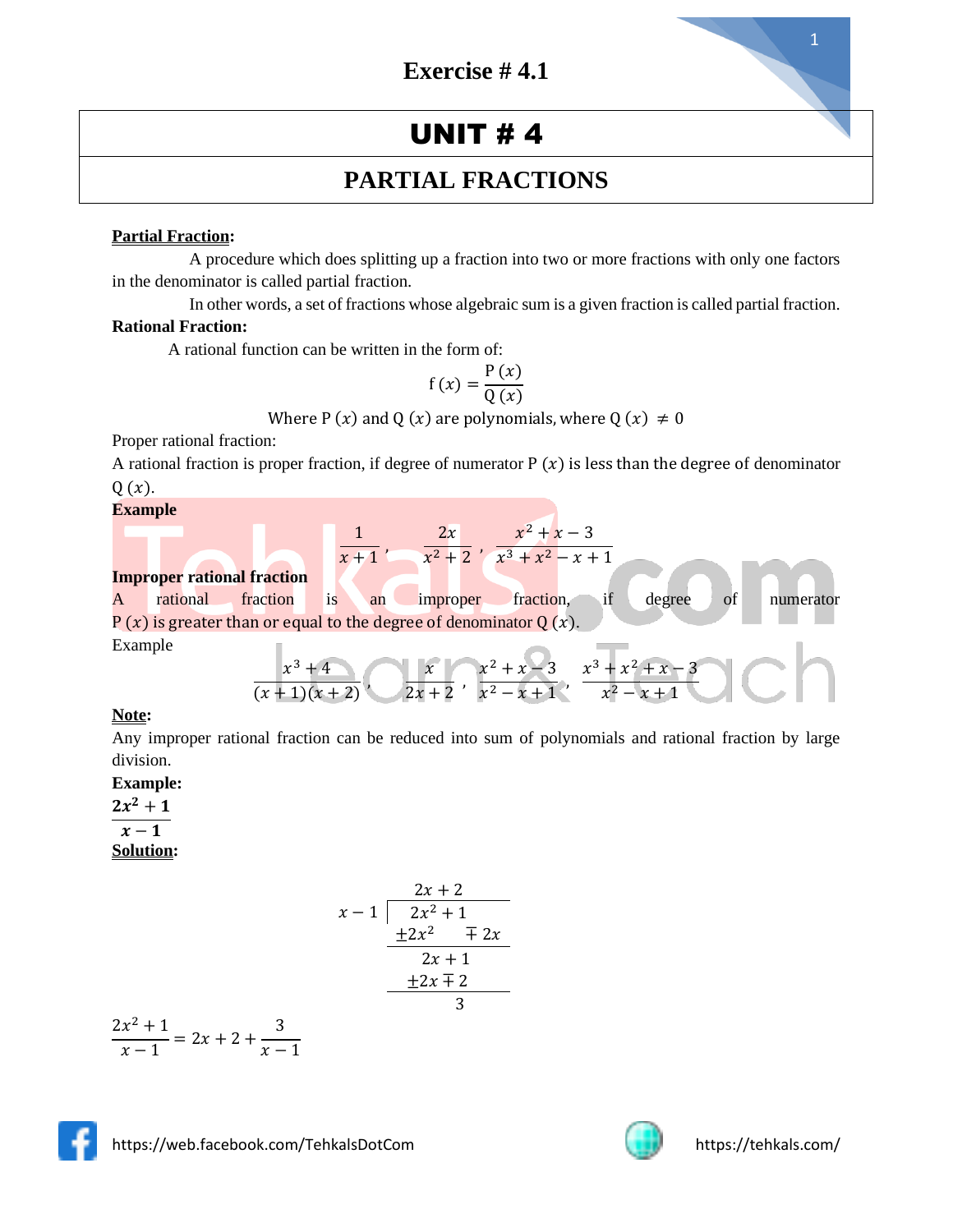# Exercise # 4.1

# UNIT # 4

## PARTIAL FRACTIONS

**Partial Fraction:**

A procedure which does splitting up a fraction into two or more fractions with only one factors in the denominator is called partial fraction.

In other words, a set of fractions whose algebraic sum is a given fraction is called partial fraction.

**Rational Fraction:**

A rational function can be written in the form of:

$$f(x) = \frac{P(x)}{Q(x)}$$

Where $P(x)$ and $Q(x)$ are polynomials, where $Q(x) \neq 0$

Proper rational fraction:

A rational fraction is proper fraction, if degree of numerator $P(x)$ is less than the degree of denominator $Q(x)$.

**Example**

$$\frac{1}{x+1}, \quad \frac{2x}{x^2+2}, \quad \frac{x^2+x-3}{x^3+x^2-x+1}$$

**Improper rational fraction**

A rational fraction is an improper fraction, if degree of numerator $P(x)$ is greater than or equal to the degree of denominator $Q(x)$.

Example

$$\frac{x^3+4}{(x+1)(x+2)}, \quad \frac{x}{2x+2}, \quad \frac{x^2+x-3}{x^2-x+1}, \quad \frac{x^3+x^2+x-3}{x^2-x+1}$$

**Note:**

Any improper rational fraction can be reduced into sum of polynomials and rational fraction by large division.

**Example:**

$$\frac{2x^2+1}{x-1}$$

**Solution:**

$$\begin{array}{r|l} & 2x+2 \\ x-1 & 2x^2+1 \\ & \pm 2x^2 \mp 2x \\ \hline & 2x+1 \\ & \pm 2x \mp 2 \\ \hline & 3 \end{array}$$

$$\frac{2x^2+1}{x-1} = 2x+2+\frac{3}{x-1}$$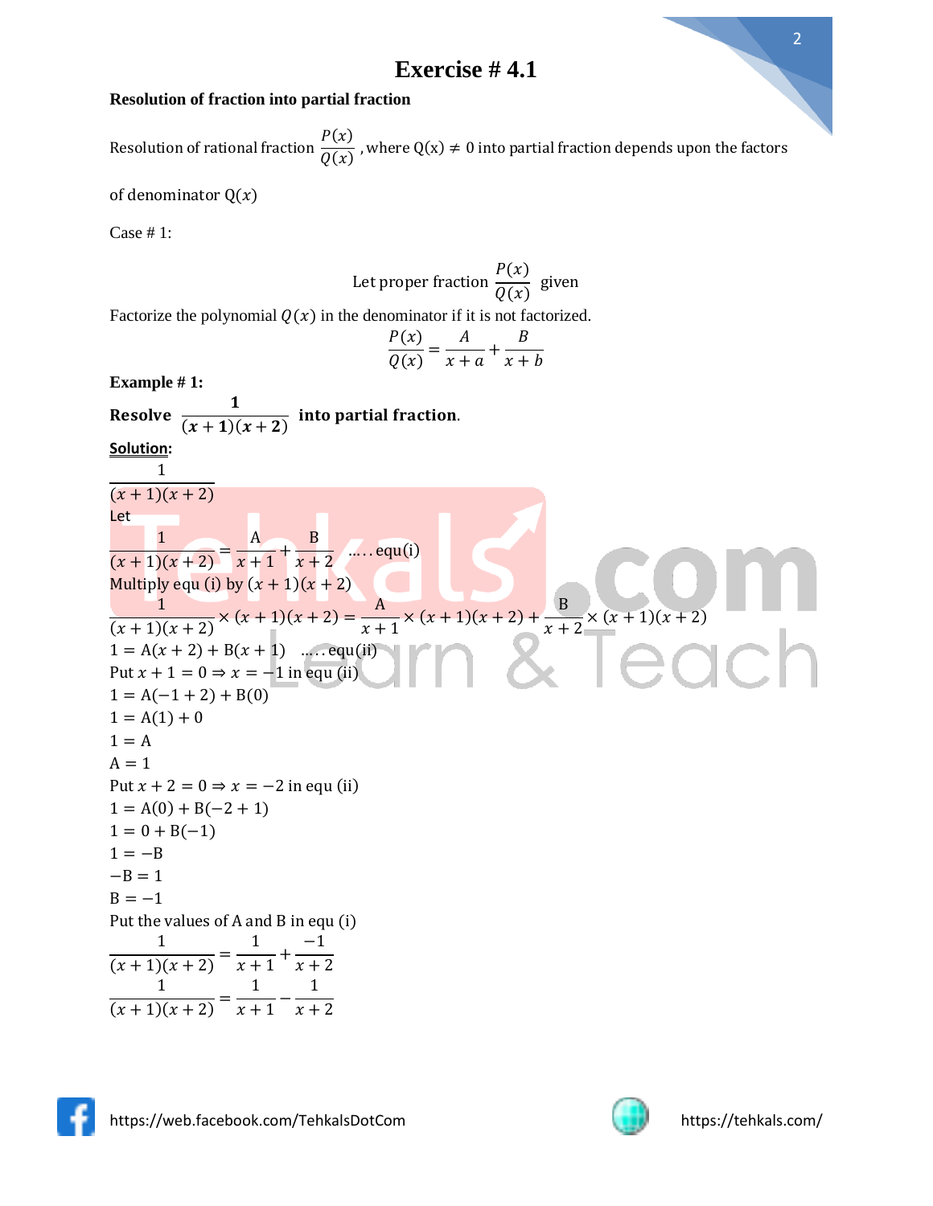# Exercise # 4.1

**Resolution of fraction into partial fraction**

Resolution of rational fraction $\frac{P(x)}{Q(x)}$ , where $Q(x) \neq 0$ into partial fraction depends upon the factors of denominator $Q(x)$

Case # 1:

Let proper fraction $\frac{P(x)}{Q(x)}$ given

Factorize the polynomial $Q(x)$ in the denominator if it is not factorized.

$$\frac{P(x)}{Q(x)} = \frac{A}{x+a} + \frac{B}{x+b}$$

**Example # 1:**

**Resolve $\frac{1}{(x+1)(x+2)}$ into partial fraction.**

**Solution:**

$$\frac{1}{(x+1)(x+2)}$$

Let

$$\frac{1}{(x+1)(x+2)} = \frac{A}{x+1} + \frac{B}{x+2} \quad \ldots\ldots \text{equ(i)}$$

Multiply equ (i) by $(x+1)(x+2)$

$$\frac{1}{(x+1)(x+2)} \times (x+1)(x+2) = \frac{A}{x+1} \times (x+1)(x+2) + \frac{B}{x+2} \times (x+1)(x+2)$$

$1 = A(x+2) + B(x+1) \quad \ldots\ldots \text{equ(ii)}$

Put $x+1=0 \Rightarrow x=-1$ in equ (ii)

$1 = A(-1+2) + B(0)$

$1 = A(1) + 0$

$1 = A$

$A = 1$

Put $x+2=0 \Rightarrow x=-2$ in equ (ii)

$1 = A(0) + B(-2+1)$

$1 = 0 + B(-1)$

$1 = -B$

$-B = 1$

$B = -1$

Put the values of A and B in equ (i)

$$\frac{1}{(x+1)(x+2)} = \frac{1}{x+1} + \frac{-1}{x+2}$$

$$\frac{1}{(x+1)(x+2)} = \frac{1}{x+1} - \frac{1}{x+2}$$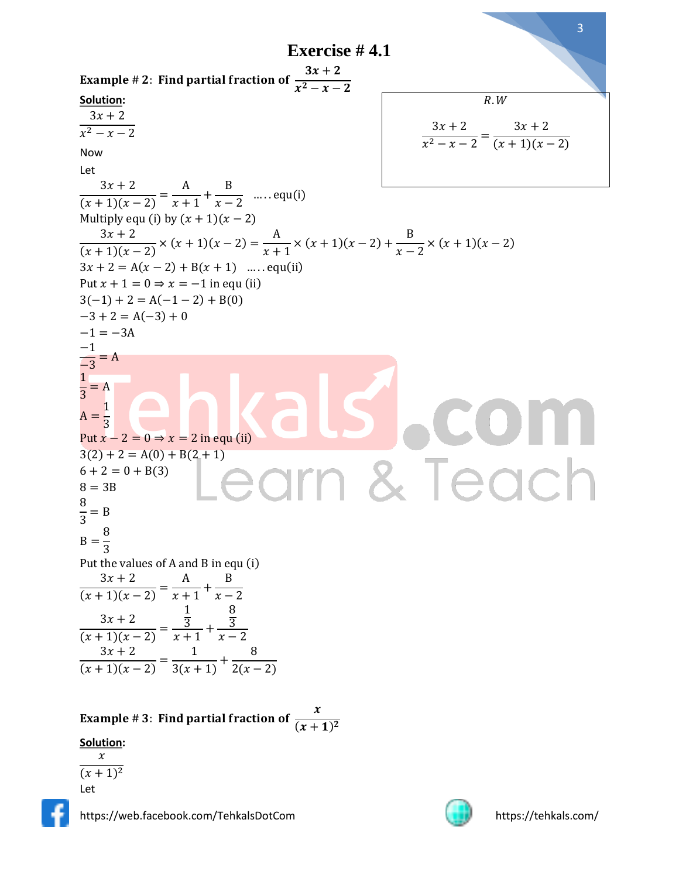# Exercise # 4.1

**Example # 2: Find partial fraction of $\frac{3x+2}{x^2-x-2}$**

**Solution:**

$$\frac{3x+2}{x^2-x-2}$$

*R.W*

$$\frac{3x+2}{x^2-x-2} = \frac{3x+2}{(x+1)(x-2)}$$

Now

Let

$$\frac{3x+2}{(x+1)(x-2)} = \frac{A}{x+1} + \frac{B}{x-2} \quad \ldots\text{equ(i)}$$

Multiply equ (i) by $(x+1)(x-2)$

$$\frac{3x+2}{(x+1)(x-2)} \times (x+1)(x-2) = \frac{A}{x+1} \times (x+1)(x-2) + \frac{B}{x-2} \times (x+1)(x-2)$$

$$3x+2 = A(x-2) + B(x+1) \quad \ldots\text{equ(ii)}$$

Put $x+1=0 \Rightarrow x=-1$ in equ (ii)

$$3(-1)+2 = A(-1-2) + B(0)$$

$$-3+2 = A(-3)+0$$

$$-1 = -3A$$

$$\frac{-1}{-3} = A$$

$$\frac{1}{3} = A$$

$$A = \frac{1}{3}$$

Put $x-2=0 \Rightarrow x=2$ in equ (ii)

$$3(2)+2 = A(0) + B(2+1)$$

$$6+2 = 0 + B(3)$$

$$8 = 3B$$

$$\frac{8}{3} = B$$

$$B = \frac{8}{3}$$

Put the values of A and B in equ (i)

$$\frac{3x+2}{(x+1)(x-2)} = \frac{A}{x+1} + \frac{B}{x-2}$$

$$\frac{3x+2}{(x+1)(x-2)} = \frac{\frac{1}{3}}{x+1} + \frac{\frac{8}{3}}{x-2}$$

$$\frac{3x+2}{(x+1)(x-2)} = \frac{1}{3(x+1)} + \frac{8}{2(x-2)}$$

**Example # 3: Find partial fraction of $\frac{x}{(x+1)^2}$**

**Solution:**

$$\frac{x}{(x+1)^2}$$

Let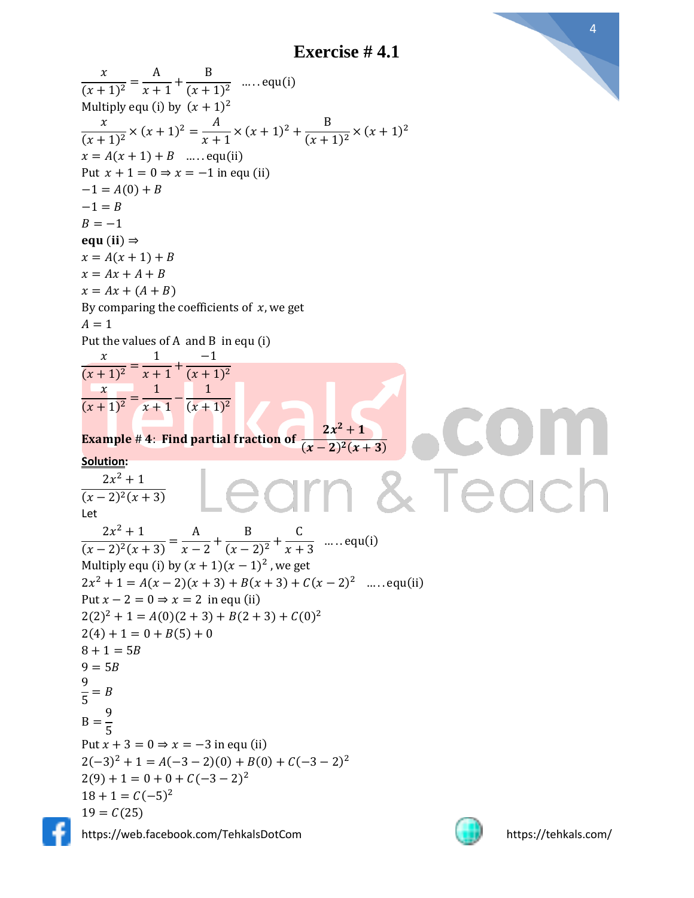# Exercise # 4.1

$$\frac{x}{(x+1)^2} = \frac{A}{x+1} + \frac{B}{(x+1)^2} \quad \text{.....equ(i)}$$

Multiply equ (i) by $(x+1)^2$

$$\frac{x}{(x+1)^2} \times (x+1)^2 = \frac{A}{x+1} \times (x+1)^2 + \frac{B}{(x+1)^2} \times (x+1)^2$$

$x = A(x+1) + B \quad$ .....equ(ii)

Put $x + 1 = 0 \Rightarrow x = -1$ in equ (ii)

$-1 = A(0) + B$

$-1 = B$

$B = -1$

**equ (ii)** $\Rightarrow$

$x = A(x+1) + B$

$x = Ax + A + B$

$x = Ax + (A + B)$

By comparing the coefficients of $x$, we get

$A = 1$

Put the values of A and B in equ (i)

$$\frac{x}{(x+1)^2} = \frac{1}{x+1} + \frac{-1}{(x+1)^2}$$

$$\frac{x}{(x+1)^2} = \frac{1}{x+1} - \frac{1}{(x+1)^2}$$

**Example # 4: Find partial fraction of** $\dfrac{2x^2+1}{(x-2)^2(x+3)}$

**Solution:**

$$\frac{2x^2+1}{(x-2)^2(x+3)}$$

Let

$$\frac{2x^2+1}{(x-2)^2(x+3)} = \frac{A}{x-2} + \frac{B}{(x-2)^2} + \frac{C}{x+3} \quad \text{.....equ(i)}$$

Multiply equ (i) by $(x+1)(x-1)^2$, we get

$2x^2 + 1 = A(x-2)(x+3) + B(x+3) + C(x-2)^2 \quad$ .....equ(ii)

Put $x - 2 = 0 \Rightarrow x = 2$ in equ (ii)

$2(2)^2 + 1 = A(0)(2+3) + B(2+3) + C(0)^2$

$2(4) + 1 = 0 + B(5) + 0$

$8 + 1 = 5B$

$9 = 5B$

$\frac{9}{5} = B$

$B = \frac{9}{5}$

Put $x + 3 = 0 \Rightarrow x = -3$ in equ (ii)

$2(-3)^2 + 1 = A(-3-2)(0) + B(0) + C(-3-2)^2$

$2(9) + 1 = 0 + 0 + C(-3-2)^2$

$18 + 1 = C(-5)^2$

$19 = C(25)$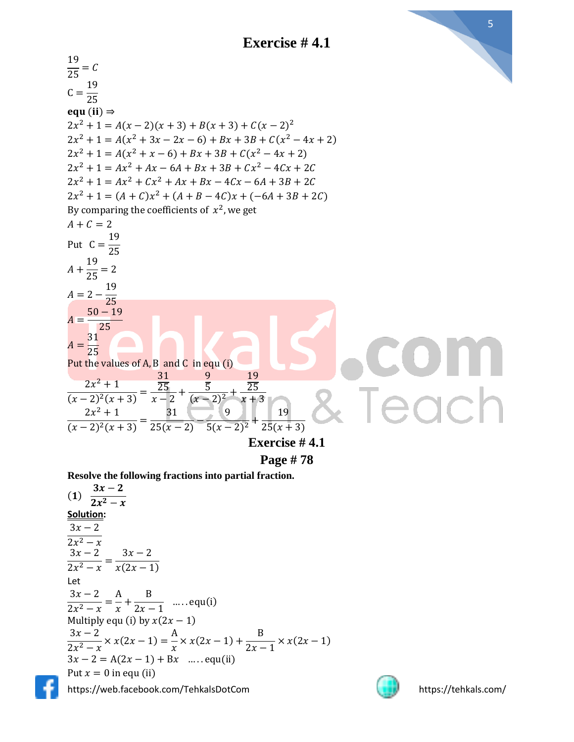## Exercise # 4.1

$$\frac{19}{25} = C$$

$$C = \frac{19}{25}$$

**equ (ii)** ⇒

$$2x^2 + 1 = A(x-2)(x+3) + B(x+3) + C(x-2)^2$$

$$2x^2 + 1 = A(x^2 + 3x - 2x - 6) + Bx + 3B + C(x^2 - 4x + 2)$$

$$2x^2 + 1 = A(x^2 + x - 6) + Bx + 3B + C(x^2 - 4x + 2)$$

$$2x^2 + 1 = Ax^2 + Ax - 6A + Bx + 3B + Cx^2 - 4Cx + 2C$$

$$2x^2 + 1 = Ax^2 + Cx^2 + Ax + Bx - 4Cx - 6A + 3B + 2C$$

$$2x^2 + 1 = (A + C)x^2 + (A + B - 4C)x + (-6A + 3B + 2C)$$

By comparing the coefficients of $x^2$, we get

$$A + C = 2$$

Put $C = \frac{19}{25}$

$$A + \frac{19}{25} = 2$$

$$A = 2 - \frac{19}{25}$$

$$A = \frac{50 - 19}{25}$$

$$A = \frac{31}{25}$$

Put the values of A, B and C in equ (i)

$$\frac{2x^2 + 1}{(x-2)^2(x+3)} = \frac{\frac{31}{25}}{x-2} + \frac{\frac{9}{5}}{(x-2)^2} + \frac{\frac{19}{25}}{x+3}$$

$$\frac{2x^2 + 1}{(x-2)^2(x+3)} = \frac{31}{25(x-2)} + \frac{9}{5(x-2)^2} + \frac{19}{25(x+3)}$$

## Exercise # 4.1

## Page # 78

**Resolve the following fractions into partial fraction.**

**(1)** $\frac{3x - 2}{2x^2 - x}$

**Solution:**

$$\frac{3x - 2}{2x^2 - x}$$

$$\frac{3x - 2}{2x^2 - x} = \frac{3x - 2}{x(2x - 1)}$$

Let

$$\frac{3x - 2}{2x^2 - x} = \frac{A}{x} + \frac{B}{2x - 1} \quad \text{.....equ(i)}$$

Multiply equ (i) by $x(2x - 1)$

$$\frac{3x - 2}{2x^2 - x} \times x(2x - 1) = \frac{A}{x} \times x(2x - 1) + \frac{B}{2x - 1} \times x(2x - 1)$$

$$3x - 2 = A(2x - 1) + Bx \quad \text{.....equ(ii)}$$

Put $x = 0$ in equ (ii)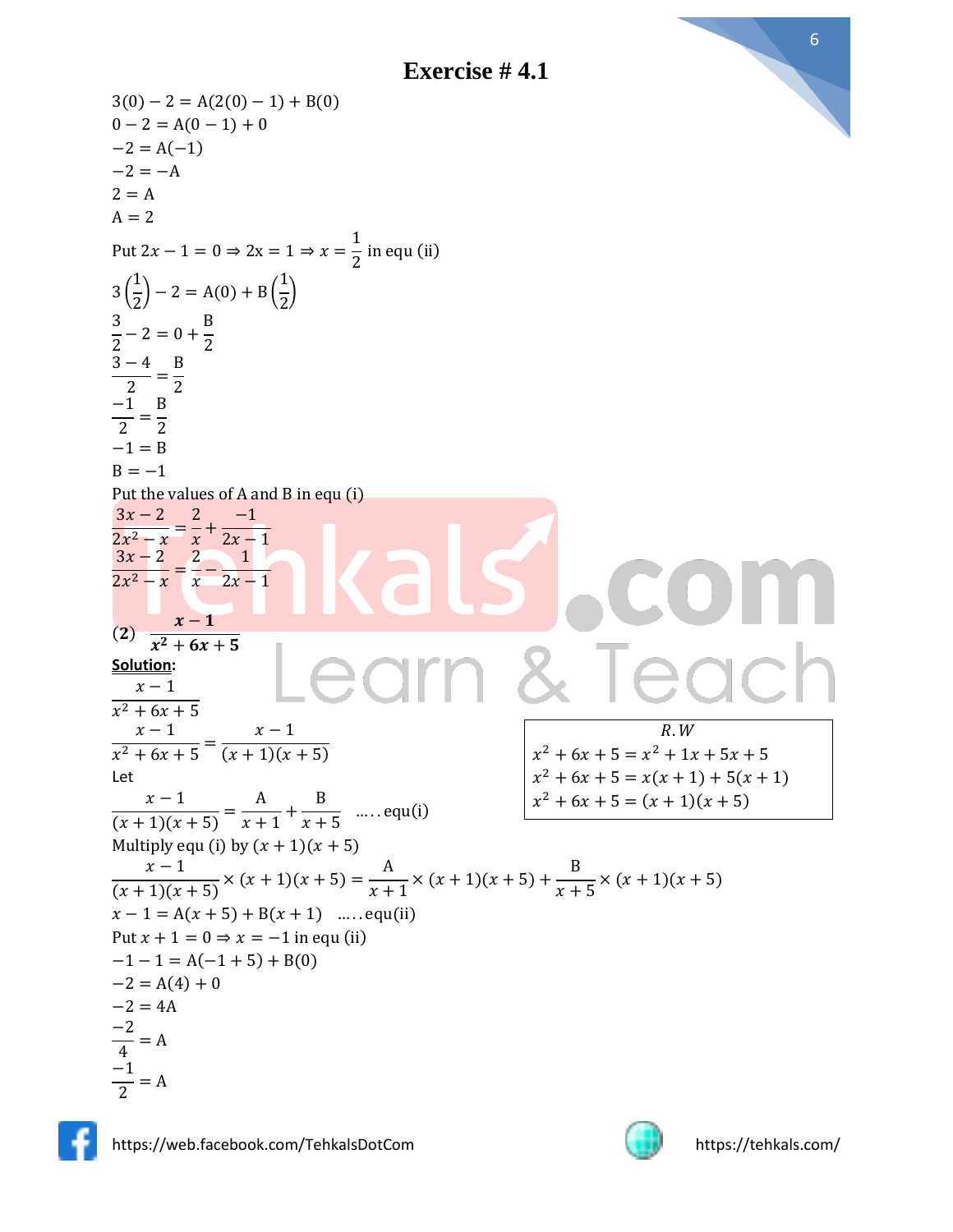## Exercise # 4.1

$3(0) - 2 = \mathrm{A}(2(0) - 1) + \mathrm{B}(0)$

$0 - 2 = \mathrm{A}(0 - 1) + 0$

$-2 = \mathrm{A}(-1)$

$-2 = -\mathrm{A}$

$2 = \mathrm{A}$

$\mathrm{A} = 2$

Put $2x - 1 = 0 \Rightarrow 2x = 1 \Rightarrow x = \frac{1}{2}$ in equ (ii)

$3\left(\frac{1}{2}\right) - 2 = \mathrm{A}(0) + \mathrm{B}\left(\frac{1}{2}\right)$

$\frac{3}{2} - 2 = 0 + \frac{\mathrm{B}}{2}$

$\frac{3 - 4}{2} = \frac{\mathrm{B}}{2}$

$\frac{-1}{2} = \frac{\mathrm{B}}{2}$

$-1 = \mathrm{B}$

$\mathrm{B} = -1$

Put the values of A and B in equ (i)

$\frac{3x - 2}{2x^2 - x} = \frac{2}{x} + \frac{-1}{2x - 1}$

$\frac{3x - 2}{2x^2 - x} = \frac{2}{x} - \frac{1}{2x - 1}$

**(2)** $\boldsymbol{\frac{x - 1}{x^2 + 6x + 5}}$

**Solution:**

$\frac{x - 1}{x^2 + 6x + 5}$

$\frac{x - 1}{x^2 + 6x + 5} = \frac{x - 1}{(x + 1)(x + 5)}$

| *R.W* |
|---|
| $x^2 + 6x + 5 = x^2 + 1x + 5x + 5$ |
| $x^2 + 6x + 5 = x(x + 1) + 5(x + 1)$ |
| $x^2 + 6x + 5 = (x + 1)(x + 5)$ |

Let

$\frac{x - 1}{(x + 1)(x + 5)} = \frac{\mathrm{A}}{x + 1} + \frac{\mathrm{B}}{x + 5}$ …..equ(i)

Multiply equ (i) by $(x + 1)(x + 5)$

$\frac{x - 1}{(x + 1)(x + 5)} \times (x + 1)(x + 5) = \frac{\mathrm{A}}{x + 1} \times (x + 1)(x + 5) + \frac{\mathrm{B}}{x + 5} \times (x + 1)(x + 5)$

$x - 1 = \mathrm{A}(x + 5) + \mathrm{B}(x + 1)$ …..equ(ii)

Put $x + 1 = 0 \Rightarrow x = -1$ in equ (ii)

$-1 - 1 = \mathrm{A}(-1 + 5) + \mathrm{B}(0)$

$-2 = \mathrm{A}(4) + 0$

$-2 = 4\mathrm{A}$

$\frac{-2}{4} = \mathrm{A}$

$\frac{-1}{2} = \mathrm{A}$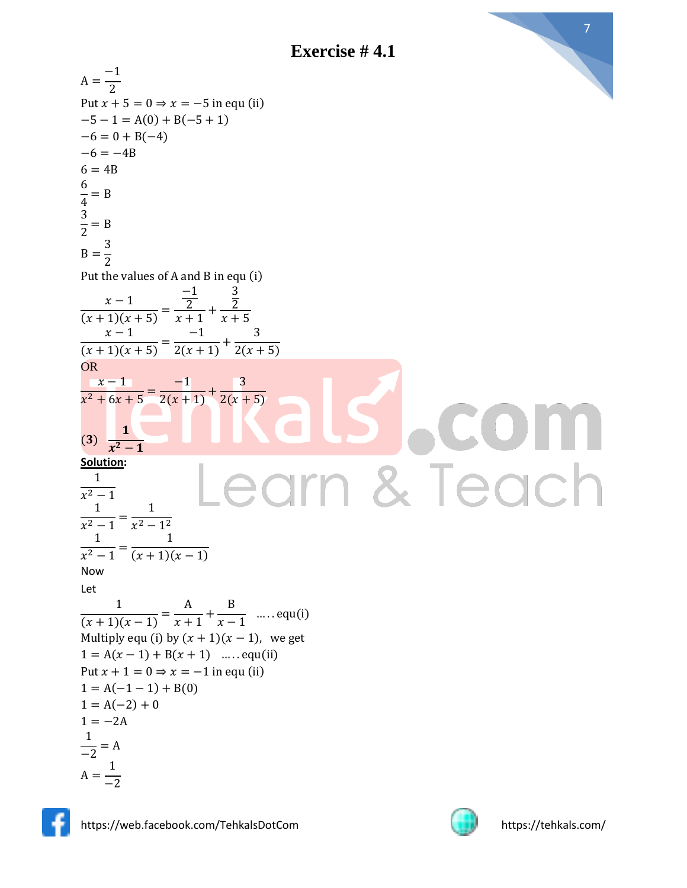## Exercise # 4.1

$A = \frac{-1}{2}$

Put $x + 5 = 0 \Rightarrow x = -5$ in equ (ii)

$-5 - 1 = A(0) + B(-5 + 1)$

$-6 = 0 + B(-4)$

$-6 = -4B$

$6 = 4B$

$\frac{6}{4} = B$

$\frac{3}{2} = B$

$B = \frac{3}{2}$

Put the values of A and B in equ (i)

$$\frac{x-1}{(x+1)(x+5)} = \frac{\frac{-1}{2}}{x+1} + \frac{\frac{3}{2}}{x+5}$$

$$\frac{x-1}{(x+1)(x+5)} = \frac{-1}{2(x+1)} + \frac{3}{2(x+5)}$$

OR

$$\frac{x-1}{x^2+6x+5} = \frac{-1}{2(x+1)} + \frac{3}{2(x+5)}$$

**(3)** $\frac{1}{x^2-1}$

**Solution:**

$\frac{1}{x^2-1}$

$\frac{1}{x^2-1} = \frac{1}{x^2-1^2}$

$\frac{1}{x^2-1} = \frac{1}{(x+1)(x-1)}$

Now

Let

$$\frac{1}{(x+1)(x-1)} = \frac{A}{x+1} + \frac{B}{x-1} \quad \text{.....equ(i)}$$

Multiply equ (i) by $(x+1)(x-1)$, we get

$1 = A(x-1) + B(x+1)$ .....equ(ii)

Put $x + 1 = 0 \Rightarrow x = -1$ in equ (ii)

$1 = A(-1-1) + B(0)$

$1 = A(-2) + 0$

$1 = -2A$

$\frac{1}{-2} = A$

$A = \frac{1}{-2}$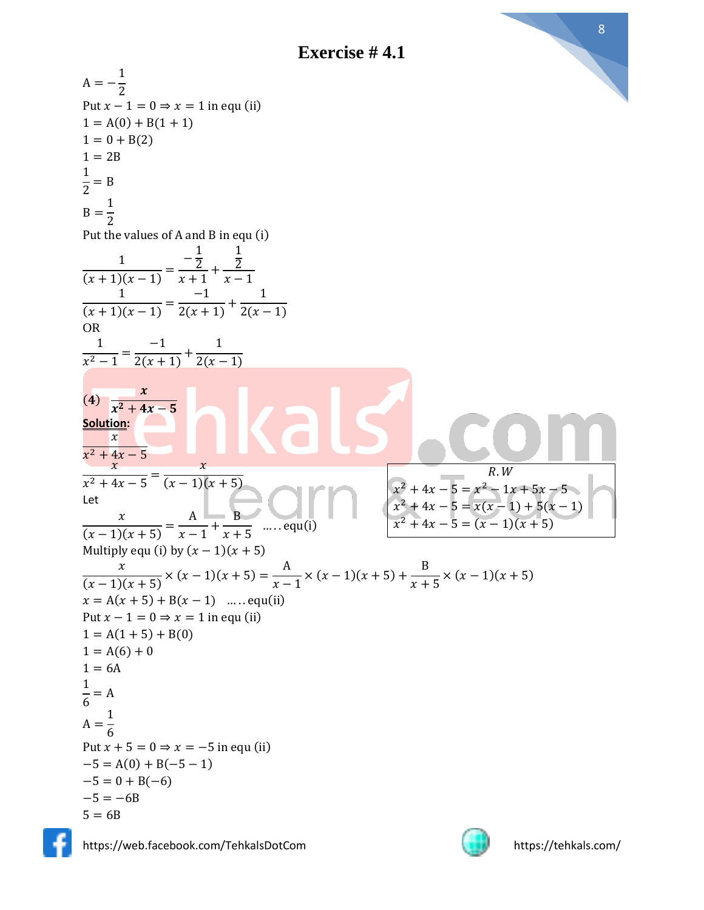# Exercise # 4.1

$A = -\frac{1}{2}$

Put $x - 1 = 0 \Rightarrow x = 1$ in equ (ii)

$1 = A(0) + B(1 + 1)$

$1 = 0 + B(2)$

$1 = 2B$

$\frac{1}{2} = B$

$B = \frac{1}{2}$

Put the values of A and B in equ (i)

$$\frac{1}{(x+1)(x-1)} = \frac{-\frac{1}{2}}{x+1} + \frac{\frac{1}{2}}{x-1}$$

$$\frac{1}{(x+1)(x-1)} = \frac{-1}{2(x+1)} + \frac{1}{2(x-1)}$$

OR

$$\frac{1}{x^2-1} = \frac{-1}{2(x+1)} + \frac{1}{2(x-1)}$$

**(4)** $\boldsymbol{\frac{x}{x^2+4x-5}}$

**Solution:**

$$\frac{x}{x^2+4x-5}$$

$$\frac{x}{x^2+4x-5} = \frac{x}{(x-1)(x+5)}$$

R.W

$x^2 + 4x - 5 = x^2 - 1x + 5x - 5$

$x^2 + 4x - 5 = x(x-1) + 5(x-1)$

$x^2 + 4x - 5 = (x-1)(x+5)$

Let

$$\frac{x}{(x-1)(x+5)} = \frac{A}{x-1} + \frac{B}{x+5} \quad \ldots\ldots \text{equ(i)}$$

Multiply equ (i) by $(x-1)(x+5)$

$$\frac{x}{(x-1)(x+5)} \times (x-1)(x+5) = \frac{A}{x-1} \times (x-1)(x+5) + \frac{B}{x+5} \times (x-1)(x+5)$$

$x = A(x+5) + B(x-1) \quad \ldots\ldots \text{equ(ii)}$

Put $x - 1 = 0 \Rightarrow x = 1$ in equ (ii)

$1 = A(1 + 5) + B(0)$

$1 = A(6) + 0$

$1 = 6A$

$\frac{1}{6} = A$

$A = \frac{1}{6}$

Put $x + 5 = 0 \Rightarrow x = -5$ in equ (ii)

$-5 = A(0) + B(-5 - 1)$

$-5 = 0 + B(-6)$

$-5 = -6B$

$5 = 6B$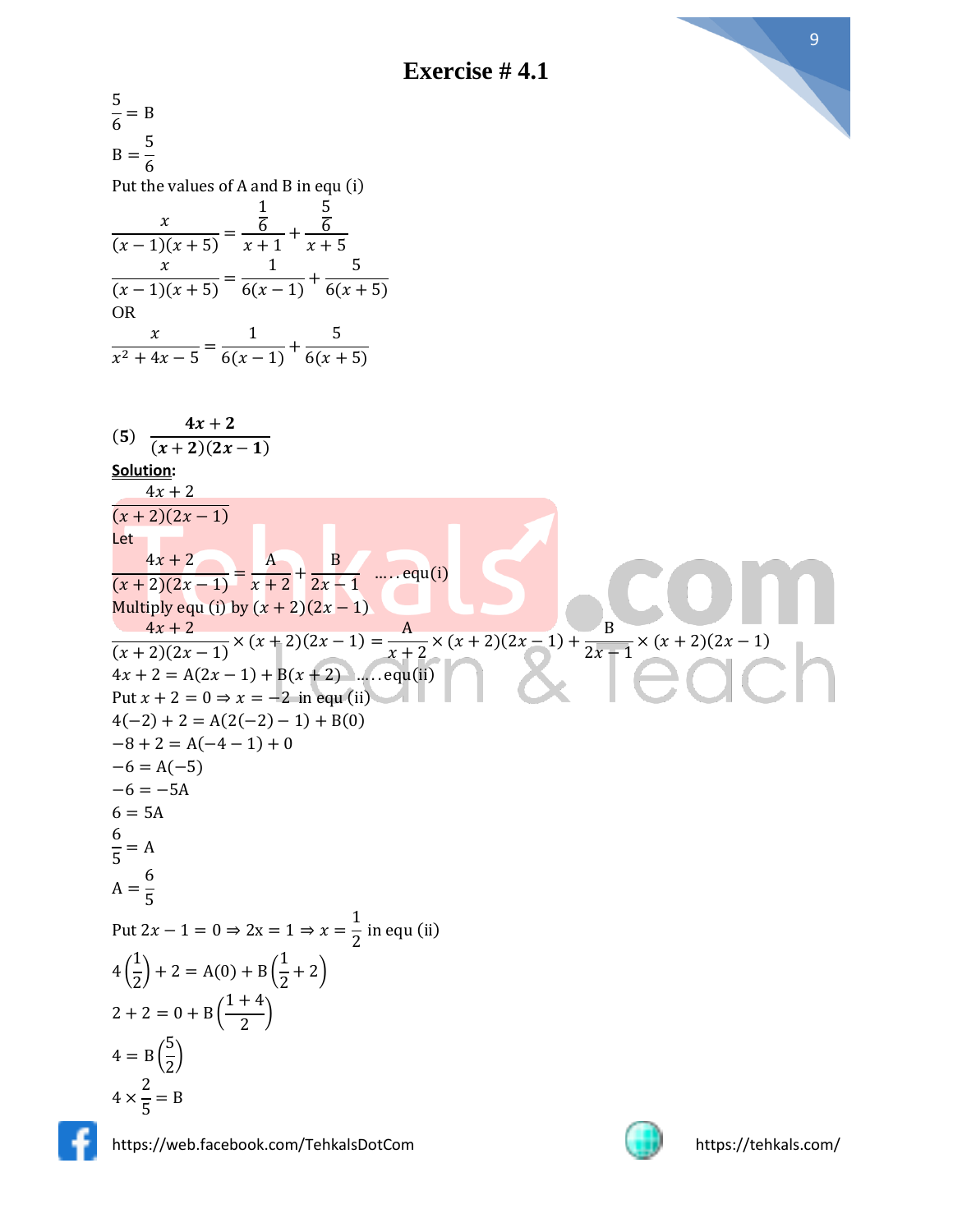# Exercise # 4.1

$$\frac{5}{6} = \text{B}$$

$$\text{B} = \frac{5}{6}$$

Put the values of A and B in equ (i)

$$\frac{x}{(x-1)(x+5)} = \frac{\frac{1}{6}}{x+1} + \frac{\frac{5}{6}}{x+5}$$

$$\frac{x}{(x-1)(x+5)} = \frac{1}{6(x-1)} + \frac{5}{6(x+5)}$$

OR

$$\frac{x}{x^2+4x-5} = \frac{1}{6(x-1)} + \frac{5}{6(x+5)}$$

**(5)** $\dfrac{\mathbf{4x+2}}{\mathbf{(x+2)(2x-1)}}$

**Solution:**

$$\frac{4x+2}{(x+2)(2x-1)}$$

Let

$$\frac{4x+2}{(x+2)(2x-1)} = \frac{\text{A}}{x+2} + \frac{\text{B}}{2x-1} \quad \ldots\ldots \text{equ(i)}$$

Multiply equ (i) by $(x+2)(2x-1)$

$$\frac{4x+2}{(x+2)(2x-1)} \times (x+2)(2x-1) = \frac{\text{A}}{x+2} \times (x+2)(2x-1) + \frac{\text{B}}{2x-1} \times (x+2)(2x-1)$$

$$4x+2 = \text{A}(2x-1) + \text{B}(x+2) \quad \ldots\ldots \text{equ(ii)}$$

Put $x+2=0 \Rightarrow x=-2$ in equ (ii)

$$4(-2)+2 = \text{A}(2(-2)-1) + \text{B}(0)$$

$$-8+2 = \text{A}(-4-1) + 0$$

$$-6 = \text{A}(-5)$$

$$-6 = -5\text{A}$$

$$6 = 5\text{A}$$

$$\frac{6}{5} = \text{A}$$

$$\text{A} = \frac{6}{5}$$

Put $2x-1=0 \Rightarrow 2x=1 \Rightarrow x=\frac{1}{2}$ in equ (ii)

$$4\left(\frac{1}{2}\right) + 2 = \text{A}(0) + \text{B}\left(\frac{1}{2}+2\right)$$

$$2+2 = 0 + \text{B}\left(\frac{1+4}{2}\right)$$

$$4 = \text{B}\left(\frac{5}{2}\right)$$

$$4 \times \frac{2}{5} = \text{B}$$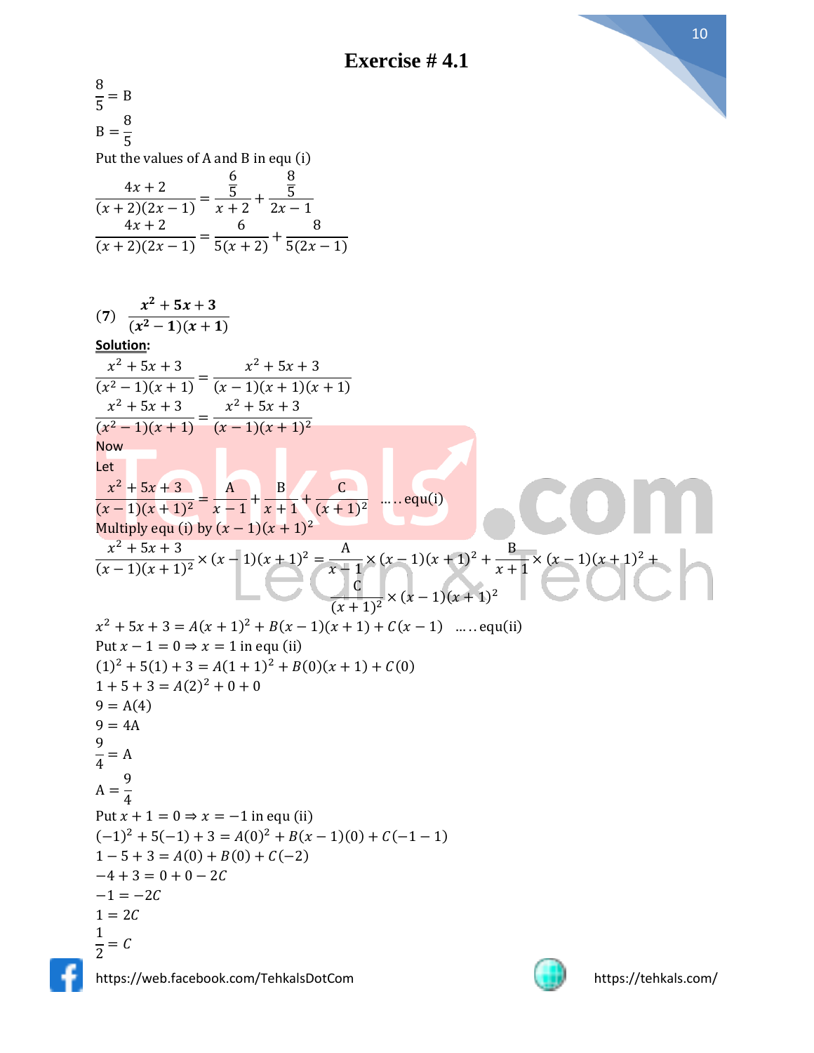# Exercise # 4.1

$\frac{8}{5} = \mathrm{B}$

$\mathrm{B} = \frac{8}{5}$

Put the values of A and B in equ (i)

$$\frac{4x+2}{(x+2)(2x-1)} = \frac{\frac{6}{5}}{x+2} + \frac{\frac{8}{5}}{2x-1}$$

$$\frac{4x+2}{(x+2)(2x-1)} = \frac{6}{5(x+2)} + \frac{8}{5(2x-1)}$$

**(7)** $\dfrac{\boldsymbol{x^2+5x+3}}{\boldsymbol{(x^2-1)(x+1)}}$

**Solution:**

$$\frac{x^2+5x+3}{(x^2-1)(x+1)} = \frac{x^2+5x+3}{(x-1)(x+1)(x+1)}$$

$$\frac{x^2+5x+3}{(x^2-1)(x+1)} = \frac{x^2+5x+3}{(x-1)(x+1)^2}$$

Now

Let

$$\frac{x^2+5x+3}{(x-1)(x+1)^2} = \frac{\mathrm{A}}{x-1} + \frac{\mathrm{B}}{x+1} + \frac{\mathrm{C}}{(x+1)^2} \quad \ldots\ldots \text{equ(i)}$$

Multiply equ (i) by $(x-1)(x+1)^2$

$$\frac{x^2+5x+3}{(x-1)(x+1)^2} \times (x-1)(x+1)^2 = \frac{\mathrm{A}}{x-1} \times (x-1)(x+1)^2 + \frac{\mathrm{B}}{x+1} \times (x-1)(x+1)^2 + \frac{\mathrm{C}}{(x+1)^2} \times (x-1)(x+1)^2$$

$$x^2+5x+3 = A(x+1)^2 + B(x-1)(x+1) + C(x-1) \quad \ldots\ldots \text{equ(ii)}$$

Put $x-1=0 \Rightarrow x=1$ in equ (ii)

$(1)^2 + 5(1) + 3 = A(1+1)^2 + B(0)(x+1) + C(0)$

$1+5+3 = A(2)^2 + 0 + 0$

$9 = \mathrm{A}(4)$

$9 = 4\mathrm{A}$

$\frac{9}{4} = \mathrm{A}$

$\mathrm{A} = \frac{9}{4}$

Put $x+1=0 \Rightarrow x=-1$ in equ (ii)

$(-1)^2 + 5(-1) + 3 = A(0)^2 + B(x-1)(0) + C(-1-1)$

$1-5+3 = A(0) + B(0) + C(-2)$

$-4+3 = 0+0-2C$

$-1 = -2C$

$1 = 2C$

$\frac{1}{2} = C$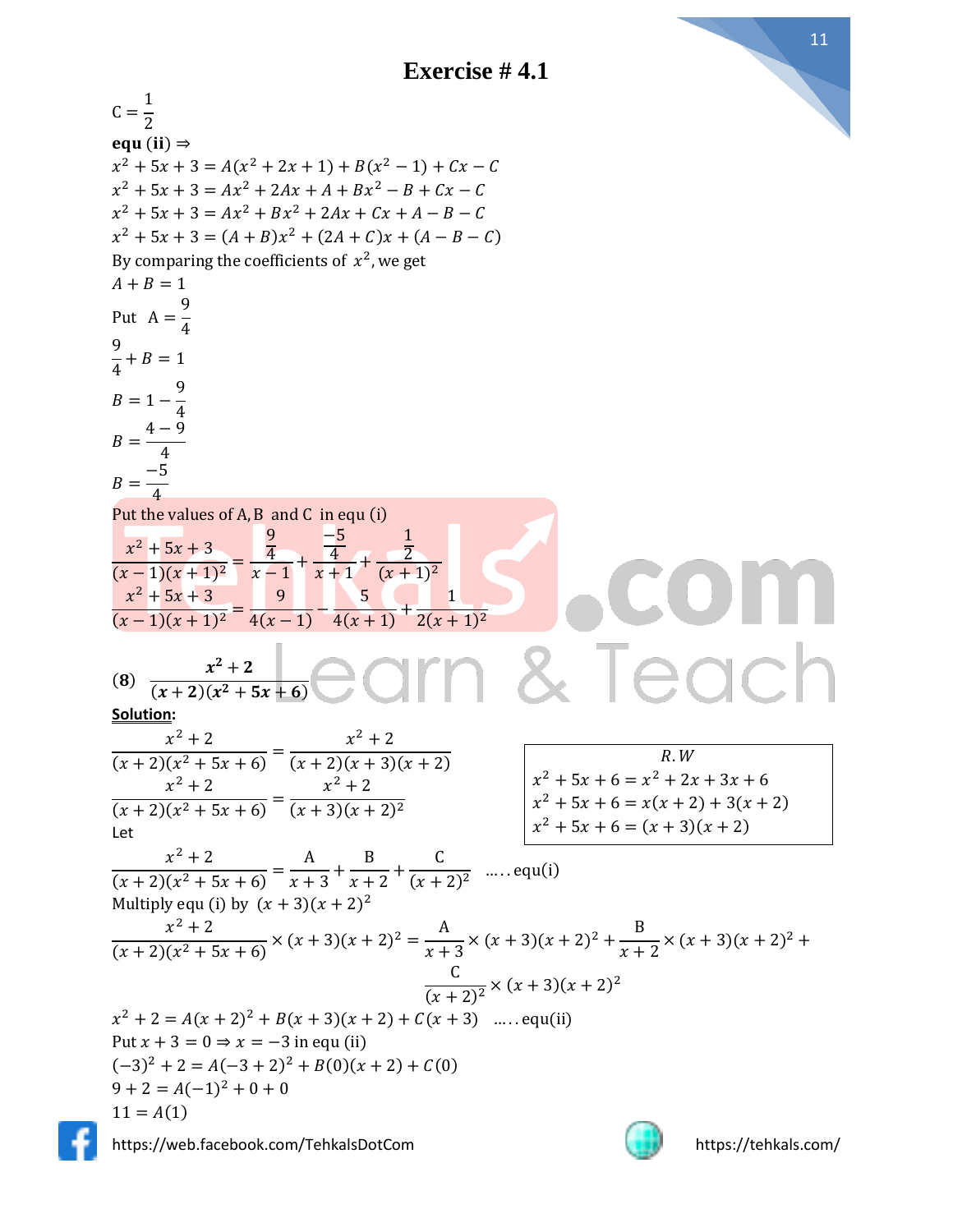# Exercise # 4.1

$C = \frac{1}{2}$

**equ (ii)** $\Rightarrow$

$x^2 + 5x + 3 = A(x^2 + 2x + 1) + B(x^2 - 1) + Cx - C$

$x^2 + 5x + 3 = Ax^2 + 2Ax + A + Bx^2 - B + Cx - C$

$x^2 + 5x + 3 = Ax^2 + Bx^2 + 2Ax + Cx + A - B - C$

$x^2 + 5x + 3 = (A + B)x^2 + (2A + C)x + (A - B - C)$

By comparing the coefficients of $x^2$, we get

$A + B = 1$

Put $A = \frac{9}{4}$

$\frac{9}{4} + B = 1$

$B = 1 - \frac{9}{4}$

$B = \frac{4 - 9}{4}$

$B = \frac{-5}{4}$

Put the values of A, B and C in equ (i)

$$\frac{x^2 + 5x + 3}{(x-1)(x+1)^2} = \frac{\frac{9}{4}}{x-1} + \frac{\frac{-5}{4}}{x+1} + \frac{\frac{1}{2}}{(x+1)^2}$$

$$\frac{x^2 + 5x + 3}{(x-1)(x+1)^2} = \frac{9}{4(x-1)} - \frac{5}{4(x+1)} + \frac{1}{2(x+1)^2}$$

**(8)** $\dfrac{x^2 + 2}{(x+2)(x^2 + 5x + 6)}$

**Solution:**

$$\frac{x^2 + 2}{(x+2)(x^2 + 5x + 6)} = \frac{x^2 + 2}{(x+2)(x+3)(x+2)}$$

$$\frac{x^2 + 2}{(x+2)(x^2 + 5x + 6)} = \frac{x^2 + 2}{(x+3)(x+2)^2}$$

*R.W*

$x^2 + 5x + 6 = x^2 + 2x + 3x + 6$

$x^2 + 5x + 6 = x(x+2) + 3(x+2)$

$x^2 + 5x + 6 = (x+3)(x+2)$

Let

$$\frac{x^2 + 2}{(x+2)(x^2 + 5x + 6)} = \frac{A}{x+3} + \frac{B}{x+2} + \frac{C}{(x+2)^2} \quad \ldots\ldots \text{equ(i)}$$

Multiply equ (i) by $(x+3)(x+2)^2$

$$\frac{x^2 + 2}{(x+2)(x^2 + 5x + 6)} \times (x+3)(x+2)^2 = \frac{A}{x+3} \times (x+3)(x+2)^2 + \frac{B}{x+2} \times (x+3)(x+2)^2 + \frac{C}{(x+2)^2} \times (x+3)(x+2)^2$$

$x^2 + 2 = A(x+2)^2 + B(x+3)(x+2) + C(x+3) \quad \ldots\ldots \text{equ(ii)}$

Put $x + 3 = 0 \Rightarrow x = -3$ in equ (ii)

$(-3)^2 + 2 = A(-3+2)^2 + B(0)(x+2) + C(0)$

$9 + 2 = A(-1)^2 + 0 + 0$

$11 = A(1)$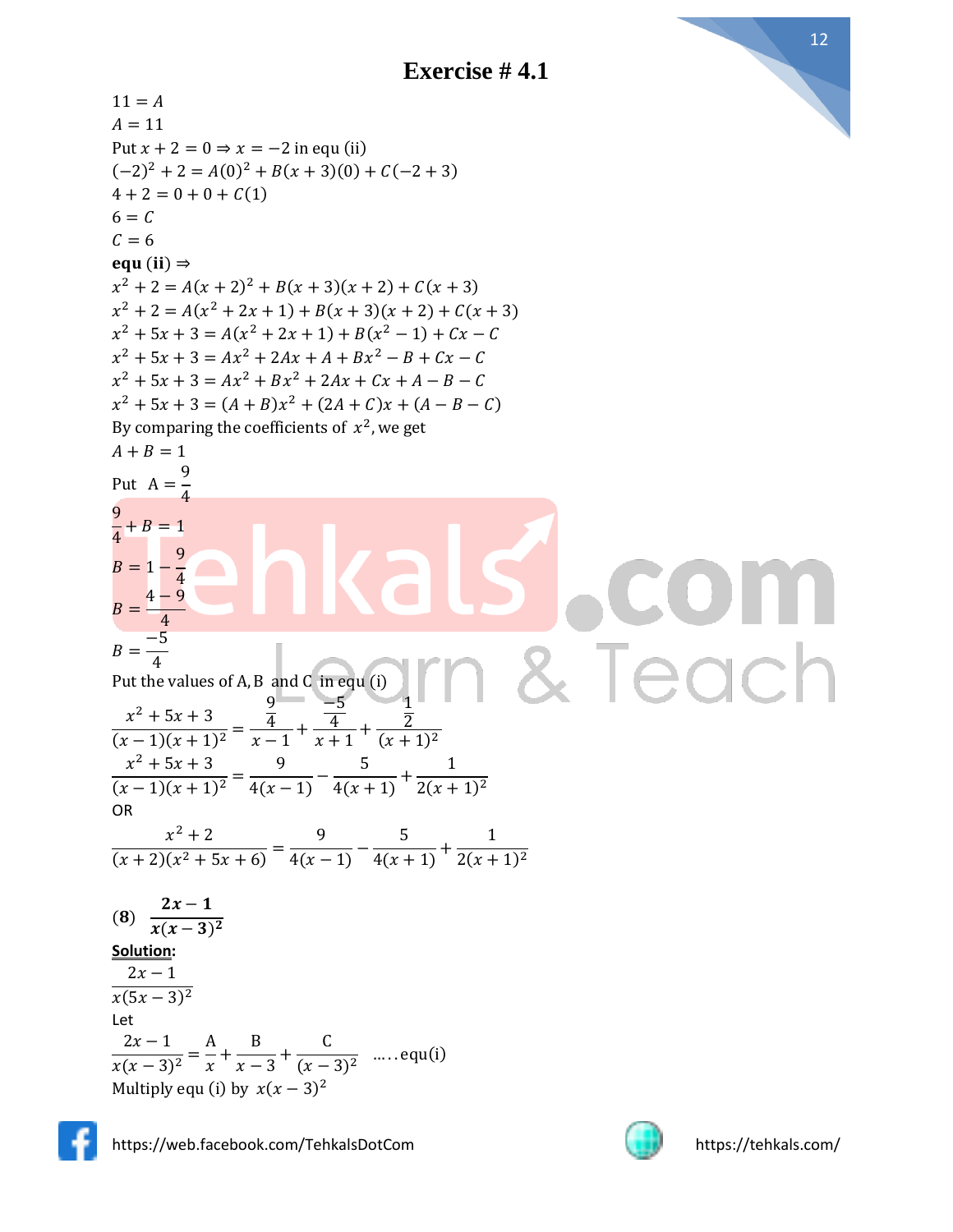## Exercise # 4.1

$11 = A$

$A = 11$

Put $x + 2 = 0 \Rightarrow x = -2$ in equ (ii)

$(-2)^2 + 2 = A(0)^2 + B(x+3)(0) + C(-2+3)$

$4 + 2 = 0 + 0 + C(1)$

$6 = C$

$C = 6$

**equ (ii)** $\Rightarrow$

$x^2 + 2 = A(x+2)^2 + B(x+3)(x+2) + C(x+3)$

$x^2 + 2 = A(x^2 + 2x + 1) + B(x+3)(x+2) + C(x+3)$

$x^2 + 5x + 3 = A(x^2 + 2x + 1) + B(x^2 - 1) + Cx - C$

$x^2 + 5x + 3 = Ax^2 + 2Ax + A + Bx^2 - B + Cx - C$

$x^2 + 5x + 3 = Ax^2 + Bx^2 + 2Ax + Cx + A - B - C$

$x^2 + 5x + 3 = (A+B)x^2 + (2A + C)x + (A - B - C)$

By comparing the coefficients of $x^2$, we get

$A + B = 1$

Put $\mathrm{A} = \dfrac{9}{4}$

$\dfrac{9}{4} + B = 1$

$B = 1 - \dfrac{9}{4}$

$B = \dfrac{4-9}{4}$

$B = \dfrac{-5}{4}$

Put the values of A, B and C in equ (i)

$$\frac{x^2 + 5x + 3}{(x-1)(x+1)^2} = \frac{\frac{9}{4}}{x-1} + \frac{\frac{-5}{4}}{x+1} + \frac{\frac{1}{2}}{(x+1)^2}$$

$$\frac{x^2 + 5x + 3}{(x-1)(x+1)^2} = \frac{9}{4(x-1)} - \frac{5}{4(x+1)} + \frac{1}{2(x+1)^2}$$

OR

$$\frac{x^2 + 2}{(x+2)(x^2 + 5x + 6)} = \frac{9}{4(x-1)} - \frac{5}{4(x+1)} + \frac{1}{2(x+1)^2}$$

**(8)** $\dfrac{\mathbf{2x - 1}}{\boldsymbol{x(x-3)^2}}$

**Solution:**

$$\frac{2x - 1}{x(5x-3)^2}$$

Let

$$\frac{2x-1}{x(x-3)^2} = \frac{\mathrm{A}}{x} + \frac{\mathrm{B}}{x-3} + \frac{\mathrm{C}}{(x-3)^2} \quad \ldots\ldots \text{equ(i)}$$

Multiply equ (i) by $x(x-3)^2$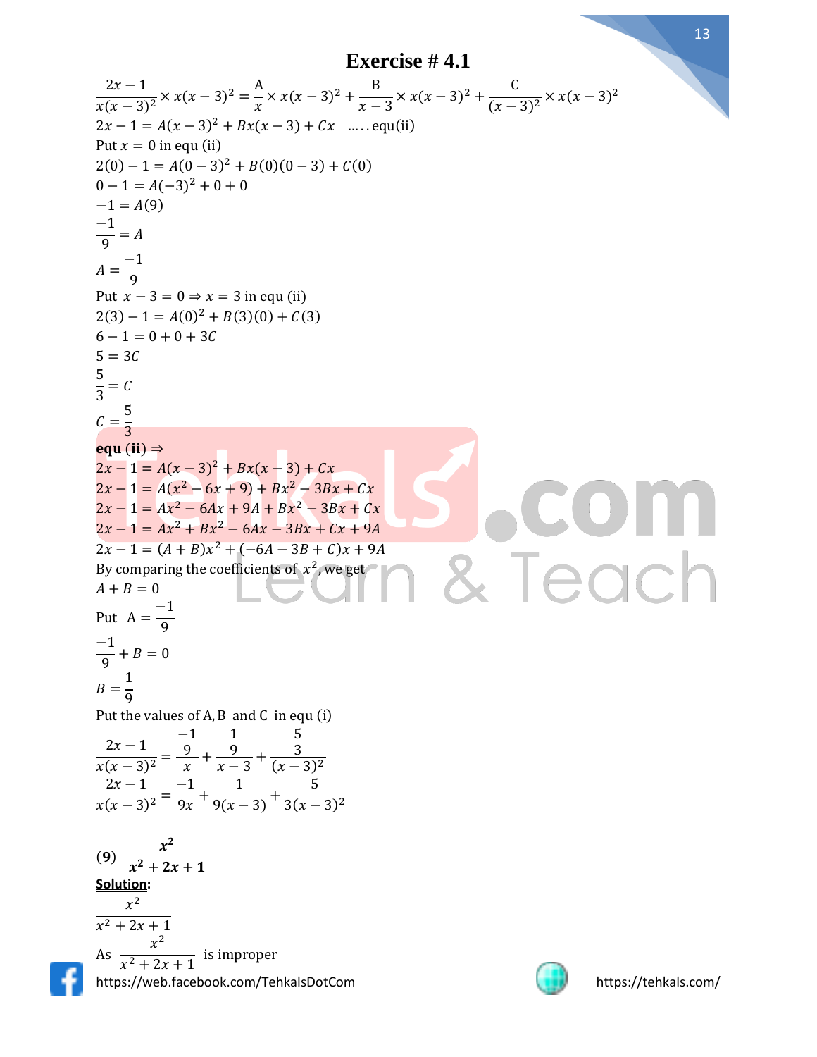# Exercise # 4.1

$$\frac{2x-1}{x(x-3)^2}\times x(x-3)^2=\frac{A}{x}\times x(x-3)^2+\frac{B}{x-3}\times x(x-3)^2+\frac{C}{(x-3)^2}\times x(x-3)^2$$

$2x-1=A(x-3)^2+Bx(x-3)+Cx$ …..equ(ii)

Put $x=0$ in equ (ii)

$2(0)-1=A(0-3)^2+B(0)(0-3)+C(0)$

$0-1=A(-3)^2+0+0$

$-1=A(9)$

$\frac{-1}{9}=A$

$A=\frac{-1}{9}$

Put $x-3=0\Rightarrow x=3$ in equ (ii)

$2(3)-1=A(0)^2+B(3)(0)+C(3)$

$6-1=0+0+3C$

$5=3C$

$\frac{5}{3}=C$

$C=\frac{5}{3}$

**equ (ii)** $\Rightarrow$

$2x-1=A(x-3)^2+Bx(x-3)+Cx$

$2x-1=A(x^2-6x+9)+Bx^2-3Bx+Cx$

$2x-1=Ax^2-6Ax+9A+Bx^2-3Bx+Cx$

$2x-1=Ax^2+Bx^2-6Ax-3Bx+Cx+9A$

$2x-1=(A+B)x^2+(-6A-3B+C)x+9A$

By comparing the coefficients of $x^2$, we get

$A+B=0$

Put $A=\frac{-1}{9}$

$\frac{-1}{9}+B=0$

$B=\frac{1}{9}$

Put the values of A, B and C in equ (i)

$$\frac{2x-1}{x(x-3)^2}=\frac{\frac{-1}{9}}{x}+\frac{\frac{1}{9}}{x-3}+\frac{\frac{5}{3}}{(x-3)^2}$$

$$\frac{2x-1}{x(x-3)^2}=\frac{-1}{9x}+\frac{1}{9(x-3)}+\frac{5}{3(x-3)^2}$$

**(9)** $\frac{x^2}{x^2+2x+1}$

**Solution:**

$\frac{x^2}{x^2+2x+1}$

As $\frac{x^2}{x^2+2x+1}$ is improper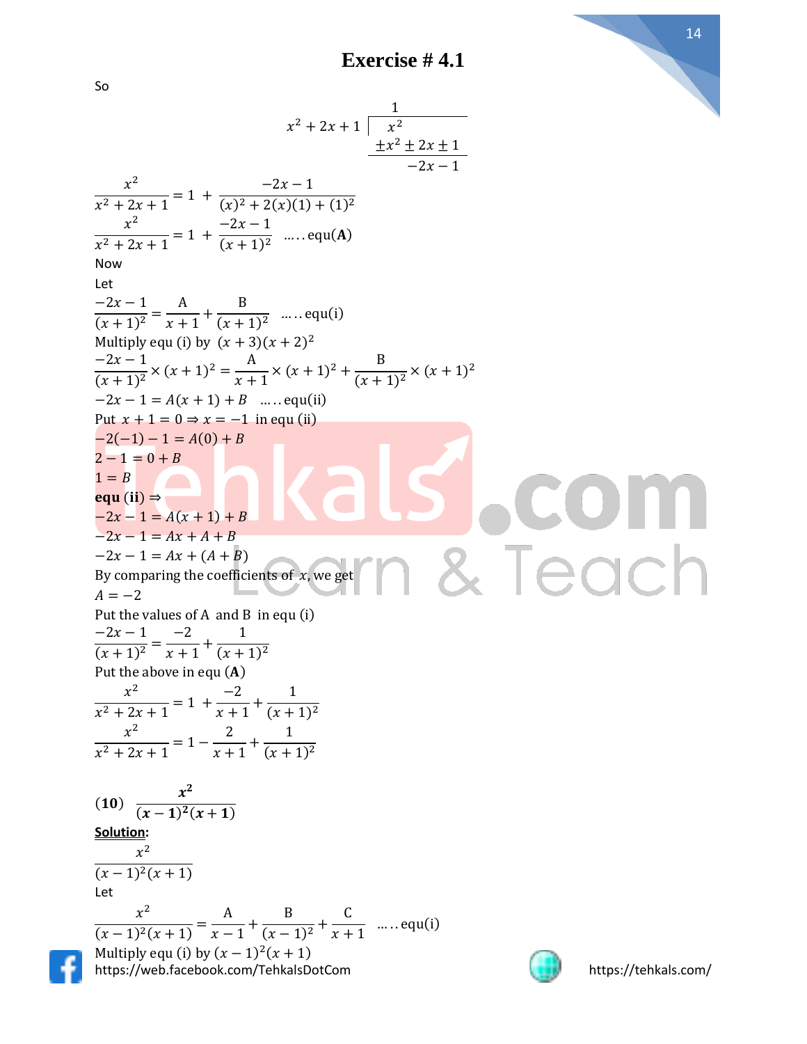# Exercise # 4.1

So

$$\begin{array}{r|l} & 1 \\ x^2 + 2x + 1 & x^2 \\ & \pm x^2 \pm 2x \pm 1 \\ \hline & -2x - 1 \end{array}$$

$$\frac{x^2}{x^2 + 2x + 1} = 1 + \frac{-2x - 1}{(x)^2 + 2(x)(1) + (1)^2}$$

$$\frac{x^2}{x^2 + 2x + 1} = 1 + \frac{-2x - 1}{(x + 1)^2} \quad \ldots\text{equ}(\mathbf{A})$$

Now

Let

$$\frac{-2x - 1}{(x + 1)^2} = \frac{A}{x + 1} + \frac{B}{(x + 1)^2} \quad \ldots\ldots\text{equ(i)}$$

Multiply equ (i) by $(x + 3)(x + 2)^2$

$$\frac{-2x - 1}{(x + 1)^2} \times (x + 1)^2 = \frac{A}{x + 1} \times (x + 1)^2 + \frac{B}{(x + 1)^2} \times (x + 1)^2$$

$$-2x - 1 = A(x + 1) + B \quad \ldots\ldots\text{equ(ii)}$$

Put $x + 1 = 0 \Rightarrow x = -1$ in equ (ii)

$-2(-1) - 1 = A(0) + B$

$2 - 1 = 0 + B$

$1 = B$

**equ (ii)** $\Rightarrow$

$-2x - 1 = A(x + 1) + B$

$-2x - 1 = Ax + A + B$

$-2x - 1 = Ax + (A + B)$

By comparing the coefficients of $x$, we get

$A = -2$

Put the values of A and B in equ (i)

$$\frac{-2x - 1}{(x + 1)^2} = \frac{-2}{x + 1} + \frac{1}{(x + 1)^2}$$

Put the above in equ $(\mathbf{A})$

$$\frac{x^2}{x^2 + 2x + 1} = 1 + \frac{-2}{x + 1} + \frac{1}{(x + 1)^2}$$

$$\frac{x^2}{x^2 + 2x + 1} = 1 - \frac{2}{x + 1} + \frac{1}{(x + 1)^2}$$

**(10)** $\displaystyle \frac{x^2}{(x - 1)^2(x + 1)}$

**Solution:**

$$\frac{x^2}{(x - 1)^2(x + 1)}$$

Let

$$\frac{x^2}{(x - 1)^2(x + 1)} = \frac{A}{x - 1} + \frac{B}{(x - 1)^2} + \frac{C}{x + 1} \quad \ldots\ldots\text{equ(i)}$$

Multiply equ (i) by $(x - 1)^2(x + 1)$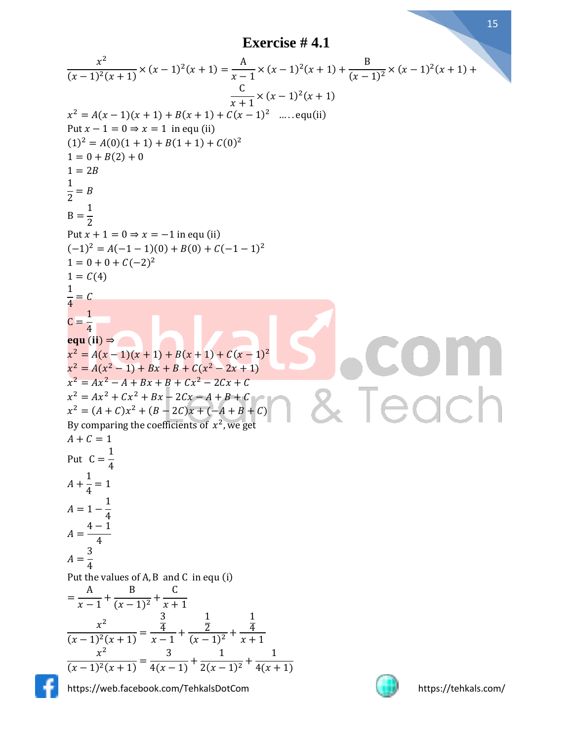# Exercise # 4.1

$$\frac{x^2}{(x-1)^2(x+1)} \times (x-1)^2(x+1) = \frac{A}{x-1} \times (x-1)^2(x+1) + \frac{B}{(x-1)^2} \times (x-1)^2(x+1) + \frac{C}{x+1} \times (x-1)^2(x+1)$$

$x^2 = A(x-1)(x+1) + B(x+1) + C(x-1)^2$ .....equ(ii)

Put $x - 1 = 0 \Rightarrow x = 1$ in equ (ii)

$(1)^2 = A(0)(1+1) + B(1+1) + C(0)^2$

$1 = 0 + B(2) + 0$

$1 = 2B$

$\frac{1}{2} = B$

$B = \frac{1}{2}$

Put $x + 1 = 0 \Rightarrow x = -1$ in equ (ii)

$(-1)^2 = A(-1-1)(0) + B(0) + C(-1-1)^2$

$1 = 0 + 0 + C(-2)^2$

$1 = C(4)$

$\frac{1}{4} = C$

$C = \frac{1}{4}$

**equ (ii)** $\Rightarrow$

$x^2 = A(x-1)(x+1) + B(x+1) + C(x-1)^2$

$x^2 = A(x^2-1) + Bx + B + C(x^2 - 2x + 1)$

$x^2 = Ax^2 - A + Bx + B + Cx^2 - 2Cx + C$

$x^2 = Ax^2 + Cx^2 + Bx - 2Cx - A + B + C$

$x^2 = (A+C)x^2 + (B-2C)x + (-A+B+C)$

By comparing the coefficients of $x^2$, we get

$A + C = 1$

Put $C = \frac{1}{4}$

$A + \frac{1}{4} = 1$

$A = 1 - \frac{1}{4}$

$A = \frac{4-1}{4}$

$A = \frac{3}{4}$

Put the values of A, B and C in equ (i)

$= \frac{A}{x-1} + \frac{B}{(x-1)^2} + \frac{C}{x+1}$

$$\frac{x^2}{(x-1)^2(x+1)} = \frac{\frac{3}{4}}{x-1} + \frac{\frac{1}{2}}{(x-1)^2} + \frac{\frac{1}{4}}{x+1}$$

$$\frac{x^2}{(x-1)^2(x+1)} = \frac{3}{4(x-1)} + \frac{1}{2(x-1)^2} + \frac{1}{4(x+1)}$$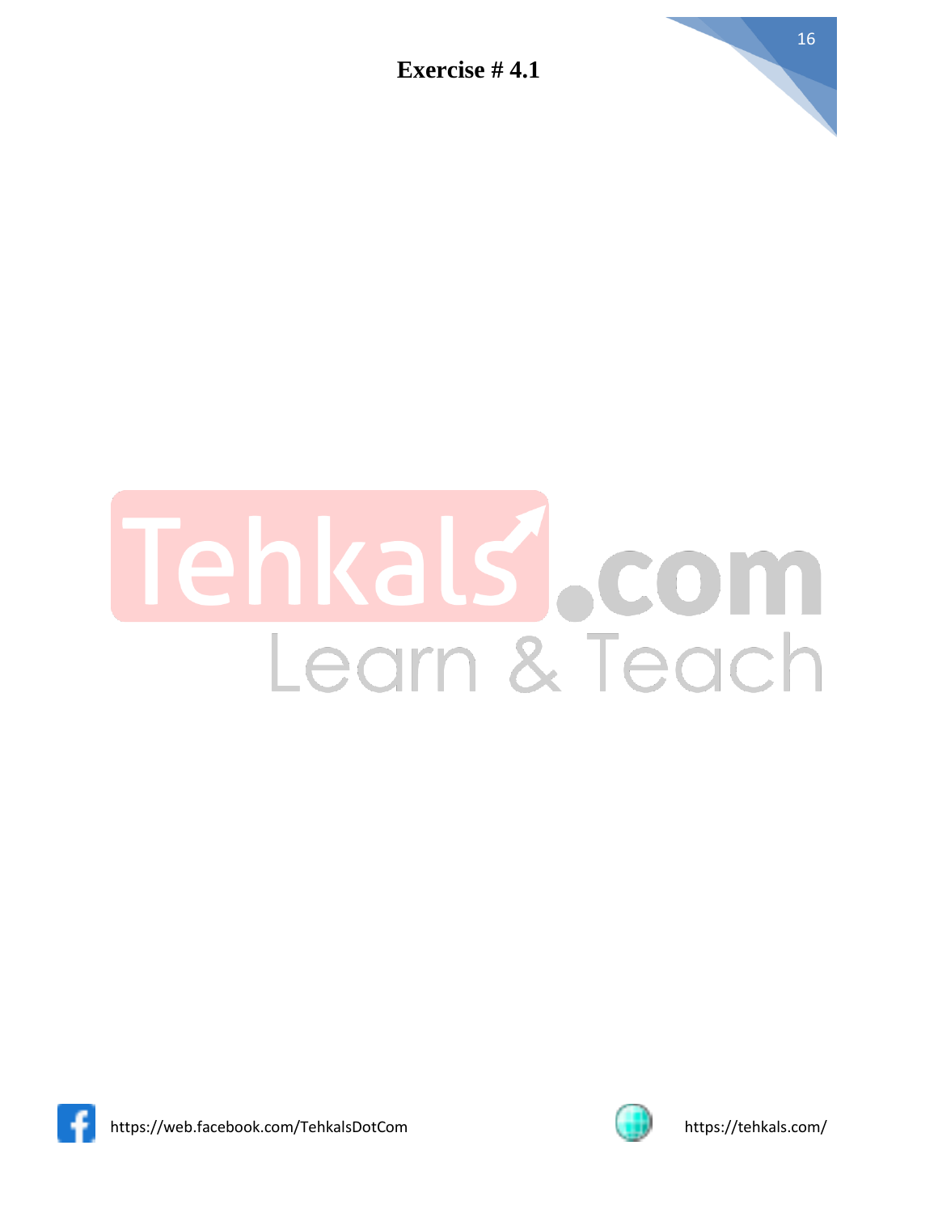# Exercise # 4.1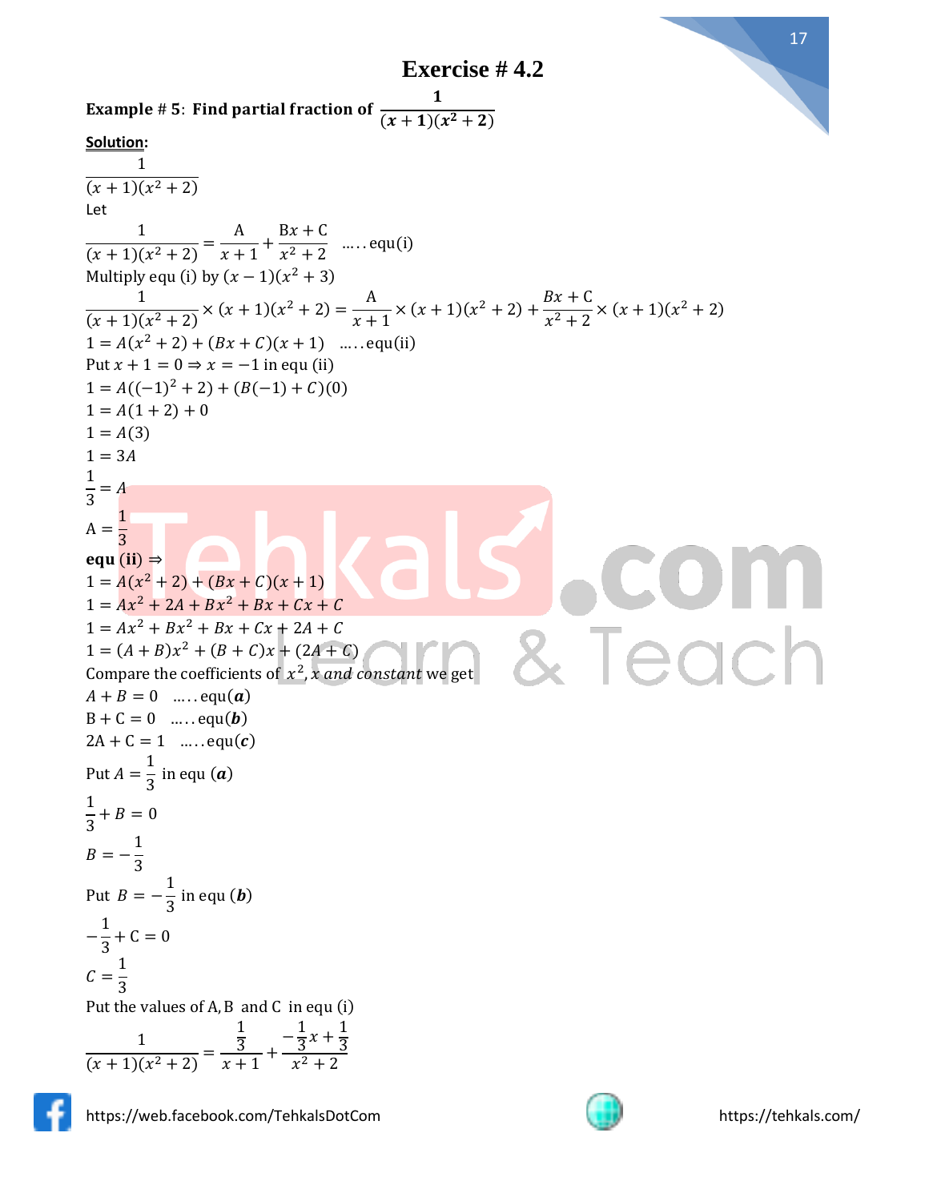# Exercise # 4.2

**Example # 5: Find partial fraction of** $\dfrac{\mathbf{1}}{(\boldsymbol{x}+\mathbf{1})(\boldsymbol{x}^{\mathbf{2}}+\mathbf{2})}$

**Solution:**

$$\frac{1}{(x+1)(x^2+2)}$$

Let

$$\frac{1}{(x+1)(x^2+2)} = \frac{A}{x+1} + \frac{Bx+C}{x^2+2} \quad \ldots\text{equ(i)}$$

Multiply equ (i) by $(x-1)(x^2+3)$

$$\frac{1}{(x+1)(x^2+2)} \times (x+1)(x^2+2) = \frac{A}{x+1} \times (x+1)(x^2+2) + \frac{Bx+C}{x^2+2} \times (x+1)(x^2+2)$$

$$1 = A(x^2+2) + (Bx+C)(x+1) \quad \ldots\text{equ(ii)}$$

Put $x+1=0 \Rightarrow x=-1$ in equ (ii)

$$1 = A((-1)^2+2) + (B(-1)+C)(0)$$

$$1 = A(1+2) + 0$$

$$1 = A(3)$$

$$1 = 3A$$

$$\frac{1}{3} = A$$

$$A = \frac{1}{3}$$

**equ (ii)** $\Rightarrow$

$$1 = A(x^2+2) + (Bx+C)(x+1)$$

$$1 = Ax^2 + 2A + Bx^2 + Bx + Cx + C$$

$$1 = Ax^2 + Bx^2 + Bx + Cx + 2A + C$$

$$1 = (A+B)x^2 + (B+C)x + (2A+C)$$

Compare the coefficients of $x^2, x$ *and constant* we get

$$A + B = 0 \quad \ldots\text{equ}(\boldsymbol{a})$$

$$B + C = 0 \quad \ldots\text{equ}(\boldsymbol{b})$$

$$2A + C = 1 \quad \ldots\text{equ}(\boldsymbol{c})$$

Put $A = \frac{1}{3}$ in equ $(\boldsymbol{a})$

$$\frac{1}{3} + B = 0$$

$$B = -\frac{1}{3}$$

Put $B = -\frac{1}{3}$ in equ $(\boldsymbol{b})$

$$-\frac{1}{3} + C = 0$$

$$C = \frac{1}{3}$$

Put the values of A, B and C in equ (i)

$$\frac{1}{(x+1)(x^2+2)} = \frac{\frac{1}{3}}{x+1} + \frac{-\frac{1}{3}x + \frac{1}{3}}{x^2+2}$$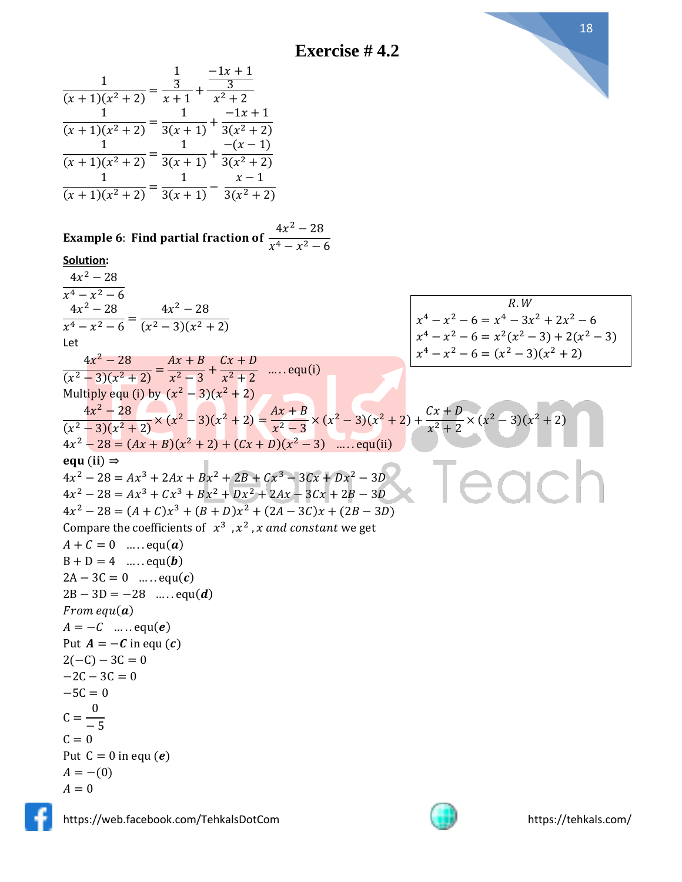# Exercise # 4.2

$$\frac{1}{(x+1)(x^2+2)} = \frac{\frac{1}{3}}{x+1} + \frac{\frac{-1x+1}{3}}{x^2+2}$$

$$\frac{1}{(x+1)(x^2+2)} = \frac{1}{3(x+1)} + \frac{-1x+1}{3(x^2+2)}$$

$$\frac{1}{(x+1)(x^2+2)} = \frac{1}{3(x+1)} + \frac{-(x-1)}{3(x^2+2)}$$

$$\frac{1}{(x+1)(x^2+2)} = \frac{1}{3(x+1)} - \frac{x-1}{3(x^2+2)}$$

**Example 6**: **Find partial fraction of** $\frac{4x^2-28}{x^4-x^2-6}$

**Solution:**

$$\frac{4x^2-28}{x^4-x^2-6}$$

$$\frac{4x^2-28}{x^4-x^2-6} = \frac{4x^2-28}{(x^2-3)(x^2+2)}$$

*R.W*

$$x^4-x^2-6 = x^4-3x^2+2x^2-6$$

$$x^4-x^2-6 = x^2(x^2-3)+2(x^2-3)$$

$$x^4-x^2-6 = (x^2-3)(x^2+2)$$

Let

$$\frac{4x^2-28}{(x^2-3)(x^2+2)} = \frac{Ax+B}{x^2-3} + \frac{Cx+D}{x^2+2} \quad \text{.....equ(i)}$$

Multiply equ (i) by $(x^2-3)(x^2+2)$

$$\frac{4x^2-28}{(x^2-3)(x^2+2)} \times (x^2-3)(x^2+2) = \frac{Ax+B}{x^2-3} \times (x^2-3)(x^2+2) + \frac{Cx+D}{x^2+2} \times (x^2-3)(x^2+2)$$

$$4x^2-28 = (Ax+B)(x^2+2) + (Cx+D)(x^2-3) \quad \text{.....equ(ii)}$$

**equ (ii)** $\Rightarrow$

$$4x^2-28 = Ax^3+2Ax+Bx^2+2B+Cx^3-3Cx+Dx^2-3D$$

$$4x^2-28 = Ax^3+Cx^3+Bx^2+Dx^2+2Ax-3Cx+2B-3D$$

$$4x^2-28 = (A+C)x^3+(B+D)x^2+(2A-3C)x+(2B-3D)$$

Compare the coefficients of $x^3$, $x^2$, $x$ *and constant* we get

$A+C=0$ .....equ($\boldsymbol{a}$)

$B+D=4$ .....equ($\boldsymbol{b}$)

$2A-3C=0$ .....equ($\boldsymbol{c}$)

$2B-3D=-28$ .....equ($\boldsymbol{d}$)

*From equ*($\boldsymbol{a}$)

$A=-C$ .....equ($\boldsymbol{e}$)

Put $\boldsymbol{A=-C}$ in equ ($\boldsymbol{c}$)

$2(-C)-3C=0$

$-2C-3C=0$

$-5C=0$

$C=\frac{0}{-5}$

$C=0$

Put $C=0$ in equ ($\boldsymbol{e}$)

$A=-(0)$

$A=0$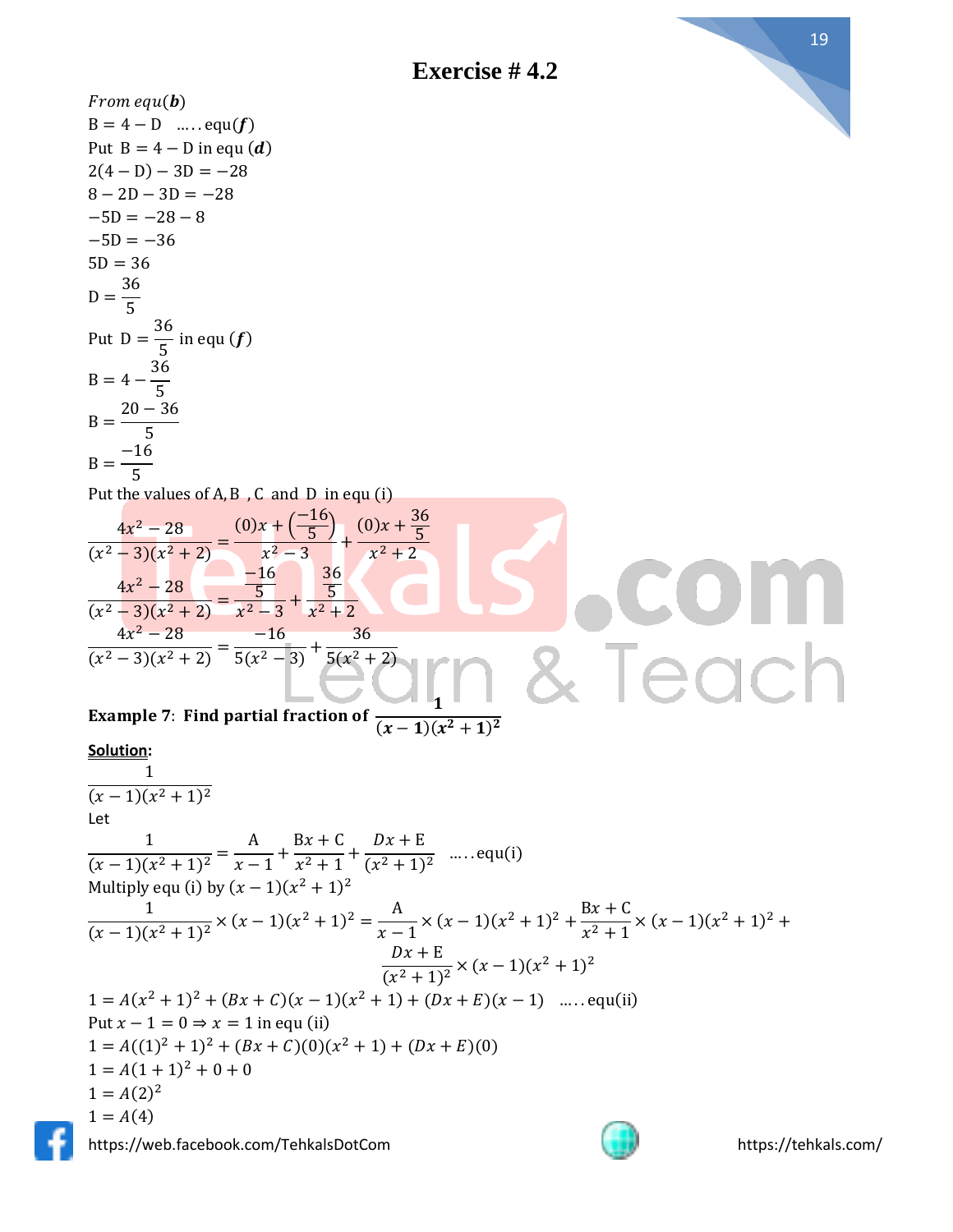## Exercise # 4.2

*From equ*($\boldsymbol{b}$)

$\mathrm{B} = 4 - \mathrm{D}$ ..... equ($\boldsymbol{f}$)

Put $\mathrm{B} = 4 - \mathrm{D}$ in equ ($\boldsymbol{d}$)

$2(4 - \mathrm{D}) - 3\mathrm{D} = -28$

$8 - 2\mathrm{D} - 3\mathrm{D} = -28$

$-5\mathrm{D} = -28 - 8$

$-5\mathrm{D} = -36$

$5\mathrm{D} = 36$

$\mathrm{D} = \dfrac{36}{5}$

Put $\mathrm{D} = \dfrac{36}{5}$ in equ ($\boldsymbol{f}$)

$\mathrm{B} = 4 - \dfrac{36}{5}$

$\mathrm{B} = \dfrac{20 - 36}{5}$

$\mathrm{B} = \dfrac{-16}{5}$

Put the values of A, B , C and D in equ (i)

$$\frac{4x^2 - 28}{(x^2 - 3)(x^2 + 2)} = \frac{(0)x + \left(\frac{-16}{5}\right)}{x^2 - 3} + \frac{(0)x + \frac{36}{5}}{x^2 + 2}$$

$$\frac{4x^2 - 28}{(x^2 - 3)(x^2 + 2)} = \frac{\frac{-16}{5}}{x^2 - 3} + \frac{\frac{36}{5}}{x^2 + 2}$$

$$\frac{4x^2 - 28}{(x^2 - 3)(x^2 + 2)} = \frac{-16}{5(x^2 - 3)} + \frac{36}{5(x^2 + 2)}$$

**Example 7**: **Find partial fraction of** $\dfrac{\mathbf{1}}{(\boldsymbol{x} - \mathbf{1})(\boldsymbol{x}^2 + \mathbf{1})^2}$

**Solution:**

$$\frac{1}{(x - 1)(x^2 + 1)^2}$$

Let

$$\frac{1}{(x - 1)(x^2 + 1)^2} = \frac{\mathrm{A}}{x - 1} + \frac{\mathrm{B}x + \mathrm{C}}{x^2 + 1} + \frac{Dx + \mathrm{E}}{(x^2 + 1)^2} \quad \text{..... equ(i)}$$

Multiply equ (i) by $(x - 1)(x^2 + 1)^2$

$$\frac{1}{(x - 1)(x^2 + 1)^2} \times (x - 1)(x^2 + 1)^2 = \frac{\mathrm{A}}{x - 1} \times (x - 1)(x^2 + 1)^2 + \frac{\mathrm{B}x + \mathrm{C}}{x^2 + 1} \times (x - 1)(x^2 + 1)^2 + \frac{Dx + \mathrm{E}}{(x^2 + 1)^2} \times (x - 1)(x^2 + 1)^2$$

$1 = A(x^2 + 1)^2 + (Bx + C)(x - 1)(x^2 + 1) + (Dx + E)(x - 1)$ ..... equ(ii)

Put $x - 1 = 0 \Rightarrow x = 1$ in equ (ii)

$1 = A((1)^2 + 1)^2 + (Bx + C)(0)(x^2 + 1) + (Dx + E)(0)$

$1 = A(1 + 1)^2 + 0 + 0$

$1 = A(2)^2$

$1 = A(4)$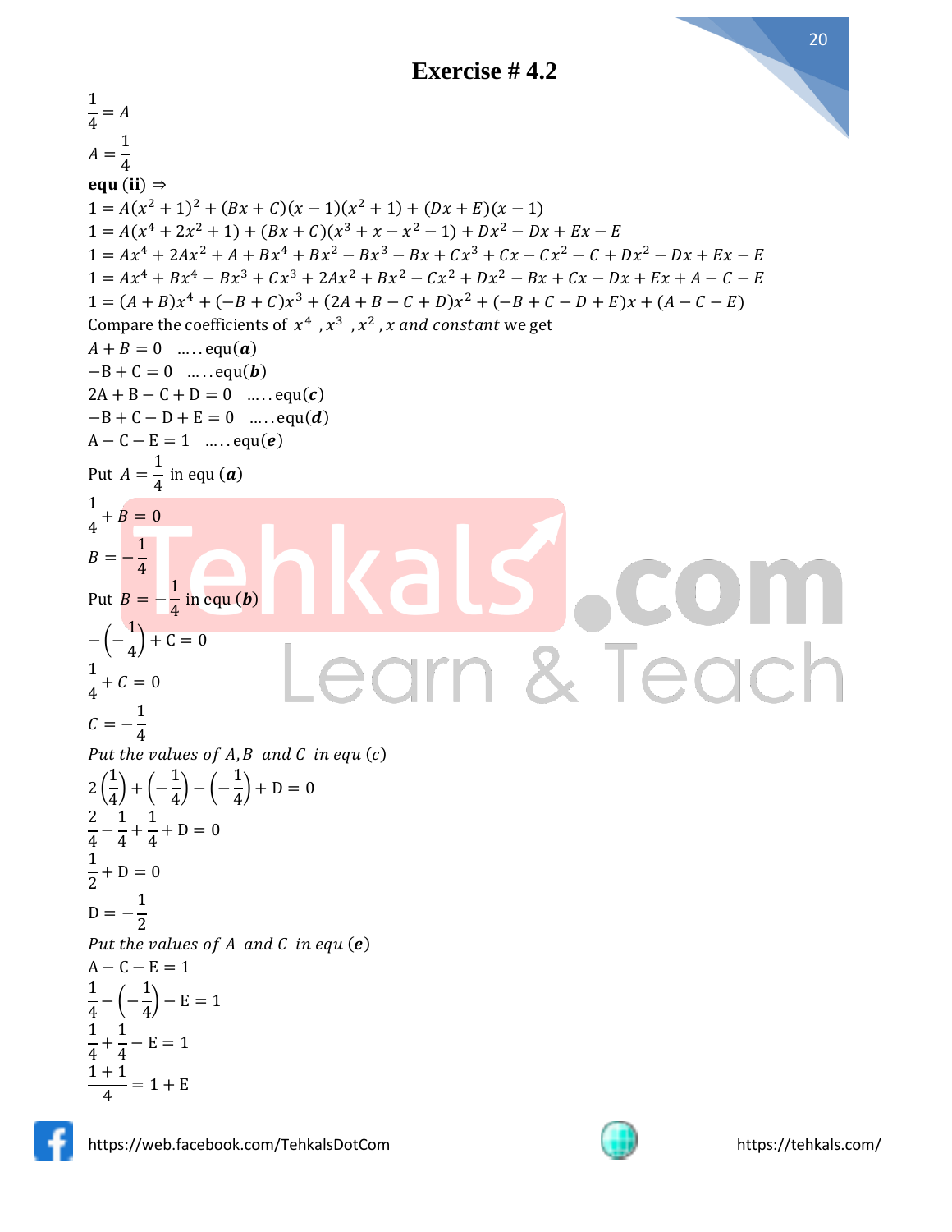# Exercise # 4.2

$\frac{1}{4} = A$

$A = \frac{1}{4}$

**equ (ii)** ⇒

$1 = A(x^2+1)^2 + (Bx+C)(x-1)(x^2+1) + (Dx+E)(x-1)$

$1 = A(x^4+2x^2+1) + (Bx+C)(x^3+x-x^2-1) + Dx^2 - Dx + Ex - E$

$1 = Ax^4 + 2Ax^2 + A + Bx^4 + Bx^2 - Bx^3 - Bx + Cx^3 + Cx - Cx^2 - C + Dx^2 - Dx + Ex - E$

$1 = Ax^4 + Bx^4 - Bx^3 + Cx^3 + 2Ax^2 + Bx^2 - Cx^2 + Dx^2 - Bx + Cx - Dx + Ex + A - C - E$

$1 = (A+B)x^4 + (-B+C)x^3 + (2A+B-C+D)x^2 + (-B+C-D+E)x + (A-C-E)$

Compare the coefficients of $x^4$ , $x^3$ , $x^2$ , $x$ *and constant* we get

$A + B = 0$ …..equ($\boldsymbol{a}$)

$-B + C = 0$ …..equ($\boldsymbol{b}$)

$2A + B - C + D = 0$ …..equ($\boldsymbol{c}$)

$-B + C - D + E = 0$ …..equ($\boldsymbol{d}$)

$A - C - E = 1$ …..equ($\boldsymbol{e}$)

Put $A = \frac{1}{4}$ in equ ($\boldsymbol{a}$)

$\frac{1}{4} + B = 0$

$B = -\frac{1}{4}$

Put $B = -\frac{1}{4}$ in equ ($\boldsymbol{b}$)

$-\left(-\frac{1}{4}\right) + C = 0$

$\frac{1}{4} + C = 0$

$C = -\frac{1}{4}$

*Put the values of A, B and C in equ (c)*

$2\left(\frac{1}{4}\right) + \left(-\frac{1}{4}\right) - \left(-\frac{1}{4}\right) + D = 0$

$\frac{2}{4} - \frac{1}{4} + \frac{1}{4} + D = 0$

$\frac{1}{2} + D = 0$

$D = -\frac{1}{2}$

*Put the values of A and C in equ* ($\boldsymbol{e}$)

$A - C - E = 1$

$\frac{1}{4} - \left(-\frac{1}{4}\right) - E = 1$

$\frac{1}{4} + \frac{1}{4} - E = 1$

$\frac{1+1}{4} = 1 + E$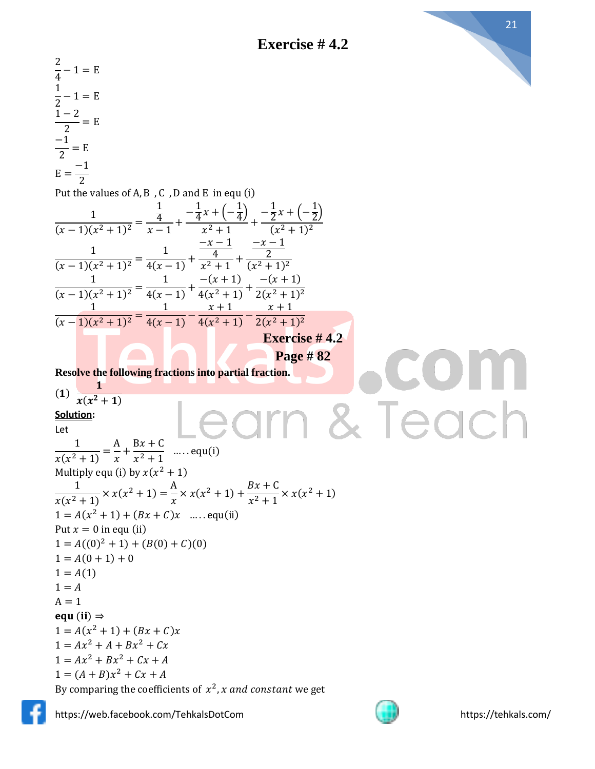## Exercise # 4.2

$$\frac{2}{4} - 1 = \text{E}$$

$$\frac{1}{2} - 1 = \text{E}$$

$$\frac{1-2}{2} = \text{E}$$

$$\frac{-1}{2} = \text{E}$$

$$\text{E} = \frac{-1}{2}$$

Put the values of A, B , C , D and E in equ (i)

$$\frac{1}{(x-1)(x^2+1)^2} = \frac{\frac{1}{4}}{x-1} + \frac{-\frac{1}{4}x + \left(-\frac{1}{4}\right)}{x^2+1} + \frac{-\frac{1}{2}x + \left(-\frac{1}{2}\right)}{(x^2+1)^2}$$

$$\frac{1}{(x-1)(x^2+1)^2} = \frac{1}{4(x-1)} + \frac{\frac{-x-1}{4}}{x^2+1} + \frac{\frac{-x-1}{2}}{(x^2+1)^2}$$

$$\frac{1}{(x-1)(x^2+1)^2} = \frac{1}{4(x-1)} + \frac{-(x+1)}{4(x^2+1)} + \frac{-(x+1)}{2(x^2+1)^2}$$

$$\frac{1}{(x-1)(x^2+1)^2} = \frac{1}{4(x-1)} - \frac{x+1}{4(x^2+1)} - \frac{x+1}{2(x^2+1)^2}$$

## Exercise # 4.2
## Page # 82

**Resolve the following fractions into partial fraction.**

**(1)** $\frac{1}{x(x^2+1)}$

**Solution:**

Let

$$\frac{1}{x(x^2+1)} = \frac{\text{A}}{x} + \frac{\text{B}x + \text{C}}{x^2+1} \quad \text{.....equ(i)}$$

Multiply equ (i) by $x(x^2+1)$

$$\frac{1}{x(x^2+1)} \times x(x^2+1) = \frac{\text{A}}{x} \times x(x^2+1) + \frac{Bx + \text{C}}{x^2+1} \times x(x^2+1)$$

$$1 = A(x^2+1) + (Bx + C)x \quad \text{.....equ(ii)}$$

Put $x = 0$ in equ (ii)

$$1 = A((0)^2+1) + (B(0) + C)(0)$$

$$1 = A(0+1) + 0$$

$$1 = A(1)$$

$$1 = A$$

$$\text{A} = 1$$

**equ (ii)** $\Rightarrow$

$$1 = A(x^2+1) + (Bx + C)x$$

$$1 = Ax^2 + A + Bx^2 + Cx$$

$$1 = Ax^2 + Bx^2 + Cx + A$$

$$1 = (A+B)x^2 + Cx + A$$

By comparing the coefficients of $x^2, x$ *and constant* we get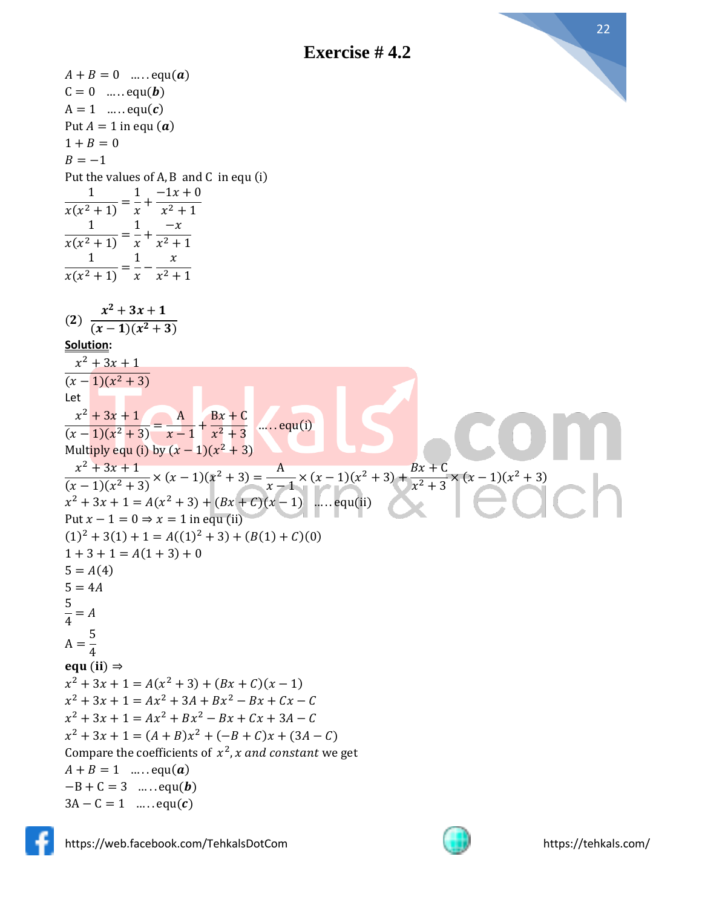## Exercise # 4.2

$A + B = 0$ .....equ($\boldsymbol{a}$)

$C = 0$ .....equ($\boldsymbol{b}$)

$A = 1$ .....equ($\boldsymbol{c}$)

Put $A = 1$ in equ ($\boldsymbol{a}$)

$1 + B = 0$

$B = -1$

Put the values of A, B and C in equ (i)

$$\frac{1}{x(x^2+1)} = \frac{1}{x} + \frac{-1x+0}{x^2+1}$$

$$\frac{1}{x(x^2+1)} = \frac{1}{x} + \frac{-x}{x^2+1}$$

$$\frac{1}{x(x^2+1)} = \frac{1}{x} - \frac{x}{x^2+1}$$

**(2)** $\boldsymbol{\dfrac{x^2+3x+1}{(x-1)(x^2+3)}}$

**Solution:**

$$\frac{x^2+3x+1}{(x-1)(x^2+3)}$$

Let

$$\frac{x^2+3x+1}{(x-1)(x^2+3)} = \frac{A}{x-1} + \frac{Bx+C}{x^2+3} \quad \text{.....equ(i)}$$

Multiply equ (i) by $(x-1)(x^2+3)$

$$\frac{x^2+3x+1}{(x-1)(x^2+3)} \times (x-1)(x^2+3) = \frac{A}{x-1} \times (x-1)(x^2+3) + \frac{Bx+C}{x^2+3} \times (x-1)(x^2+3)$$

$x^2 + 3x + 1 = A(x^2+3) + (Bx+C)(x-1)$ .....equ(ii)

Put $x - 1 = 0 \Rightarrow x = 1$ in equ (ii)

$(1)^2 + 3(1) + 1 = A((1)^2 + 3) + (B(1) + C)(0)$

$1 + 3 + 1 = A(1+3) + 0$

$5 = A(4)$

$5 = 4A$

$\frac{5}{4} = A$

$A = \frac{5}{4}$

**equ (ii)** $\Rightarrow$

$x^2 + 3x + 1 = A(x^2+3) + (Bx+C)(x-1)$

$x^2 + 3x + 1 = Ax^2 + 3A + Bx^2 - Bx + Cx - C$

$x^2 + 3x + 1 = Ax^2 + Bx^2 - Bx + Cx + 3A - C$

$x^2 + 3x + 1 = (A+B)x^2 + (-B+C)x + (3A - C)$

Compare the coefficients of $x^2, x$ *and constant* we get

$A + B = 1$ .....equ($\boldsymbol{a}$)

$-B + C = 3$ .....equ($\boldsymbol{b}$)

$3A - C = 1$ .....equ($\boldsymbol{c}$)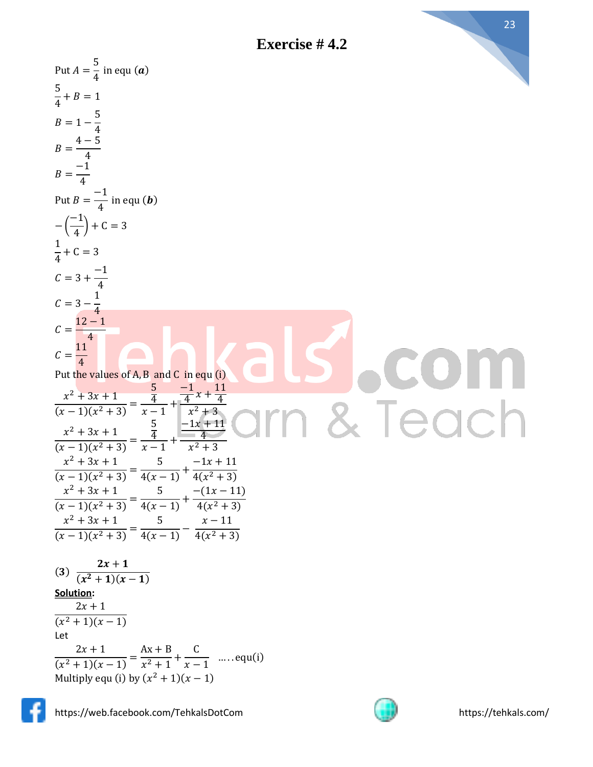## Exercise # 4.2

Put $A = \frac{5}{4}$ in equ $(\boldsymbol{a})$

$$\frac{5}{4} + B = 1$$

$$B = 1 - \frac{5}{4}$$

$$B = \frac{4-5}{4}$$

$$B = \frac{-1}{4}$$

Put $B = \frac{-1}{4}$ in equ $(\boldsymbol{b})$

$$-\left(\frac{-1}{4}\right) + \text{C} = 3$$

$$\frac{1}{4} + \text{C} = 3$$

$$C = 3 + \frac{-1}{4}$$

$$C = 3 - \frac{1}{4}$$

$$C = \frac{12-1}{4}$$

$$C = \frac{11}{4}$$

Put the values of A, B and C in equ (i)

$$\frac{x^2+3x+1}{(x-1)(x^2+3)} = \frac{\frac{5}{4}}{x-1} + \frac{\frac{-1}{4}x + \frac{11}{4}}{x^2+3}$$

$$\frac{x^2+3x+1}{(x-1)(x^2+3)} = \frac{\frac{5}{4}}{x-1} + \frac{\frac{-1x+11}{4}}{x^2+3}$$

$$\frac{x^2+3x+1}{(x-1)(x^2+3)} = \frac{5}{4(x-1)} + \frac{-1x+11}{4(x^2+3)}$$

$$\frac{x^2+3x+1}{(x-1)(x^2+3)} = \frac{5}{4(x-1)} + \frac{-(1x-11)}{4(x^2+3)}$$

$$\frac{x^2+3x+1}{(x-1)(x^2+3)} = \frac{5}{4(x-1)} - \frac{x-11}{4(x^2+3)}$$

**(3)** $\dfrac{\mathbf{2x+1}}{\mathbf{(x^2+1)(x-1)}}$

**<u>Solution</u>:**

$$\frac{2x+1}{(x^2+1)(x-1)}$$

Let

$$\frac{2x+1}{(x^2+1)(x-1)} = \frac{\text{Ax}+\text{B}}{x^2+1} + \frac{\text{C}}{x-1} \quad \ldots\ldots\text{equ(i)}$$

Multiply equ (i) by $(x^2+1)(x-1)$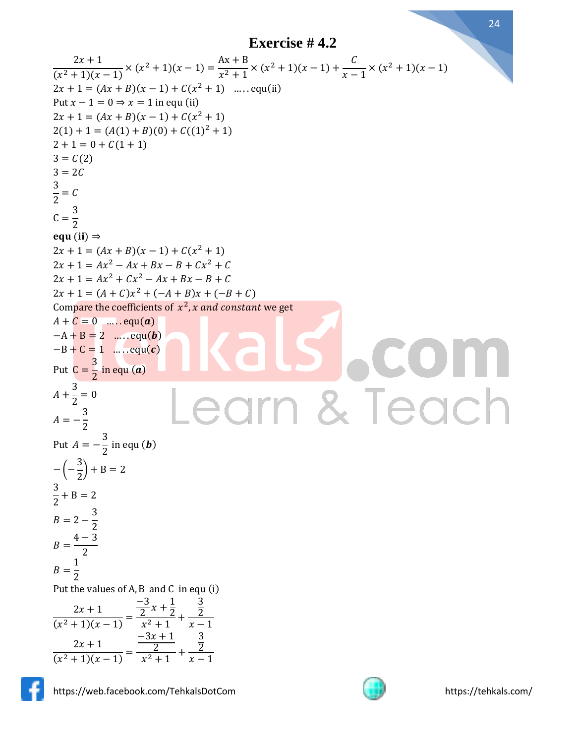# Exercise # 4.2

$$\frac{2x+1}{(x^2+1)(x-1)} \times (x^2+1)(x-1) = \frac{\text{Ax}+\text{B}}{x^2+1} \times (x^2+1)(x-1) + \frac{C}{x-1} \times (x^2+1)(x-1)$$

$2x+1 = (Ax+B)(x-1) + C(x^2+1)$ ..... equ(ii)

Put $x-1=0 \Rightarrow x=1$ in equ (ii)

$2x+1 = (Ax+B)(x-1) + C(x^2+1)$

$2(1)+1 = (A(1)+B)(0) + C((1)^2+1)$

$2+1 = 0 + C(1+1)$

$3 = C(2)$

$3 = 2C$

$\frac{3}{2} = C$

$\text{C} = \frac{3}{2}$

**equ (ii)** $\Rightarrow$

$2x+1 = (Ax+B)(x-1) + C(x^2+1)$

$2x+1 = Ax^2 - Ax + Bx - B + Cx^2 + C$

$2x+1 = Ax^2 + Cx^2 - Ax + Bx - B + C$

$2x+1 = (A+C)x^2 + (-A+B)x + (-B+C)$

Compare the coefficients of $x^2, x$ *and constant* we get

$A+C=0$ ..... equ($\boldsymbol{a}$)

$-\text{A}+\text{B}=2$ ..... equ($\boldsymbol{b}$)

$-\text{B}+\text{C}=1$ ..... equ($\boldsymbol{c}$)

Put $\text{C} = \frac{3}{2}$ in equ ($\boldsymbol{a}$)

$A + \frac{3}{2} = 0$

$A = -\frac{3}{2}$

Put $A = -\frac{3}{2}$ in equ ($\boldsymbol{b}$)

$-\left(-\frac{3}{2}\right) + \text{B} = 2$

$\frac{3}{2} + \text{B} = 2$

$B = 2 - \frac{3}{2}$

$B = \frac{4-3}{2}$

$B = \frac{1}{2}$

Put the values of A, B and C in equ (i)

$$\frac{2x+1}{(x^2+1)(x-1)} = \frac{\frac{-3}{2}x + \frac{1}{2}}{x^2+1} + \frac{\frac{3}{2}}{x-1}$$

$$\frac{2x+1}{(x^2+1)(x-1)} = \frac{\frac{-3x+1}{2}}{x^2+1} + \frac{\frac{3}{2}}{x-1}$$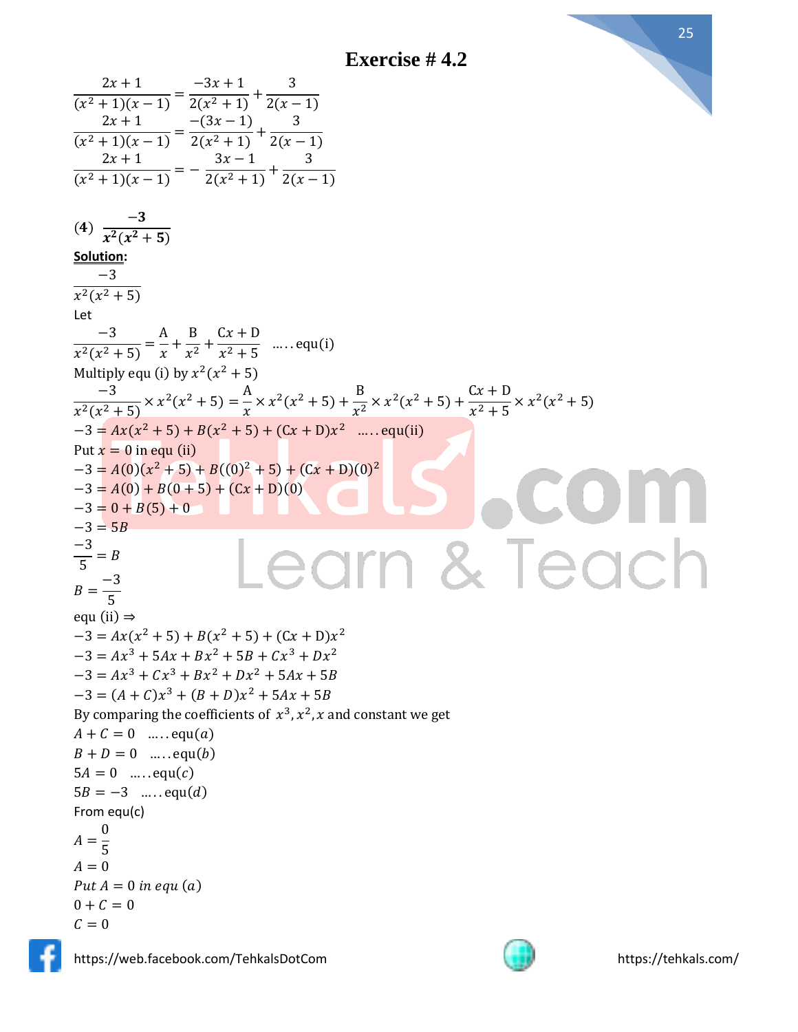# Exercise # 4.2

$$\frac{2x+1}{(x^2+1)(x-1)} = \frac{-3x+1}{2(x^2+1)} + \frac{3}{2(x-1)}$$

$$\frac{2x+1}{(x^2+1)(x-1)} = \frac{-(3x-1)}{2(x^2+1)} + \frac{3}{2(x-1)}$$

$$\frac{2x+1}{(x^2+1)(x-1)} = -\frac{3x-1}{2(x^2+1)} + \frac{3}{2(x-1)}$$

**(4)** $\frac{-3}{x^2(x^2+5)}$

**Solution:**

$$\frac{-3}{x^2(x^2+5)}$$

Let

$$\frac{-3}{x^2(x^2+5)} = \frac{A}{x} + \frac{B}{x^2} + \frac{Cx+D}{x^2+5} \quad \text{.....equ(i)}$$

Multiply equ (i) by $x^2(x^2+5)$

$$\frac{-3}{x^2(x^2+5)} \times x^2(x^2+5) = \frac{A}{x} \times x^2(x^2+5) + \frac{B}{x^2} \times x^2(x^2+5) + \frac{Cx+D}{x^2+5} \times x^2(x^2+5)$$

$$-3 = Ax(x^2+5) + B(x^2+5) + (Cx+D)x^2 \quad \text{.....equ(ii)}$$

Put $x = 0$ in equ (ii)

$$-3 = A(0)(x^2+5) + B((0)^2+5) + (Cx+D)(0)^2$$

$$-3 = A(0) + B(0+5) + (Cx+D)(0)$$

$$-3 = 0 + B(5) + 0$$

$$-3 = 5B$$

$$\frac{-3}{5} = B$$

$$B = \frac{-3}{5}$$

equ (ii) $\Rightarrow$

$$-3 = Ax(x^2+5) + B(x^2+5) + (Cx+D)x^2$$

$$-3 = Ax^3 + 5Ax + Bx^2 + 5B + Cx^3 + Dx^2$$

$$-3 = Ax^3 + Cx^3 + Bx^2 + Dx^2 + 5Ax + 5B$$

$$-3 = (A+C)x^3 + (B+D)x^2 + 5Ax + 5B$$

By comparing the coefficients of $x^3, x^2, x$ and constant we get

$A + C = 0 \quad \text{.....equ}(a)$

$B + D = 0 \quad \text{.....equ}(b)$

$5A = 0 \quad \text{.....equ}(c)$

$5B = -3 \quad \text{.....equ}(d)$

From equ(c)

$$A = \frac{0}{5}$$

$$A = 0$$

*Put* $A = 0$ *in equ* $(a)$

$$0 + C = 0$$

$$C = 0$$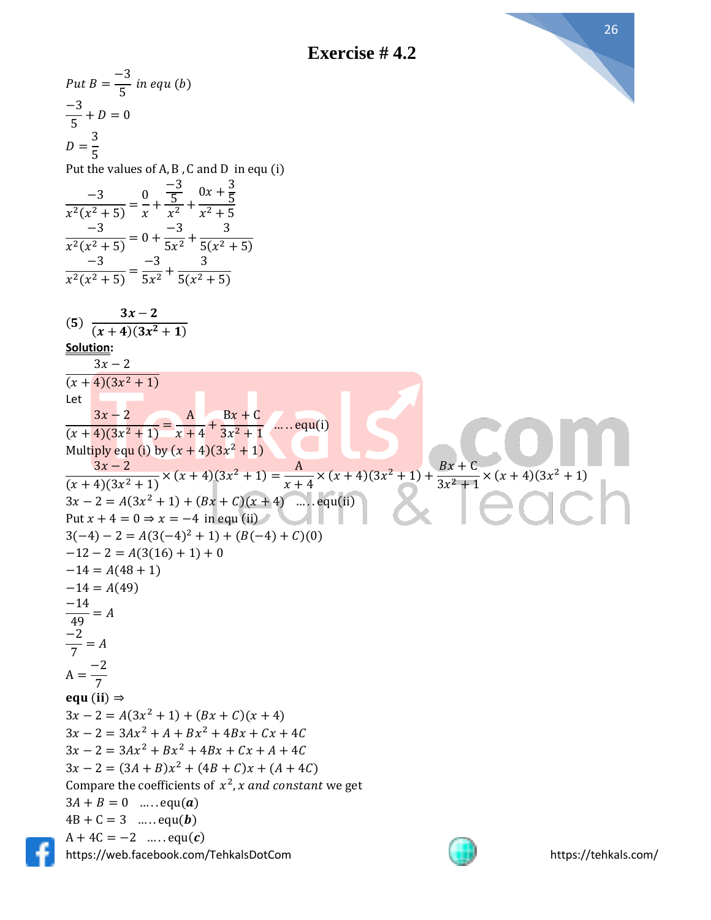# Exercise # 4.2

*Put* $B = \frac{-3}{5}$ *in equ* $(b)$

$$\frac{-3}{5} + D = 0$$

$$D = \frac{3}{5}$$

Put the values of A, B, C and D in equ (i)

$$\frac{-3}{x^2(x^2+5)} = \frac{0}{x} + \frac{\frac{-3}{5}}{x^2} + \frac{0x + \frac{3}{5}}{x^2+5}$$

$$\frac{-3}{x^2(x^2+5)} = 0 + \frac{-3}{5x^2} + \frac{3}{5(x^2+5)}$$

$$\frac{-3}{x^2(x^2+5)} = \frac{-3}{5x^2} + \frac{3}{5(x^2+5)}$$

**(5)** $\frac{\mathbf{3x-2}}{\mathbf{(x+4)(3x^2+1)}}$

**Solution:**

$$\frac{3x-2}{(x+4)(3x^2+1)}$$

Let

$$\frac{3x-2}{(x+4)(3x^2+1)} = \frac{A}{x+4} + \frac{Bx+C}{3x^2+1} \quad \text{.....equ(i)}$$

Multiply equ (i) by $(x+4)(3x^2+1)$

$$\frac{3x-2}{(x+4)(3x^2+1)} \times (x+4)(3x^2+1) = \frac{A}{x+4} \times (x+4)(3x^2+1) + \frac{Bx+C}{3x^2+1} \times (x+4)(3x^2+1)$$

$$3x - 2 = A(3x^2+1) + (Bx+C)(x+4) \quad \text{.....equ(ii)}$$

Put $x + 4 = 0 \Rightarrow x = -4$ in equ (ii)

$$3(-4) - 2 = A(3(-4)^2 + 1) + (B(-4) + C)(0)$$

$$-12 - 2 = A(3(16) + 1) + 0$$

$$-14 = A(48 + 1)$$

$$-14 = A(49)$$

$$\frac{-14}{49} = A$$

$$\frac{-2}{7} = A$$

$$A = \frac{-2}{7}$$

**equ (ii)** $\Rightarrow$

$$3x - 2 = A(3x^2+1) + (Bx+C)(x+4)$$

$$3x - 2 = 3Ax^2 + A + Bx^2 + 4Bx + Cx + 4C$$

$$3x - 2 = 3Ax^2 + Bx^2 + 4Bx + Cx + A + 4C$$

$$3x - 2 = (3A + B)x^2 + (4B + C)x + (A + 4C)$$

Compare the coefficients of $x^2, x$ *and constant* we get

$3A + B = 0 \quad$ .....equ($\boldsymbol{a}$)

$4B + C = 3 \quad$ .....equ($\boldsymbol{b}$)

$A + 4C = -2 \quad$ .....equ($\boldsymbol{c}$)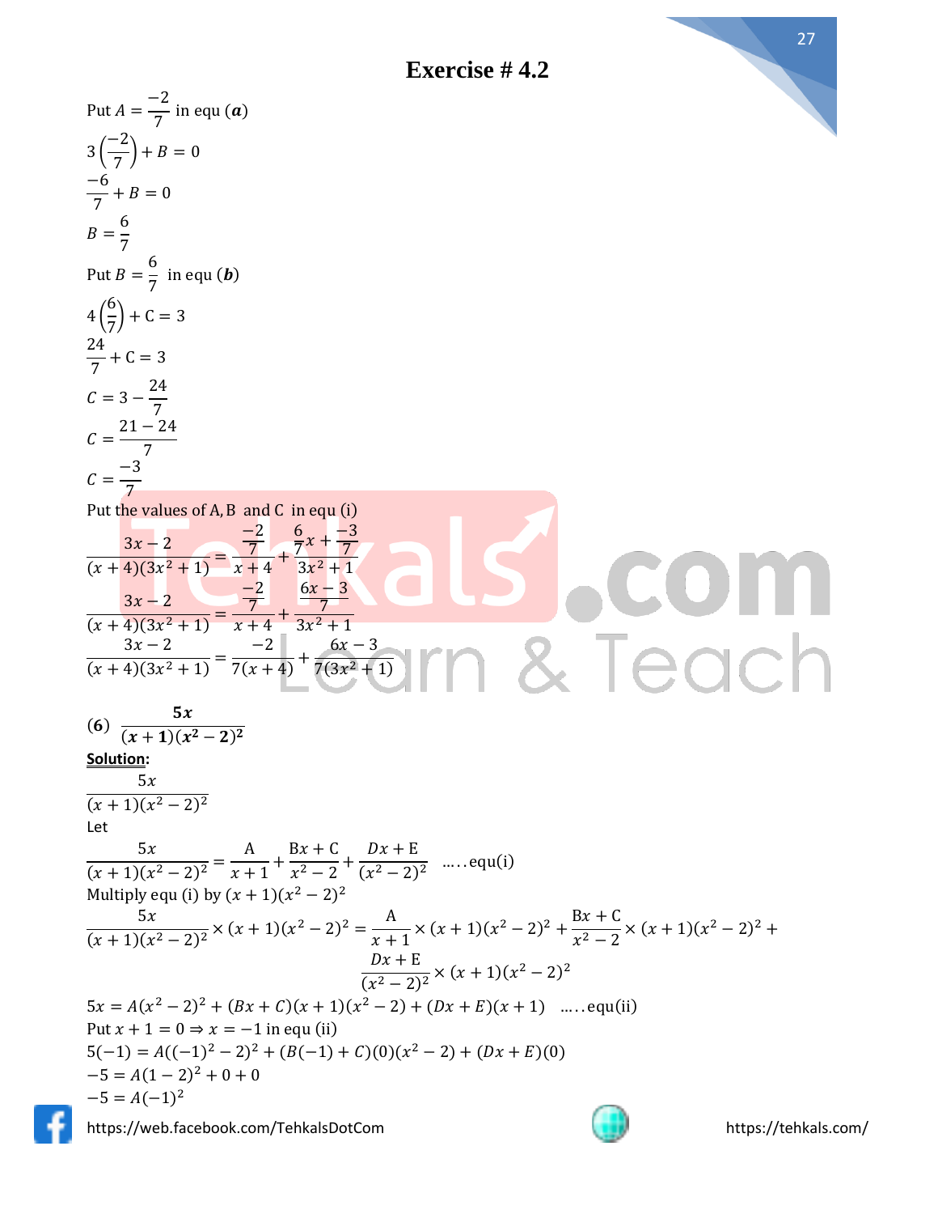## Exercise # 4.2

Put $A = \dfrac{-2}{7}$ in equ $(\boldsymbol{a})$

$$3\left(\frac{-2}{7}\right) + B = 0$$

$$\frac{-6}{7} + B = 0$$

$$B = \frac{6}{7}$$

Put $B = \dfrac{6}{7}$ in equ $(\boldsymbol{b})$

$$4\left(\frac{6}{7}\right) + \mathrm{C} = 3$$

$$\frac{24}{7} + \mathrm{C} = 3$$

$$C = 3 - \frac{24}{7}$$

$$C = \frac{21 - 24}{7}$$

$$C = \frac{-3}{7}$$

Put the values of A, B and C in equ (i)

$$\frac{3x - 2}{(x+4)(3x^2+1)} = \frac{\frac{-2}{7}}{x+4} + \frac{\frac{6}{7}x + \frac{-3}{7}}{3x^2+1}$$

$$\frac{3x - 2}{(x+4)(3x^2+1)} = \frac{\frac{-2}{7}}{x+4} + \frac{\frac{6x-3}{7}}{3x^2+1}$$

$$\frac{3x - 2}{(x+4)(3x^2+1)} = \frac{-2}{7(x+4)} + \frac{6x-3}{7(3x^2+1)}$$

**(6)** $\dfrac{\boldsymbol{5x}}{\boldsymbol{(x+1)(x^2-2)^2}}$

**<u>Solution</u>:**

$$\frac{5x}{(x+1)(x^2-2)^2}$$

Let

$$\frac{5x}{(x+1)(x^2-2)^2} = \frac{\mathrm{A}}{x+1} + \frac{\mathrm{B}x + \mathrm{C}}{x^2-2} + \frac{Dx + \mathrm{E}}{(x^2-2)^2} \quad \ldots\ldots \text{equ(i)}$$

Multiply equ (i) by $(x+1)(x^2-2)^2$

$$\frac{5x}{(x+1)(x^2-2)^2} \times (x+1)(x^2-2)^2 = \frac{\mathrm{A}}{x+1} \times (x+1)(x^2-2)^2 + \frac{\mathrm{B}x + \mathrm{C}}{x^2-2} \times (x+1)(x^2-2)^2 + \frac{Dx + \mathrm{E}}{(x^2-2)^2} \times (x+1)(x^2-2)^2$$

$$5x = A(x^2-2)^2 + (Bx + C)(x+1)(x^2-2) + (Dx+E)(x+1) \quad \ldots\ldots \text{equ(ii)}$$

Put $x + 1 = 0 \Rightarrow x = -1$ in equ (ii)

$$5(-1) = A((-1)^2 - 2)^2 + (B(-1) + C)(0)(x^2-2) + (Dx+E)(0)$$

$$-5 = A(1-2)^2 + 0 + 0$$

$$-5 = A(-1)^2$$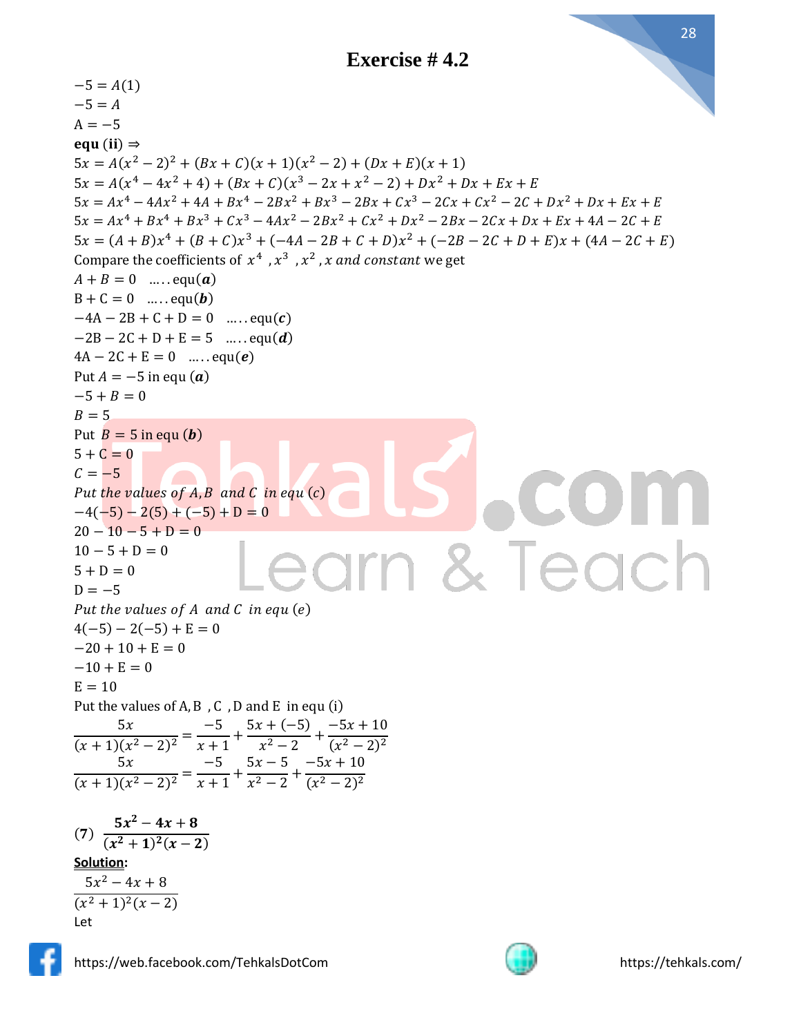# Exercise # 4.2

$-5 = A(1)$
$-5 = A$
$A = -5$

**equ (ii)** $\Rightarrow$

$5x = A(x^2-2)^2 + (Bx+C)(x+1)(x^2-2) + (Dx+E)(x+1)$

$5x = A(x^4-4x^2+4) + (Bx+C)(x^3-2x+x^2-2) + Dx^2 + Dx + Ex + E$

$5x = Ax^4 - 4Ax^2 + 4A + Bx^4 - 2Bx^2 + Bx^3 - 2Bx + Cx^3 - 2Cx + Cx^2 - 2C + Dx^2 + Dx + Ex + E$

$5x = Ax^4 + Bx^4 + Bx^3 + Cx^3 - 4Ax^2 - 2Bx^2 + Cx^2 + Dx^2 - 2Bx - 2Cx + Dx + Ex + 4A - 2C + E$

$5x = (A+B)x^4 + (B+C)x^3 + (-4A-2B+C+D)x^2 + (-2B-2C+D+E)x + (4A-2C+E)$

Compare the coefficients of $x^4$, $x^3$, $x^2$, $x$ *and constant* we get

$A + B = 0$ ..... equ($\boldsymbol{a}$)

$B + C = 0$ ..... equ($\boldsymbol{b}$)

$-4A - 2B + C + D = 0$ ..... equ($\boldsymbol{c}$)

$-2B - 2C + D + E = 5$ ..... equ($\boldsymbol{d}$)

$4A - 2C + E = 0$ ..... equ($\boldsymbol{e}$)

Put $A = -5$ in equ ($\boldsymbol{a}$)

$-5 + B = 0$
$B = 5$

Put $B = 5$ in equ ($\boldsymbol{b}$)

$5 + C = 0$
$C = -5$

*Put the values of $A, B$ and $C$ in equ (c)*

$-4(-5) - 2(5) + (-5) + D = 0$
$20 - 10 - 5 + D = 0$
$10 - 5 + D = 0$
$5 + D = 0$
$D = -5$

*Put the values of $A$ and $C$ in equ (e)*

$4(-5) - 2(-5) + E = 0$
$-20 + 10 + E = 0$
$-10 + E = 0$
$E = 10$

Put the values of A, B , C , D and E in equ (i)

$$\frac{5x}{(x+1)(x^2-2)^2} = \frac{-5}{x+1} + \frac{5x+(-5)}{x^2-2} + \frac{-5x+10}{(x^2-2)^2}$$

$$\frac{5x}{(x+1)(x^2-2)^2} = \frac{-5}{x+1} + \frac{5x-5}{x^2-2} + \frac{-5x+10}{(x^2-2)^2}$$

**(7)** $\boldsymbol{\dfrac{5x^2-4x+8}{(x^2+1)^2(x-2)}}$

**Solution:**

$$\frac{5x^2-4x+8}{(x^2+1)^2(x-2)}$$

Let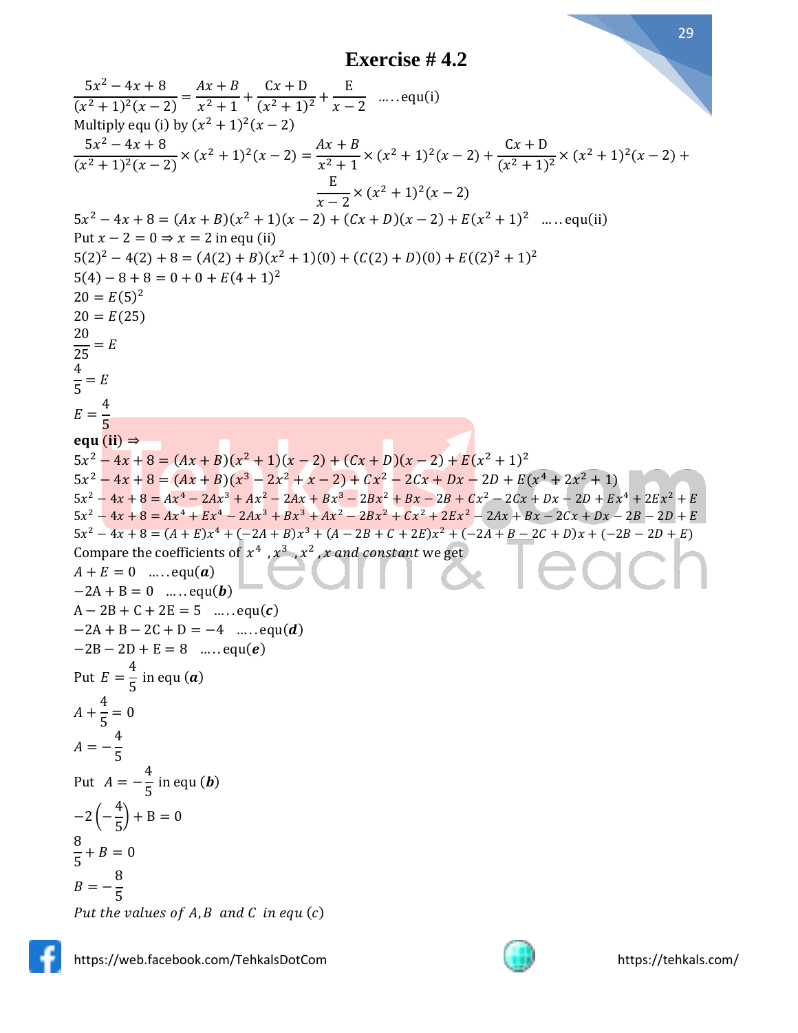# Exercise # 4.2

$$\frac{5x^2 - 4x + 8}{(x^2+1)^2(x-2)} = \frac{Ax+B}{x^2+1} + \frac{Cx+D}{(x^2+1)^2} + \frac{E}{x-2} \quad \ldots\ldots \text{equ(i)}$$

Multiply equ (i) by $(x^2+1)^2(x-2)$

$$\frac{5x^2 - 4x + 8}{(x^2+1)^2(x-2)} \times (x^2+1)^2(x-2) = \frac{Ax+B}{x^2+1} \times (x^2+1)^2(x-2) + \frac{Cx+D}{(x^2+1)^2} \times (x^2+1)^2(x-2) + \frac{E}{x-2} \times (x^2+1)^2(x-2)$$

$$5x^2 - 4x + 8 = (Ax+B)(x^2+1)(x-2) + (Cx+D)(x-2) + E(x^2+1)^2 \quad \ldots\ldots \text{equ(ii)}$$

Put $x - 2 = 0 \Rightarrow x = 2$ in equ (ii)

$$5(2)^2 - 4(2) + 8 = (A(2)+B)(x^2+1)(0) + (C(2)+D)(0) + E((2)^2+1)^2$$

$$5(4) - 8 + 8 = 0 + 0 + E(4+1)^2$$

$$20 = E(5)^2$$

$$20 = E(25)$$

$$\frac{20}{25} = E$$

$$\frac{4}{5} = E$$

$$E = \frac{4}{5}$$

**equ (ii)** $\Rightarrow$

$$5x^2 - 4x + 8 = (Ax+B)(x^2+1)(x-2) + (Cx+D)(x-2) + E(x^2+1)^2$$

$$5x^2 - 4x + 8 = (Ax+B)(x^3 - 2x^2 + x - 2) + Cx^2 - 2Cx + Dx - 2D + E(x^4 + 2x^2 + 1)$$

$$5x^2 - 4x + 8 = Ax^4 - 2Ax^3 + Ax^2 - 2Ax + Bx^3 - 2Bx^2 + Bx - 2B + Cx^2 - 2Cx + Dx - 2D + Ex^4 + 2Ex^2 + E$$

$$5x^2 - 4x + 8 = Ax^4 + Ex^4 - 2Ax^3 + Bx^3 + Ax^2 - 2Bx^2 + Cx^2 + 2Ex^2 - 2Ax + Bx - 2Cx + Dx - 2B - 2D + E$$

$$5x^2 - 4x + 8 = (A+E)x^4 + (-2A+B)x^3 + (A - 2B + C + 2E)x^2 + (-2A + B - 2C + D)x + (-2B - 2D + E)$$

Compare the coefficients of $x^4$, $x^3$, $x^2$, $x$ *and constant* we get

$A + E = 0 \quad \ldots\ldots \text{equ}(\boldsymbol{a})$

$-2A + B = 0 \quad \ldots\ldots \text{equ}(\boldsymbol{b})$

$A - 2B + C + 2E = 5 \quad \ldots\ldots \text{equ}(\boldsymbol{c})$

$-2A + B - 2C + D = -4 \quad \ldots\ldots \text{equ}(\boldsymbol{d})$

$-2B - 2D + E = 8 \quad \ldots\ldots \text{equ}(\boldsymbol{e})$

Put $E = \frac{4}{5}$ in equ $(\boldsymbol{a})$

$$A + \frac{4}{5} = 0$$

$$A = -\frac{4}{5}$$

Put $A = -\frac{4}{5}$ in equ $(\boldsymbol{b})$

$$-2\left(-\frac{4}{5}\right) + B = 0$$

$$\frac{8}{5} + B = 0$$

$$B = -\frac{8}{5}$$

*Put the values of* $A, B$ *and* $C$ *in equ* $(c)$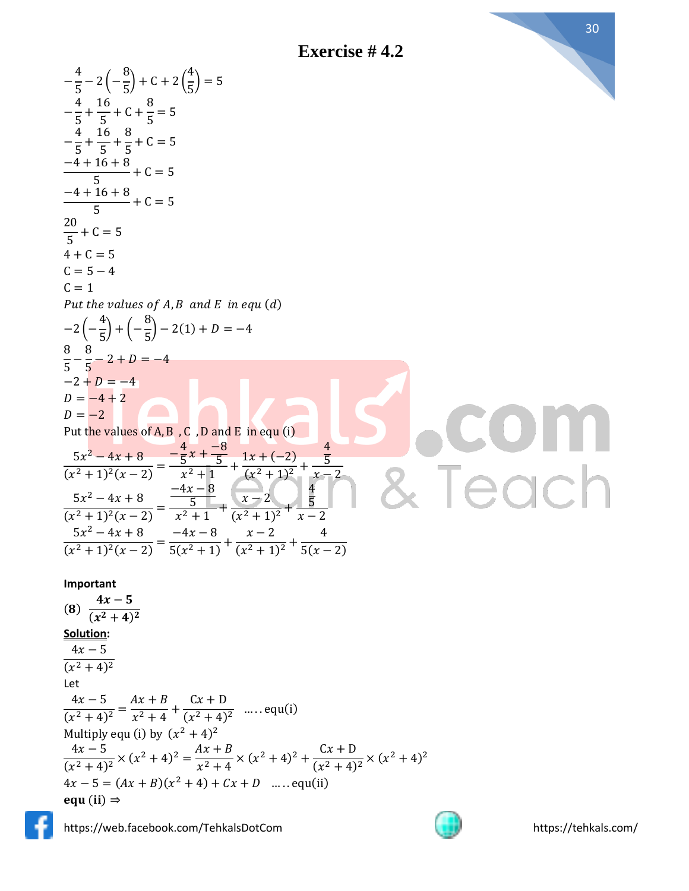## Exercise # 4.2

$$-\frac{4}{5}-2\left(-\frac{8}{5}\right)+C+2\left(\frac{4}{5}\right)=5$$
$$-\frac{4}{5}+\frac{16}{5}+C+\frac{8}{5}=5$$
$$-\frac{4}{5}+\frac{16}{5}+\frac{8}{5}+C=5$$
$$\frac{-4+16+8}{5}+C=5$$
$$\frac{-4+16+8}{5}+C=5$$
$$\frac{20}{5}+C=5$$
$$4+C=5$$
$$C=5-4$$
$$C=1$$

*Put the values of A, B and E in equ (d)*

$$-2\left(-\frac{4}{5}\right)+\left(-\frac{8}{5}\right)-2(1)+D=-4$$
$$\frac{8}{5}-\frac{8}{5}-2+D=-4$$
$$-2+D=-4$$
$$D=-4+2$$
$$D=-2$$

Put the values of A, B , C , D and E in equ (i)

$$\frac{5x^2-4x+8}{(x^2+1)^2(x-2)}=\frac{-\frac{4}{5}x+\frac{-8}{5}}{x^2+1}+\frac{1x+(-2)}{(x^2+1)^2}+\frac{\frac{4}{5}}{x-2}$$
$$\frac{5x^2-4x+8}{(x^2+1)^2(x-2)}=\frac{\frac{-4x-8}{5}}{x^2+1}+\frac{x-2}{(x^2+1)^2}+\frac{\frac{4}{5}}{x-2}$$
$$\frac{5x^2-4x+8}{(x^2+1)^2(x-2)}=\frac{-4x-8}{5(x^2+1)}+\frac{x-2}{(x^2+1)^2}+\frac{4}{5(x-2)}$$

**Important**

**(8)** $\dfrac{4x-5}{(x^2+4)^2}$

**Solution:**

$$\frac{4x-5}{(x^2+4)^2}$$

Let

$$\frac{4x-5}{(x^2+4)^2}=\frac{Ax+B}{x^2+4}+\frac{Cx+D}{(x^2+4)^2}\quad \text{.....equ(i)}$$

Multiply equ (i) by $(x^2+4)^2$

$$\frac{4x-5}{(x^2+4)^2}\times(x^2+4)^2=\frac{Ax+B}{x^2+4}\times(x^2+4)^2+\frac{Cx+D}{(x^2+4)^2}\times(x^2+4)^2$$
$$4x-5=(Ax+B)(x^2+4)+Cx+D\quad \text{.....equ(ii)}$$

**equ (ii)** $\Rightarrow$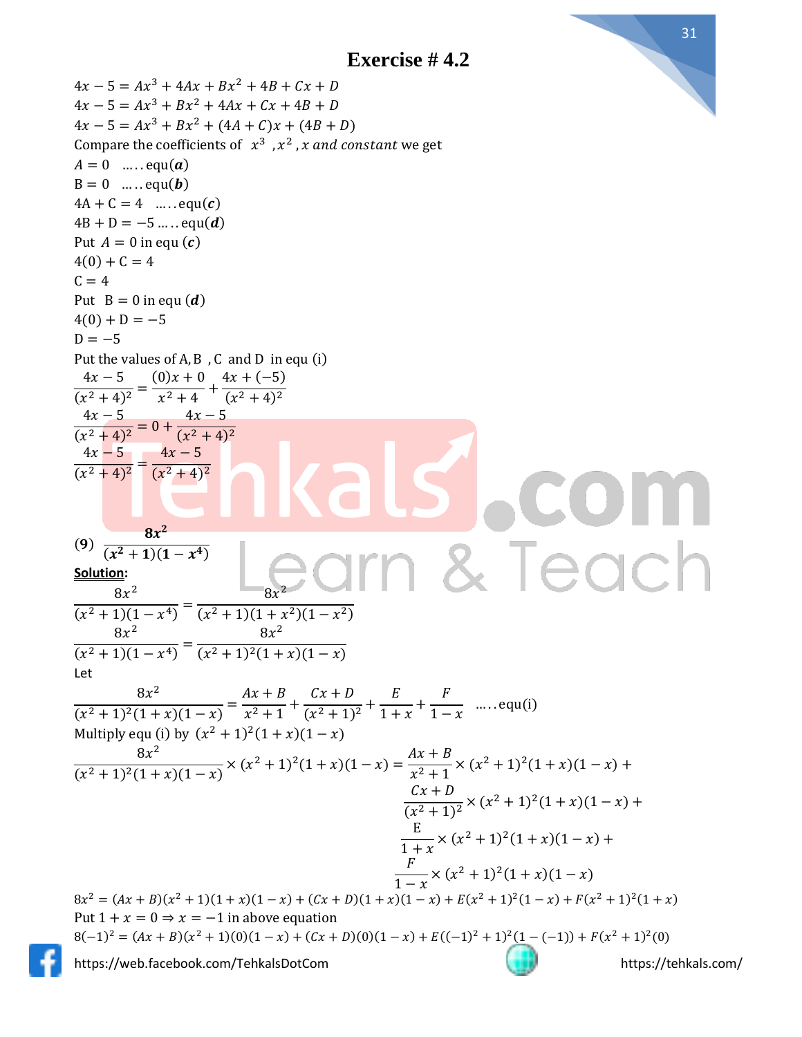# Exercise # 4.2

$4x - 5 = Ax^3 + 4Ax + Bx^2 + 4B + Cx + D$

$4x - 5 = Ax^3 + Bx^2 + 4Ax + Cx + 4B + D$

$4x - 5 = Ax^3 + Bx^2 + (4A + C)x + (4B + D)$

Compare the coefficients of $x^3$, $x^2$, $x$ *and constant* we get

$A = 0$ .....equ($\boldsymbol{a}$)

$B = 0$ .....equ($\boldsymbol{b}$)

$4A + C = 4$ .....equ($\boldsymbol{c}$)

$4B + D = -5$ .....equ($\boldsymbol{d}$)

Put $A = 0$ in equ ($\boldsymbol{c}$)

$4(0) + C = 4$

$C = 4$

Put $B = 0$ in equ ($\boldsymbol{d}$)

$4(0) + D = -5$

$D = -5$

Put the values of A, B, C and D in equ (i)

$$\frac{4x-5}{(x^2+4)^2} = \frac{(0)x+0}{x^2+4} + \frac{4x+(-5)}{(x^2+4)^2}$$

$$\frac{4x-5}{(x^2+4)^2} = 0 + \frac{4x-5}{(x^2+4)^2}$$

$$\frac{4x-5}{(x^2+4)^2} = \frac{4x-5}{(x^2+4)^2}$$

**(9)** $\dfrac{\mathbf{8x^2}}{\mathbf{(x^2+1)(1-x^4)}}$

**Solution:**

$$\frac{8x^2}{(x^2+1)(1-x^4)} = \frac{8x^2}{(x^2+1)(1+x^2)(1-x^2)}$$

$$\frac{8x^2}{(x^2+1)(1-x^4)} = \frac{8x^2}{(x^2+1)^2(1+x)(1-x)}$$

Let

$$\frac{8x^2}{(x^2+1)^2(1+x)(1-x)} = \frac{Ax+B}{x^2+1} + \frac{Cx+D}{(x^2+1)^2} + \frac{E}{1+x} + \frac{F}{1-x} \quad \text{.....equ(i)}$$

Multiply equ (i) by $(x^2+1)^2(1+x)(1-x)$

$$\frac{8x^2}{(x^2+1)^2(1+x)(1-x)} \times (x^2+1)^2(1+x)(1-x) = \frac{Ax+B}{x^2+1} \times (x^2+1)^2(1+x)(1-x) + \frac{Cx+D}{(x^2+1)^2} \times (x^2+1)^2(1+x)(1-x) + \frac{E}{1+x} \times (x^2+1)^2(1+x)(1-x) + \frac{F}{1-x} \times (x^2+1)^2(1+x)(1-x)$$

$8x^2 = (Ax+B)(x^2+1)(1+x)(1-x) + (Cx+D)(1+x)(1-x) + E(x^2+1)^2(1-x) + F(x^2+1)^2(1+x)$

Put $1 + x = 0 \Rightarrow x = -1$ in above equation

$8(-1)^2 = (Ax+B)(x^2+1)(0)(1-x) + (Cx+D)(0)(1-x) + E((-1)^2+1)^2(1-(-1)) + F(x^2+1)^2(0)$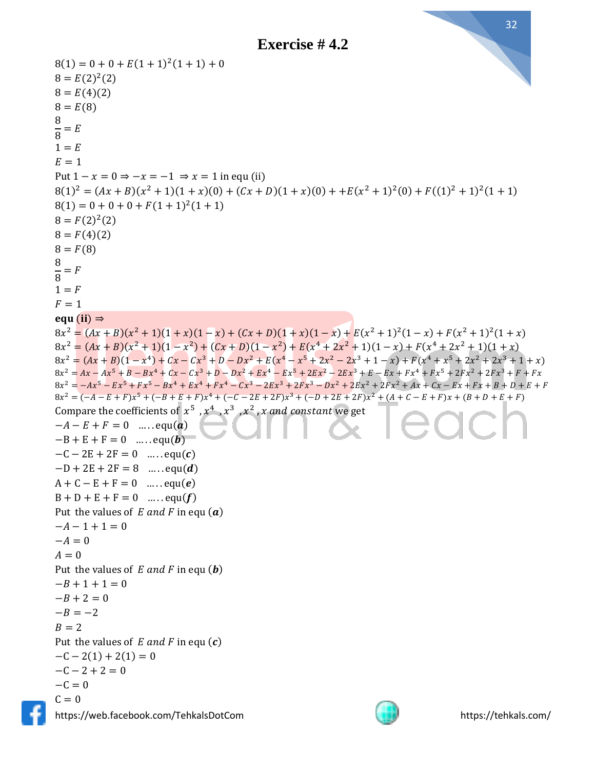# Exercise # 4.2

$8(1) = 0 + 0 + E(1+1)^2(1+1) + 0$

$8 = E(2)^2(2)$

$8 = E(4)(2)$

$8 = E(8)$

$\frac{8}{8} = E$

$1 = E$

$E = 1$

Put $1 - x = 0 \Rightarrow -x = -1 \Rightarrow x = 1$ in equ (ii)

$8(1)^2 = (Ax+B)(x^2+1)(1+x)(0) + (Cx+D)(1+x)(0) + +E(x^2+1)^2(0) + F((1)^2+1)^2(1+1)$

$8(1) = 0 + 0 + 0 + F(1+1)^2(1+1)$

$8 = F(2)^2(2)$

$8 = F(4)(2)$

$8 = F(8)$

$\frac{8}{8} = F$

$1 = F$

$F = 1$

**equ (ii)** $\Rightarrow$

$8x^2 = (Ax+B)(x^2+1)(1+x)(1-x) + (Cx+D)(1+x)(1-x) + E(x^2+1)^2(1-x) + F(x^2+1)^2(1+x)$

$8x^2 = (Ax+B)(x^2+1)(1-x^2) + (Cx+D)(1-x^2) + E(x^4+2x^2+1)(1-x) + F(x^4+2x^2+1)(1+x)$

$8x^2 = (Ax+B)(1-x^4) + Cx - Cx^3 + D - Dx^2 + E(x^4 - x^5 + 2x^2 - 2x^3 + 1 - x) + F(x^4 + x^5 + 2x^2 + 2x^3 + 1 + x)$

$8x^2 = Ax - Ax^5 + B - Bx^4 + Cx - Cx^3 + D - Dx^2 + Ex^4 - Ex^5 + 2Ex^2 - 2Ex^3 + E - Ex + Fx^4 + Fx^5 + 2Fx^2 + 2Fx^3 + F + Fx$

$8x^2 = -Ax^5 - Ex^5 + Fx^5 - Bx^4 + Ex^4 + Fx^4 - Cx^3 - 2Ex^3 + 2Fx^3 - Dx^2 + 2Ex^2 + 2Fx^2 + Ax + Cx - Ex + Fx + B + D + E + F$

$8x^2 = (-A - E + F)x^5 + (-B + E + F)x^4 + (-C - 2E + 2F)x^3 + (-D + 2E + 2F)x^2 + (A + C - E + F)x + (B + D + E + F)$

Compare the coefficients of $x^5$ , $x^4$ , $x^3$ , $x^2$ , $x$ *and constant* we get

$-A - E + F = 0$ .....equ($\boldsymbol{a}$)

$-B + E + F = 0$ .....equ($\boldsymbol{b}$)

$-C - 2E + 2F = 0$ .....equ($\boldsymbol{c}$)

$-D + 2E + 2F = 8$ .....equ($\boldsymbol{d}$)

$A + C - E + F = 0$ .....equ($\boldsymbol{e}$)

$B + D + E + F = 0$ .....equ($\boldsymbol{f}$)

Put the values of $E$ *and* $F$ in equ ($\boldsymbol{a}$)

$-A - 1 + 1 = 0$

$-A = 0$

$A = 0$

Put the values of $E$ *and* $F$ in equ ($\boldsymbol{b}$)

$-B + 1 + 1 = 0$

$-B + 2 = 0$

$-B = -2$

$B = 2$

Put the values of $E$ *and* $F$ in equ ($\boldsymbol{c}$)

$-C - 2(1) + 2(1) = 0$

$-C - 2 + 2 = 0$

$-C = 0$

$C = 0$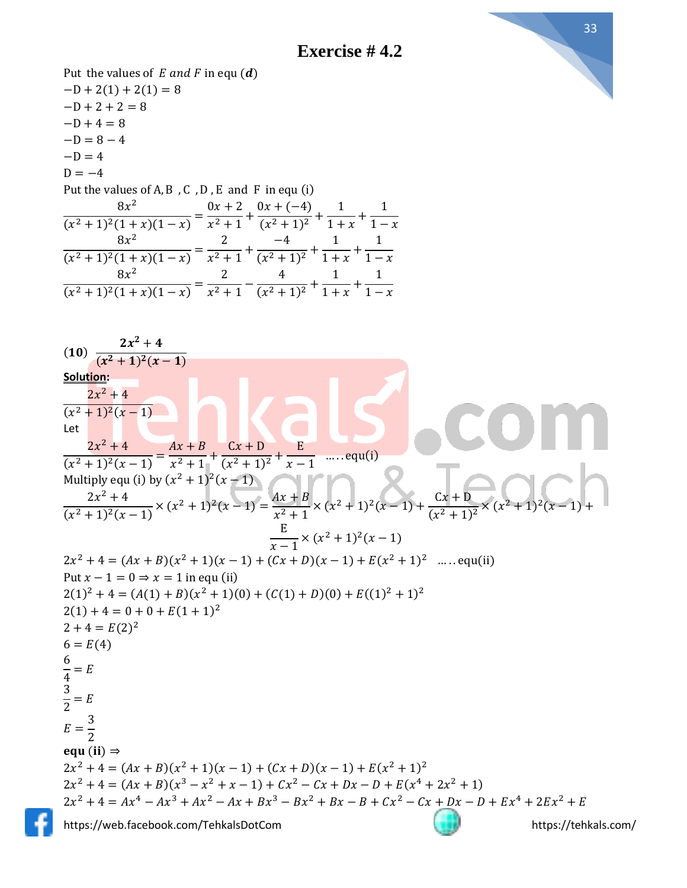## Exercise # 4.2

Put the values of $E$ and $F$ in equ $(\boldsymbol{d})$

$-\text{D} + 2(1) + 2(1) = 8$

$-\text{D} + 2 + 2 = 8$

$-\text{D} + 4 = 8$

$-\text{D} = 8 - 4$

$-\text{D} = 4$

$\text{D} = -4$

Put the values of A, B , C , D , E and F in equ (i)

$$\frac{8x^2}{(x^2+1)^2(1+x)(1-x)} = \frac{0x+2}{x^2+1} + \frac{0x+(-4)}{(x^2+1)^2} + \frac{1}{1+x} + \frac{1}{1-x}$$

$$\frac{8x^2}{(x^2+1)^2(1+x)(1-x)} = \frac{2}{x^2+1} + \frac{-4}{(x^2+1)^2} + \frac{1}{1+x} + \frac{1}{1-x}$$

$$\frac{8x^2}{(x^2+1)^2(1+x)(1-x)} = \frac{2}{x^2+1} - \frac{4}{(x^2+1)^2} + \frac{1}{1+x} + \frac{1}{1-x}$$

**(10)** $\boldsymbol{\dfrac{2x^2+4}{(x^2+1)^2(x-1)}}$

**Solution:**

$$\frac{2x^2+4}{(x^2+1)^2(x-1)}$$

Let

$$\frac{2x^2+4}{(x^2+1)^2(x-1)} = \frac{Ax+B}{x^2+1} + \frac{\text{C}x+\text{D}}{(x^2+1)^2} + \frac{\text{E}}{x-1} \quad \ldots\ldots \text{equ(i)}$$

Multiply equ (i) by $(x^2+1)^2(x-1)$

$$\frac{2x^2+4}{(x^2+1)^2(x-1)} \times (x^2+1)^2(x-1) = \frac{Ax+B}{x^2+1} \times (x^2+1)^2(x-1) + \frac{\text{C}x+\text{D}}{(x^2+1)^2} \times (x^2+1)^2(x-1) + \frac{\text{E}}{x-1} \times (x^2+1)^2(x-1)$$

$$2x^2+4 = (Ax+B)(x^2+1)(x-1) + (Cx+D)(x-1) + E(x^2+1)^2 \quad \ldots\ldots \text{equ(ii)}$$

Put $x - 1 = 0 \Rightarrow x = 1$ in equ (ii)

$2(1)^2 + 4 = (A(1)+B)(x^2+1)(0) + (C(1)+D)(0) + E((1)^2+1)^2$

$2(1) + 4 = 0 + 0 + E(1+1)^2$

$2 + 4 = E(2)^2$

$6 = E(4)$

$\frac{6}{4} = E$

$\frac{3}{2} = E$

$E = \frac{3}{2}$

**equ (ii)** $\Rightarrow$

$2x^2 + 4 = (Ax+B)(x^2+1)(x-1) + (Cx+D)(x-1) + E(x^2+1)^2$

$2x^2 + 4 = (Ax+B)(x^3 - x^2 + x - 1) + Cx^2 - Cx + Dx - D + E(x^4 + 2x^2 + 1)$

$2x^2 + 4 = Ax^4 - Ax^3 + Ax^2 - Ax + Bx^3 - Bx^2 + Bx - B + Cx^2 - Cx + Dx - D + Ex^4 + 2Ex^2 + E$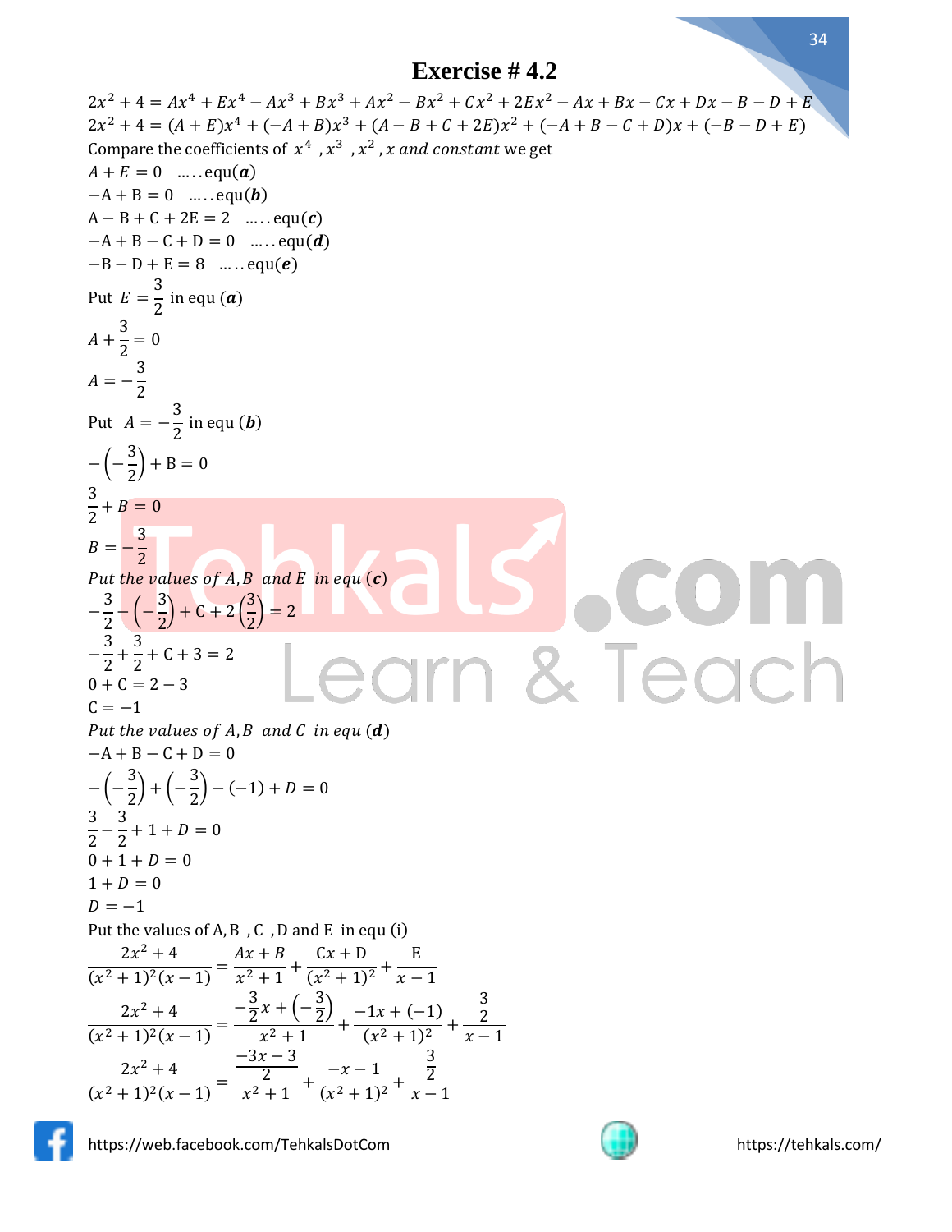# Exercise # 4.2

$$2x^2+4=Ax^4+Ex^4-Ax^3+Bx^3+Ax^2-Bx^2+Cx^2+2Ex^2-Ax+Bx-Cx+Dx-B-D+E$$

$$2x^2+4=(A+E)x^4+(-A+B)x^3+(A-B+C+2E)x^2+(-A+B-C+D)x+(-B-D+E)$$

Compare the coefficients of $x^4$, $x^3$, $x^2$, $x$ *and constant* we get

$A+E=0 \quad \ldots..\text{equ}(\boldsymbol{a})$

$-A+B=0 \quad \ldots..\text{equ}(\boldsymbol{b})$

$A-B+C+2E=2 \quad \ldots..\text{equ}(\boldsymbol{c})$

$-A+B-C+D=0 \quad \ldots..\text{equ}(\boldsymbol{d})$

$-B-D+E=8 \quad \ldots..\text{equ}(\boldsymbol{e})$

Put $E=\frac{3}{2}$ in equ $(\boldsymbol{a})$

$A+\frac{3}{2}=0$

$A=-\frac{3}{2}$

Put $A=-\frac{3}{2}$ in equ $(\boldsymbol{b})$

$-\left(-\frac{3}{2}\right)+B=0$

$\frac{3}{2}+B=0$

$B=-\frac{3}{2}$

*Put the values of $A, B$ and $E$ in equ* $(\boldsymbol{c})$

$-\frac{3}{2}-\left(-\frac{3}{2}\right)+C+2\left(\frac{3}{2}\right)=2$

$-\frac{3}{2}+\frac{3}{2}+C+3=2$

$0+C=2-3$

$C=-1$

*Put the values of $A, B$ and $C$ in equ* $(\boldsymbol{d})$

$-A+B-C+D=0$

$-\left(-\frac{3}{2}\right)+\left(-\frac{3}{2}\right)-(-1)+D=0$

$\frac{3}{2}-\frac{3}{2}+1+D=0$

$0+1+D=0$

$1+D=0$

$D=-1$

Put the values of A, B, C, D and E in equ (i)

$$\frac{2x^2+4}{(x^2+1)^2(x-1)}=\frac{Ax+B}{x^2+1}+\frac{Cx+D}{(x^2+1)^2}+\frac{E}{x-1}$$

$$\frac{2x^2+4}{(x^2+1)^2(x-1)}=\frac{-\frac{3}{2}x+\left(-\frac{3}{2}\right)}{x^2+1}+\frac{-1x+(-1)}{(x^2+1)^2}+\frac{\frac{3}{2}}{x-1}$$

$$\frac{2x^2+4}{(x^2+1)^2(x-1)}=\frac{\frac{-3x-3}{2}}{x^2+1}+\frac{-x-1}{(x^2+1)^2}+\frac{\frac{3}{2}}{x-1}$$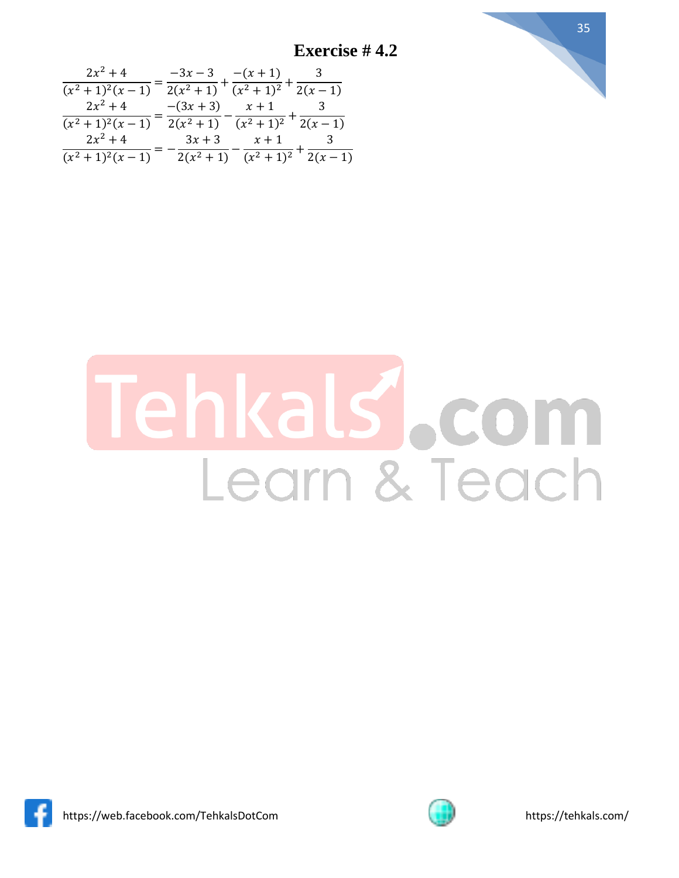## Exercise # 4.2

$$\frac{2x^2+4}{(x^2+1)^2(x-1)} = \frac{-3x-3}{2(x^2+1)} + \frac{-(x+1)}{(x^2+1)^2} + \frac{3}{2(x-1)}$$

$$\frac{2x^2+4}{(x^2+1)^2(x-1)} = \frac{-(3x+3)}{2(x^2+1)} - \frac{x+1}{(x^2+1)^2} + \frac{3}{2(x-1)}$$

$$\frac{2x^2+4}{(x^2+1)^2(x-1)} = -\frac{3x+3}{2(x^2+1)} - \frac{x+1}{(x^2+1)^2} + \frac{3}{2(x-1)}$$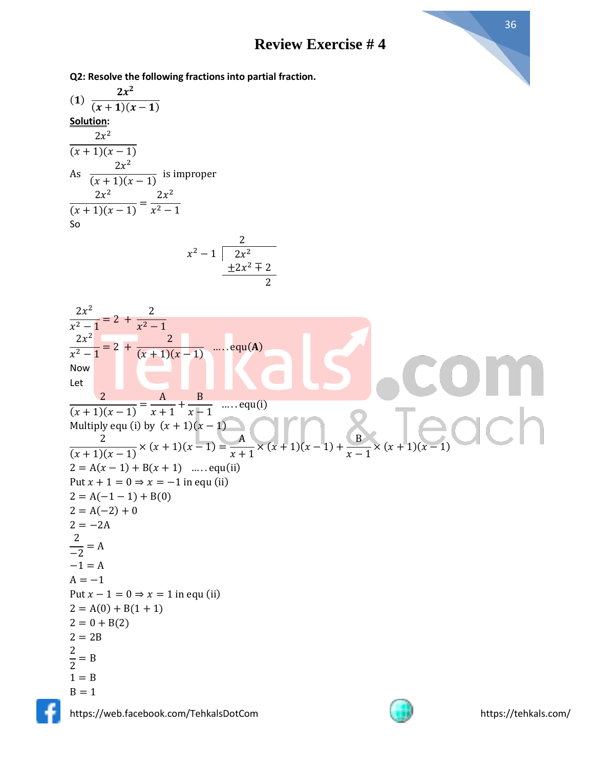# Review Exercise # 4

**Q2: Resolve the following fractions into partial fraction.**

(1) $\dfrac{2x^2}{(x+1)(x-1)}$

**Solution:**

$$\frac{2x^2}{(x+1)(x-1)}$$

As $\dfrac{2x^2}{(x+1)(x-1)}$ is improper

$$\frac{2x^2}{(x+1)(x-1)} = \frac{2x^2}{x^2-1}$$

So

$$\begin{array}{r|l} & \quad 2 \\ \hline x^2-1 & \quad 2x^2 \\ & \pm 2x^2 \mp 2 \\ \hline & \qquad\ 2 \end{array}$$

$$\frac{2x^2}{x^2-1} = 2 + \frac{2}{x^2-1}$$

$$\frac{2x^2}{x^2-1} = 2 + \frac{2}{(x+1)(x-1)} \quad \text{.....equ}(\mathbf{A})$$

Now

Let

$$\frac{2}{(x+1)(x-1)} = \frac{A}{x+1} + \frac{B}{x-1} \quad \text{.....equ(i)}$$

Multiply equ (i) by $(x+1)(x-1)$

$$\frac{2}{(x+1)(x-1)} \times (x+1)(x-1) = \frac{A}{x+1} \times (x+1)(x-1) + \frac{B}{x-1} \times (x+1)(x-1)$$

$2 = A(x-1) + B(x+1)$ .....equ(ii)

Put $x+1 = 0 \Rightarrow x = -1$ in equ (ii)

$2 = A(-1-1) + B(0)$

$2 = A(-2) + 0$

$2 = -2A$

$\dfrac{2}{-2} = A$

$-1 = A$

$A = -1$

Put $x-1 = 0 \Rightarrow x = 1$ in equ (ii)

$2 = A(0) + B(1+1)$

$2 = 0 + B(2)$

$2 = 2B$

$\dfrac{2}{2} = B$

$1 = B$

$B = 1$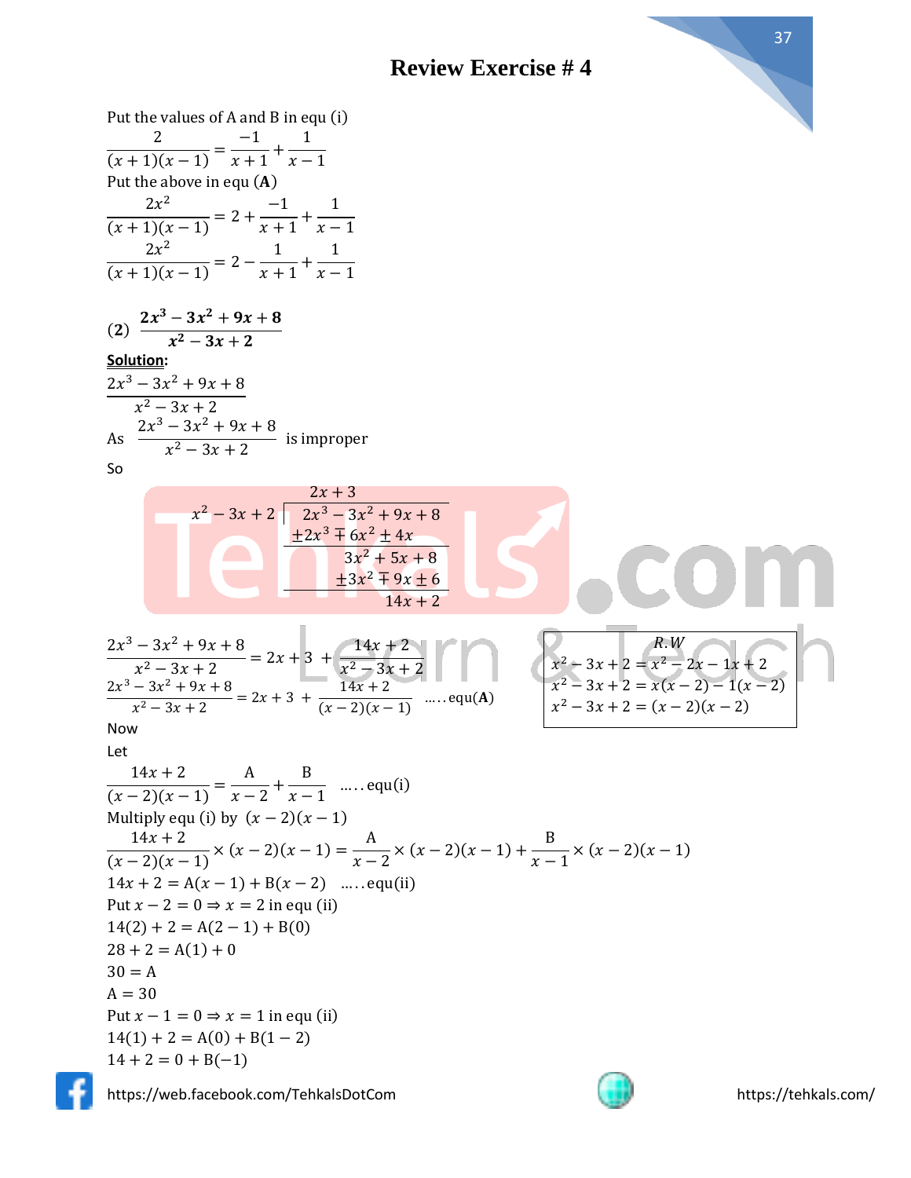# Review Exercise # 4

Put the values of A and B in equ (i)

$$\frac{2}{(x+1)(x-1)} = \frac{-1}{x+1} + \frac{1}{x-1}$$

Put the above in equ $(\mathbf{A})$

$$\frac{2x^2}{(x+1)(x-1)} = 2 + \frac{-1}{x+1} + \frac{1}{x-1}$$

$$\frac{2x^2}{(x+1)(x-1)} = 2 - \frac{1}{x+1} + \frac{1}{x-1}$$

**(2)** $\dfrac{\mathbf{2x^3 - 3x^2 + 9x + 8}}{\mathbf{x^2 - 3x + 2}}$

**Solution:**

$$\frac{2x^3 - 3x^2 + 9x + 8}{x^2 - 3x + 2}$$

As $\dfrac{2x^3 - 3x^2 + 9x + 8}{x^2 - 3x + 2}$ is improper

So

$$\begin{array}{r|l} & 2x + 3 \\ x^2 - 3x + 2 & 2x^3 - 3x^2 + 9x + 8 \\ & \pm 2x^3 \mp 6x^2 \pm 4x \\ \hline & 3x^2 + 5x + 8 \\ & \pm 3x^2 \mp 9x \pm 6 \\ \hline & 14x + 2 \end{array}$$

$$\frac{2x^3 - 3x^2 + 9x + 8}{x^2 - 3x + 2} = 2x + 3 + \frac{14x + 2}{x^2 - 3x + 2}$$

$$\frac{2x^3 - 3x^2 + 9x + 8}{x^2 - 3x + 2} = 2x + 3 + \frac{14x + 2}{(x-2)(x-1)} \quad \text{.....equ}(\mathbf{A})$$

*R.W*

$$x^2 - 3x + 2 = x^2 - 2x - 1x + 2$$
$$x^2 - 3x + 2 = x(x-2) - 1(x-2)$$
$$x^2 - 3x + 2 = (x-2)(x-2)$$

Now

Let

$$\frac{14x + 2}{(x-2)(x-1)} = \frac{A}{x-2} + \frac{B}{x-1} \quad \text{.....equ(i)}$$

Multiply equ (i) by $(x-2)(x-1)$

$$\frac{14x + 2}{(x-2)(x-1)} \times (x-2)(x-1) = \frac{A}{x-2} \times (x-2)(x-1) + \frac{B}{x-1} \times (x-2)(x-1)$$

$$14x + 2 = A(x-1) + B(x-2) \quad \text{.....equ(ii)}$$

Put $x - 2 = 0 \Rightarrow x = 2$ in equ (ii)

$$14(2) + 2 = A(2-1) + B(0)$$
$$28 + 2 = A(1) + 0$$
$$30 = A$$
$$A = 30$$

Put $x - 1 = 0 \Rightarrow x = 1$ in equ (ii)

$$14(1) + 2 = A(0) + B(1-2)$$
$$14 + 2 = 0 + B(-1)$$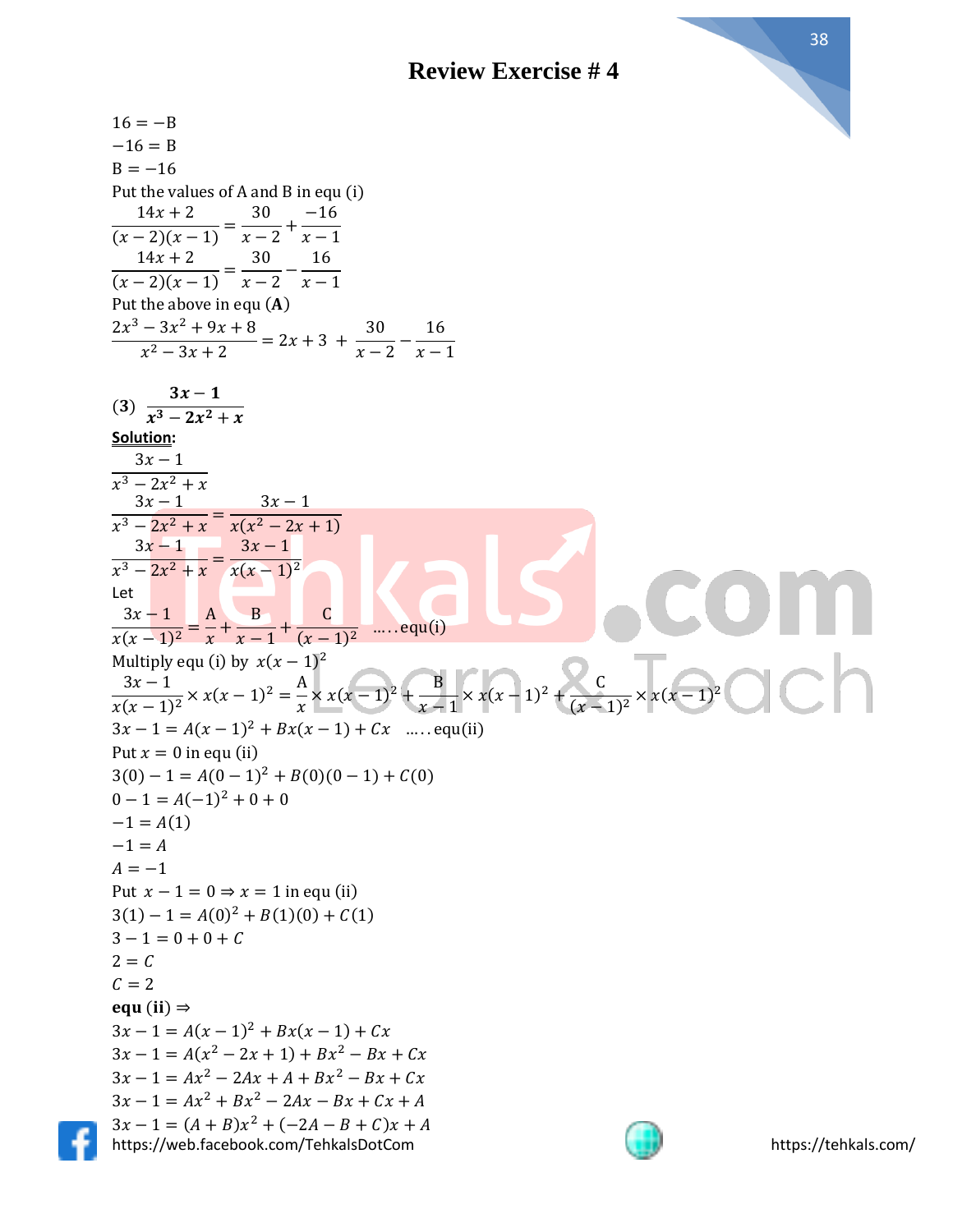# Review Exercise # 4

$16 = -B$

$-16 = B$

$B = -16$

Put the values of A and B in equ (i)

$$\frac{14x+2}{(x-2)(x-1)} = \frac{30}{x-2} + \frac{-16}{x-1}$$

$$\frac{14x+2}{(x-2)(x-1)} = \frac{30}{x-2} - \frac{16}{x-1}$$

Put the above in equ (**A**)

$$\frac{2x^3 - 3x^2 + 9x + 8}{x^2 - 3x + 2} = 2x + 3 + \frac{30}{x-2} - \frac{16}{x-1}$$

**(3)** $\dfrac{\mathbf{3x - 1}}{\mathbf{x^3 - 2x^2 + x}}$

**Solution:**

$$\frac{3x-1}{x^3 - 2x^2 + x}$$

$$\frac{3x-1}{x^3 - 2x^2 + x} = \frac{3x-1}{x(x^2 - 2x + 1)}$$

$$\frac{3x-1}{x^3 - 2x^2 + x} = \frac{3x-1}{x(x-1)^2}$$

Let

$$\frac{3x-1}{x(x-1)^2} = \frac{A}{x} + \frac{B}{x-1} + \frac{C}{(x-1)^2} \quad \text{.....equ(i)}$$

Multiply equ (i) by $x(x-1)^2$

$$\frac{3x-1}{x(x-1)^2} \times x(x-1)^2 = \frac{A}{x} \times x(x-1)^2 + \frac{B}{x-1} \times x(x-1)^2 + \frac{C}{(x-1)^2} \times x(x-1)^2$$

$3x - 1 = A(x-1)^2 + Bx(x-1) + Cx \quad \text{.....equ(ii)}$

Put $x = 0$ in equ (ii)

$3(0) - 1 = A(0-1)^2 + B(0)(0-1) + C(0)$

$0 - 1 = A(-1)^2 + 0 + 0$

$-1 = A(1)$

$-1 = A$

$A = -1$

Put $x - 1 = 0 \Rightarrow x = 1$ in equ (ii)

$3(1) - 1 = A(0)^2 + B(1)(0) + C(1)$

$3 - 1 = 0 + 0 + C$

$2 = C$

$C = 2$

**equ (ii)** $\Rightarrow$

$3x - 1 = A(x-1)^2 + Bx(x-1) + Cx$

$3x - 1 = A(x^2 - 2x + 1) + Bx^2 - Bx + Cx$

$3x - 1 = Ax^2 - 2Ax + A + Bx^2 - Bx + Cx$

$3x - 1 = Ax^2 + Bx^2 - 2Ax - Bx + Cx + A$

$3x - 1 = (A + B)x^2 + (-2A - B + C)x + A$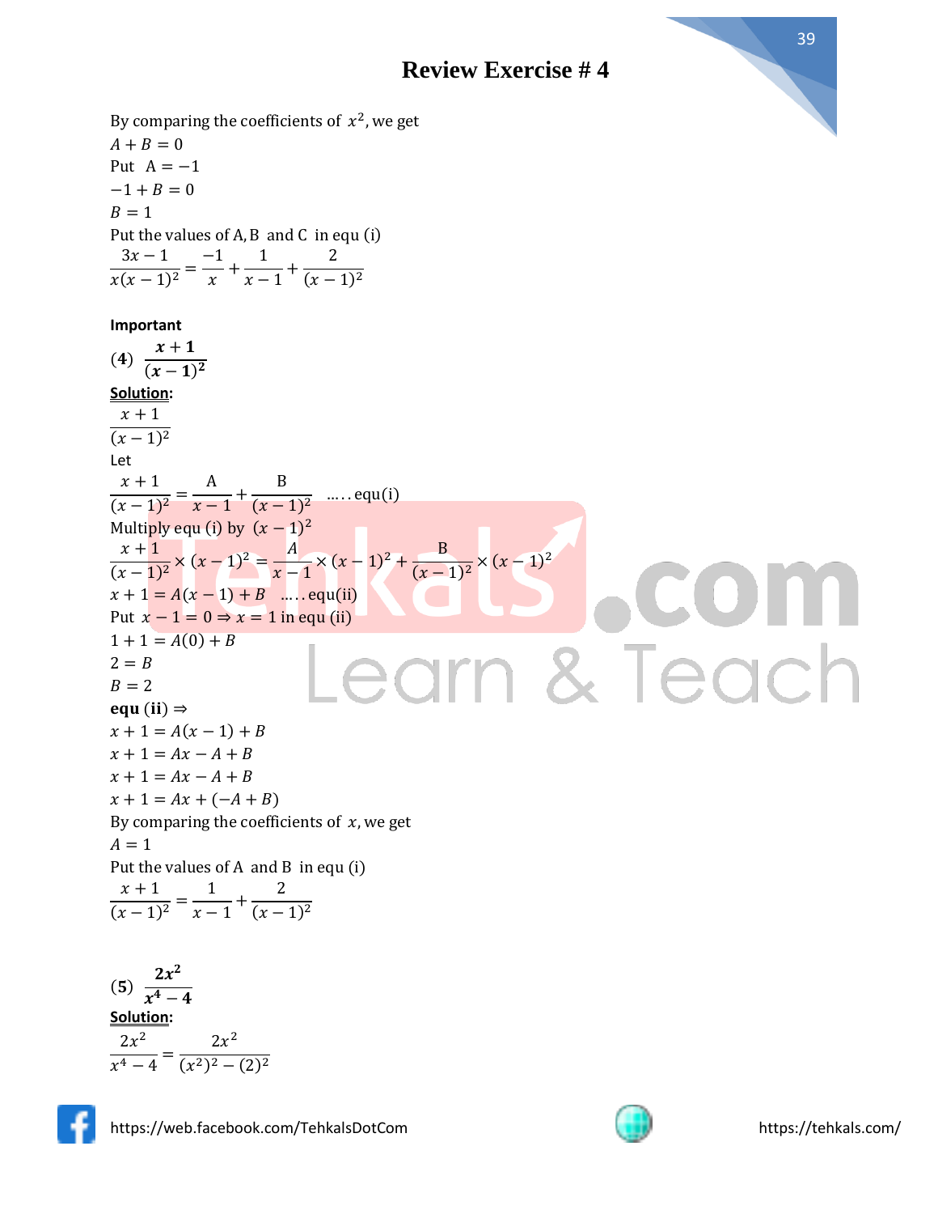By comparing the coefficients of $x^2$, we get

$A + B = 0$

Put $A = -1$

$-1 + B = 0$

$B = 1$

Put the values of A, B and C in equ (i)

$$\frac{3x-1}{x(x-1)^2} = \frac{-1}{x} + \frac{1}{x-1} + \frac{2}{(x-1)^2}$$

**Important**

**(4)** $\frac{x+1}{(x-1)^2}$

**Solution:**

$$\frac{x+1}{(x-1)^2}$$

Let

$$\frac{x+1}{(x-1)^2} = \frac{A}{x-1} + \frac{B}{(x-1)^2} \quad \ldots\ldots \text{equ(i)}$$

Multiply equ (i) by $(x-1)^2$

$$\frac{x+1}{(x-1)^2} \times (x-1)^2 = \frac{A}{x-1} \times (x-1)^2 + \frac{B}{(x-1)^2} \times (x-1)^2$$

$x + 1 = A(x-1) + B \quad \ldots\ldots$ equ(ii)

Put $x - 1 = 0 \Rightarrow x = 1$ in equ (ii)

$1 + 1 = A(0) + B$

$2 = B$

$B = 2$

**equ (ii)** $\Rightarrow$

$x + 1 = A(x-1) + B$

$x + 1 = Ax - A + B$

$x + 1 = Ax - A + B$

$x + 1 = Ax + (-A + B)$

By comparing the coefficients of $x$, we get

$A = 1$

Put the values of A and B in equ (i)

$$\frac{x+1}{(x-1)^2} = \frac{1}{x-1} + \frac{2}{(x-1)^2}$$

**(5)** $\frac{2x^2}{x^4-4}$

**Solution:**

$$\frac{2x^2}{x^4-4} = \frac{2x^2}{(x^2)^2 - (2)^2}$$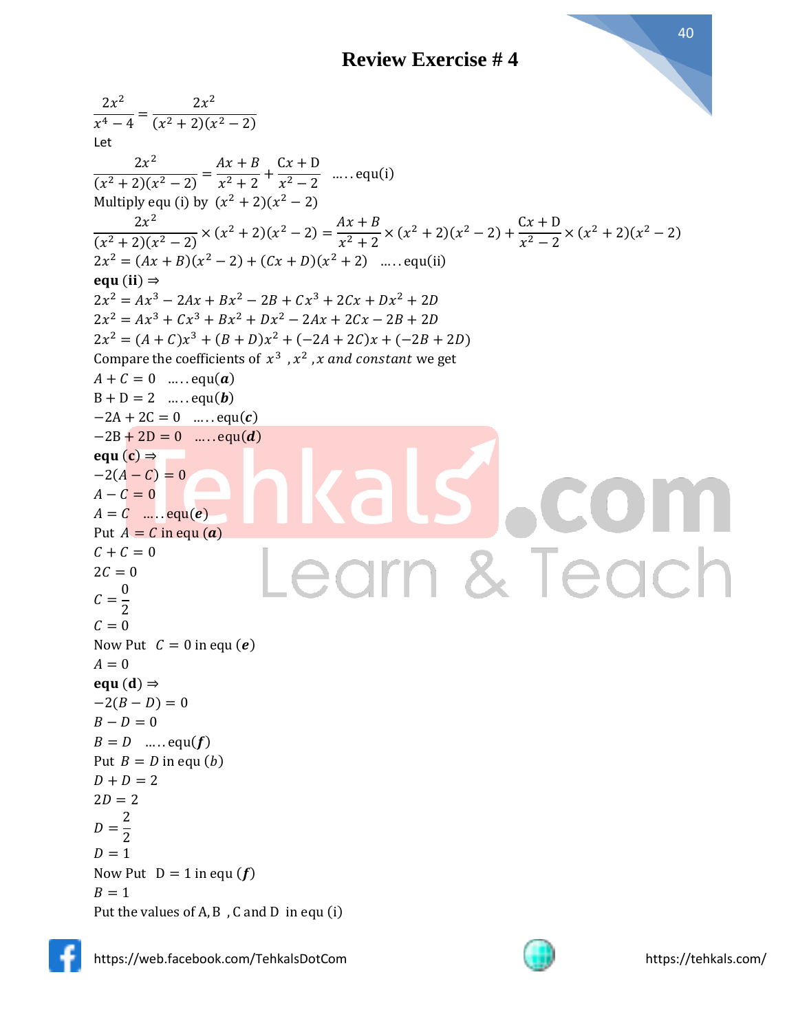# Review Exercise # 4

$$\frac{2x^2}{x^4-4} = \frac{2x^2}{(x^2+2)(x^2-2)}$$

Let

$$\frac{2x^2}{(x^2+2)(x^2-2)} = \frac{Ax+B}{x^2+2} + \frac{Cx+D}{x^2-2} \quad \ldots\ldots \text{equ(i)}$$

Multiply equ (i) by $(x^2+2)(x^2-2)$

$$\frac{2x^2}{(x^2+2)(x^2-2)} \times (x^2+2)(x^2-2) = \frac{Ax+B}{x^2+2} \times (x^2+2)(x^2-2) + \frac{Cx+D}{x^2-2} \times (x^2+2)(x^2-2)$$

$2x^2 = (Ax+B)(x^2-2) + (Cx+D)(x^2+2) \quad \ldots\ldots \text{equ(ii)}$

**equ (ii)** $\Rightarrow$

$2x^2 = Ax^3 - 2Ax + Bx^2 - 2B + Cx^3 + 2Cx + Dx^2 + 2D$

$2x^2 = Ax^3 + Cx^3 + Bx^2 + Dx^2 - 2Ax + 2Cx - 2B + 2D$

$2x^2 = (A+C)x^3 + (B+D)x^2 + (-2A+2C)x + (-2B+2D)$

Compare the coefficients of $x^3$, $x^2$, $x$ *and constant* we get

$A + C = 0 \quad \ldots\ldots \text{equ}(\boldsymbol{a})$

$B + D = 2 \quad \ldots\ldots \text{equ}(\boldsymbol{b})$

$-2A + 2C = 0 \quad \ldots\ldots \text{equ}(\boldsymbol{c})$

$-2B + 2D = 0 \quad \ldots\ldots \text{equ}(\boldsymbol{d})$

**equ (c)** $\Rightarrow$

$-2(A-C) = 0$

$A - C = 0$

$A = C \quad \ldots\ldots \text{equ}(\boldsymbol{e})$

Put $A = C$ in equ $(\boldsymbol{a})$

$C + C = 0$

$2C = 0$

$C = \frac{0}{2}$

$C = 0$

Now Put $C = 0$ in equ $(\boldsymbol{e})$

$A = 0$

**equ (d)** $\Rightarrow$

$-2(B-D) = 0$

$B - D = 0$

$B = D \quad \ldots\ldots \text{equ}(\boldsymbol{f})$

Put $B = D$ in equ $(b)$

$D + D = 2$

$2D = 2$

$D = \frac{2}{2}$

$D = 1$

Now Put $D = 1$ in equ $(\boldsymbol{f})$

$B = 1$

Put the values of A, B, C and D in equ (i)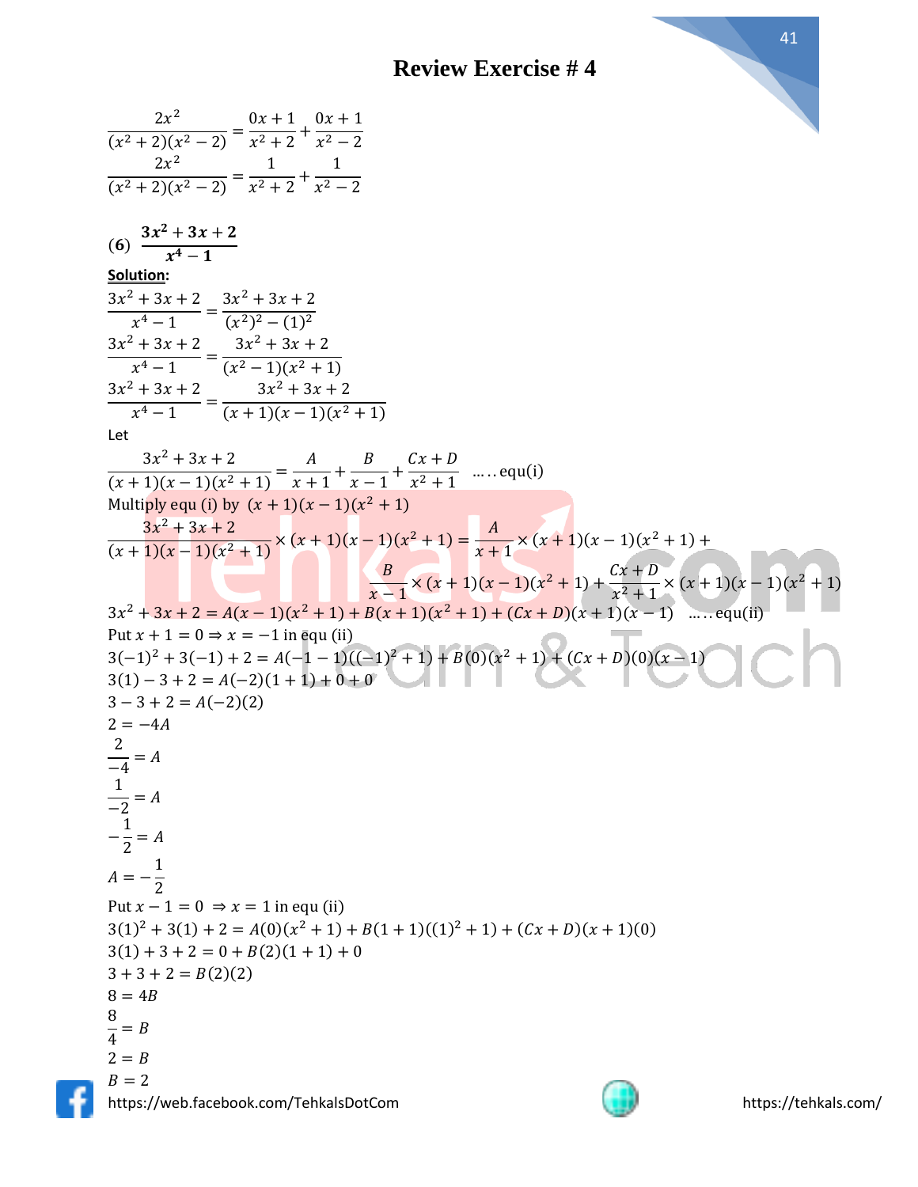# Review Exercise # 4

$$\frac{2x^2}{(x^2+2)(x^2-2)} = \frac{0x+1}{x^2+2} + \frac{0x+1}{x^2-2}$$
$$\frac{2x^2}{(x^2+2)(x^2-2)} = \frac{1}{x^2+2} + \frac{1}{x^2-2}$$

**(6)** $\dfrac{\mathbf{3x^2+3x+2}}{\mathbf{x^4-1}}$

**Solution:**

$$\frac{3x^2+3x+2}{x^4-1} = \frac{3x^2+3x+2}{(x^2)^2-(1)^2}$$
$$\frac{3x^2+3x+2}{x^4-1} = \frac{3x^2+3x+2}{(x^2-1)(x^2+1)}$$
$$\frac{3x^2+3x+2}{x^4-1} = \frac{3x^2+3x+2}{(x+1)(x-1)(x^2+1)}$$

Let

$$\frac{3x^2+3x+2}{(x+1)(x-1)(x^2+1)} = \frac{A}{x+1} + \frac{B}{x-1} + \frac{Cx+D}{x^2+1} \quad \ldots\ldots \text{equ(i)}$$

Multiply equ (i) by $(x+1)(x-1)(x^2+1)$

$$\frac{3x^2+3x+2}{(x+1)(x-1)(x^2+1)} \times (x+1)(x-1)(x^2+1) = \frac{A}{x+1} \times (x+1)(x-1)(x^2+1) + \frac{B}{x-1} \times (x+1)(x-1)(x^2+1) + \frac{Cx+D}{x^2+1} \times (x+1)(x-1)(x^2+1)$$

$$3x^2+3x+2 = A(x-1)(x^2+1) + B(x+1)(x^2+1) + (Cx+D)(x+1)(x-1) \quad \ldots\ldots \text{equ(ii)}$$

Put $x+1=0 \Rightarrow x=-1$ in equ (ii)

$$3(-1)^2+3(-1)+2 = A(-1-1)((-1)^2+1) + B(0)(x^2+1) + (Cx+D)(0)(x-1)$$
$$3(1)-3+2 = A(-2)(1+1)+0+0$$
$$3-3+2 = A(-2)(2)$$
$$2 = -4A$$
$$\frac{2}{-4} = A$$
$$\frac{1}{-2} = A$$
$$-\frac{1}{2} = A$$
$$A = -\frac{1}{2}$$

Put $x-1=0 \Rightarrow x=1$ in equ (ii)

$$3(1)^2+3(1)+2 = A(0)(x^2+1) + B(1+1)((1)^2+1) + (Cx+D)(x+1)(0)$$
$$3(1)+3+2 = 0+B(2)(1+1)+0$$
$$3+3+2 = B(2)(2)$$
$$8 = 4B$$
$$\frac{8}{4} = B$$
$$2 = B$$
$$B = 2$$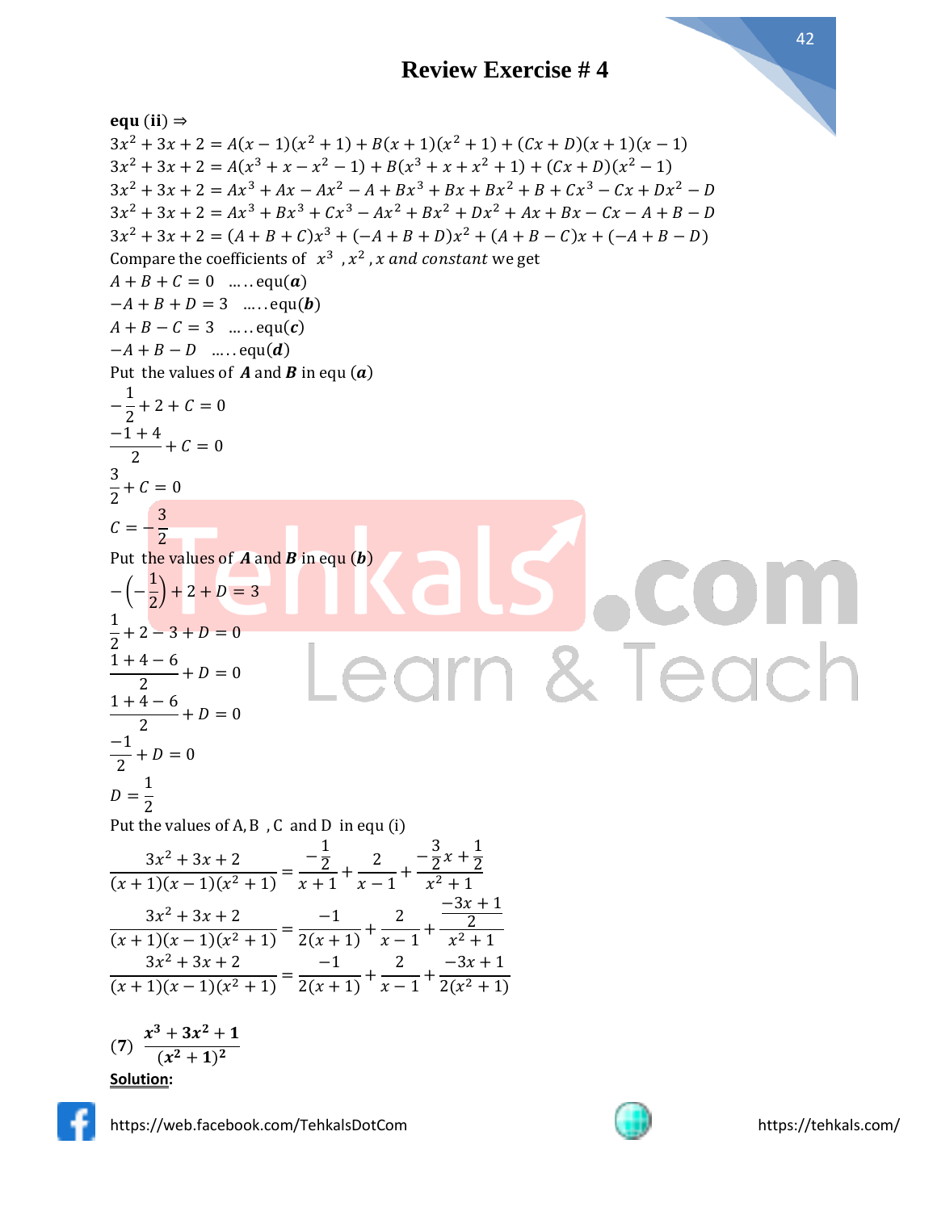# Review Exercise # 4

**equ (ii)** ⇒

$3x^2 + 3x + 2 = A(x-1)(x^2+1) + B(x+1)(x^2+1) + (Cx+D)(x+1)(x-1)$

$3x^2 + 3x + 2 = A(x^3 + x - x^2 - 1) + B(x^3 + x + x^2 + 1) + (Cx+D)(x^2-1)$

$3x^2 + 3x + 2 = Ax^3 + Ax - Ax^2 - A + Bx^3 + Bx + Bx^2 + B + Cx^3 - Cx + Dx^2 - D$

$3x^2 + 3x + 2 = Ax^3 + Bx^3 + Cx^3 - Ax^2 + Bx^2 + Dx^2 + Ax + Bx - Cx - A + B - D$

$3x^2 + 3x + 2 = (A+B+C)x^3 + (-A+B+D)x^2 + (A+B-C)x + (-A+B-D)$

Compare the coefficients of $x^3$ , $x^2$ , $x$ *and constant* we get

$A + B + C = 0$ …..equ($\boldsymbol{a}$)

$-A + B + D = 3$ …..equ($\boldsymbol{b}$)

$A + B - C = 3$ …..equ($\boldsymbol{c}$)

$-A + B - D$ …..equ($\boldsymbol{d}$)

Put the values of $\boldsymbol{A}$ and $\boldsymbol{B}$ in equ ($\boldsymbol{a}$)

$-\frac{1}{2} + 2 + C = 0$

$\frac{-1+4}{2} + C = 0$

$\frac{3}{2} + C = 0$

$C = -\frac{3}{2}$

Put the values of $\boldsymbol{A}$ and $\boldsymbol{B}$ in equ ($\boldsymbol{b}$)

$-\left(-\frac{1}{2}\right) + 2 + D = 3$

$\frac{1}{2} + 2 - 3 + D = 0$

$\frac{1+4-6}{2} + D = 0$

$\frac{1+4-6}{2} + D = 0$

$\frac{-1}{2} + D = 0$

$D = \frac{1}{2}$

Put the values of A, B , C and D in equ (i)

$$\frac{3x^2+3x+2}{(x+1)(x-1)(x^2+1)} = \frac{-\frac{1}{2}}{x+1} + \frac{2}{x-1} + \frac{-\frac{3}{2}x + \frac{1}{2}}{x^2+1}$$

$$\frac{3x^2+3x+2}{(x+1)(x-1)(x^2+1)} = \frac{-1}{2(x+1)} + \frac{2}{x-1} + \frac{\frac{-3x+1}{2}}{x^2+1}$$

$$\frac{3x^2+3x+2}{(x+1)(x-1)(x^2+1)} = \frac{-1}{2(x+1)} + \frac{2}{x-1} + \frac{-3x+1}{2(x^2+1)}$$

(7) $\boldsymbol{\dfrac{x^3+3x^2+1}{(x^2+1)^2}}$

**Solution:**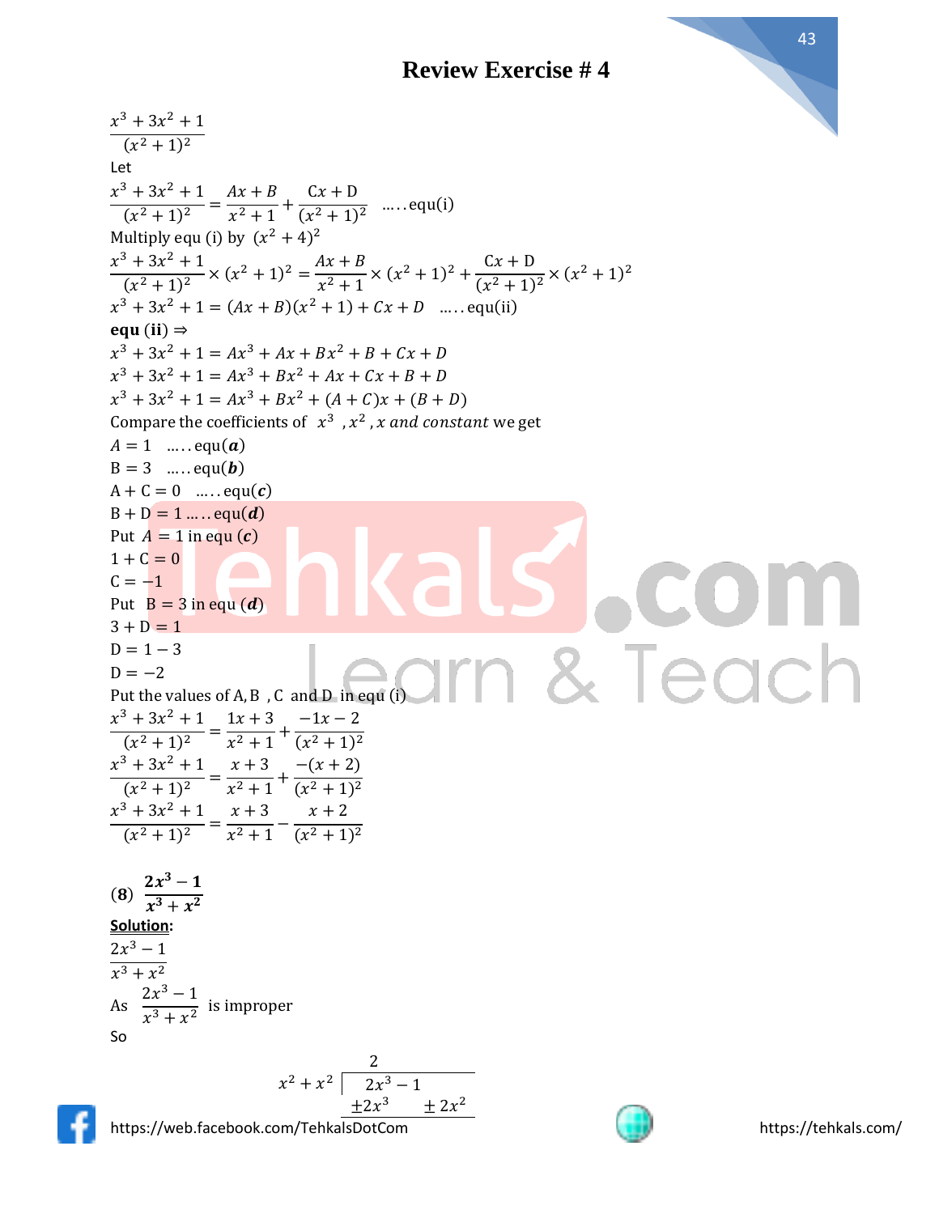## Review Exercise # 4

$$\frac{x^3+3x^2+1}{(x^2+1)^2}$$

Let

$$\frac{x^3+3x^2+1}{(x^2+1)^2} = \frac{Ax+B}{x^2+1} + \frac{Cx+D}{(x^2+1)^2} \quad \text{.....equ(i)}$$

Multiply equ (i) by $(x^2+4)^2$

$$\frac{x^3+3x^2+1}{(x^2+1)^2} \times (x^2+1)^2 = \frac{Ax+B}{x^2+1} \times (x^2+1)^2 + \frac{Cx+D}{(x^2+1)^2} \times (x^2+1)^2$$

$$x^3+3x^2+1 = (Ax+B)(x^2+1) + Cx + D \quad \text{.....equ(ii)}$$

**equ (ii)** $\Rightarrow$

$$x^3+3x^2+1 = Ax^3 + Ax + Bx^2 + B + Cx + D$$

$$x^3+3x^2+1 = Ax^3 + Bx^2 + Ax + Cx + B + D$$

$$x^3+3x^2+1 = Ax^3 + Bx^2 + (A+C)x + (B+D)$$

Compare the coefficients of $x^3$ , $x^2$ , $x$ *and constant* we get

$A = 1$ .....equ$(\boldsymbol{a})$

$B = 3$ .....equ$(\boldsymbol{b})$

$A + C = 0$ .....equ$(\boldsymbol{c})$

$B + D = 1$ .....equ$(\boldsymbol{d})$

Put $A = 1$ in equ $(\boldsymbol{c})$

$1 + C = 0$

$C = -1$

Put $B = 3$ in equ $(\boldsymbol{d})$

$3 + D = 1$

$D = 1 - 3$

$D = -2$

Put the values of A, B , C and D in equ (i)

$$\frac{x^3+3x^2+1}{(x^2+1)^2} = \frac{1x+3}{x^2+1} + \frac{-1x-2}{(x^2+1)^2}$$

$$\frac{x^3+3x^2+1}{(x^2+1)^2} = \frac{x+3}{x^2+1} + \frac{-(x+2)}{(x^2+1)^2}$$

$$\frac{x^3+3x^2+1}{(x^2+1)^2} = \frac{x+3}{x^2+1} - \frac{x+2}{(x^2+1)^2}$$

**(8)** $\dfrac{\boldsymbol{2x^3-1}}{\boldsymbol{x^3+x^2}}$

**Solution:**

$$\frac{2x^3-1}{x^3+x^2}$$

As $\dfrac{2x^3-1}{x^3+x^2}$ is improper

So

$$x^2+x^2 \overline{\big)\; 2x^3 - 1 \;}\quad 2$$

$$\pm 2x^3 \quad \pm 2x^2$$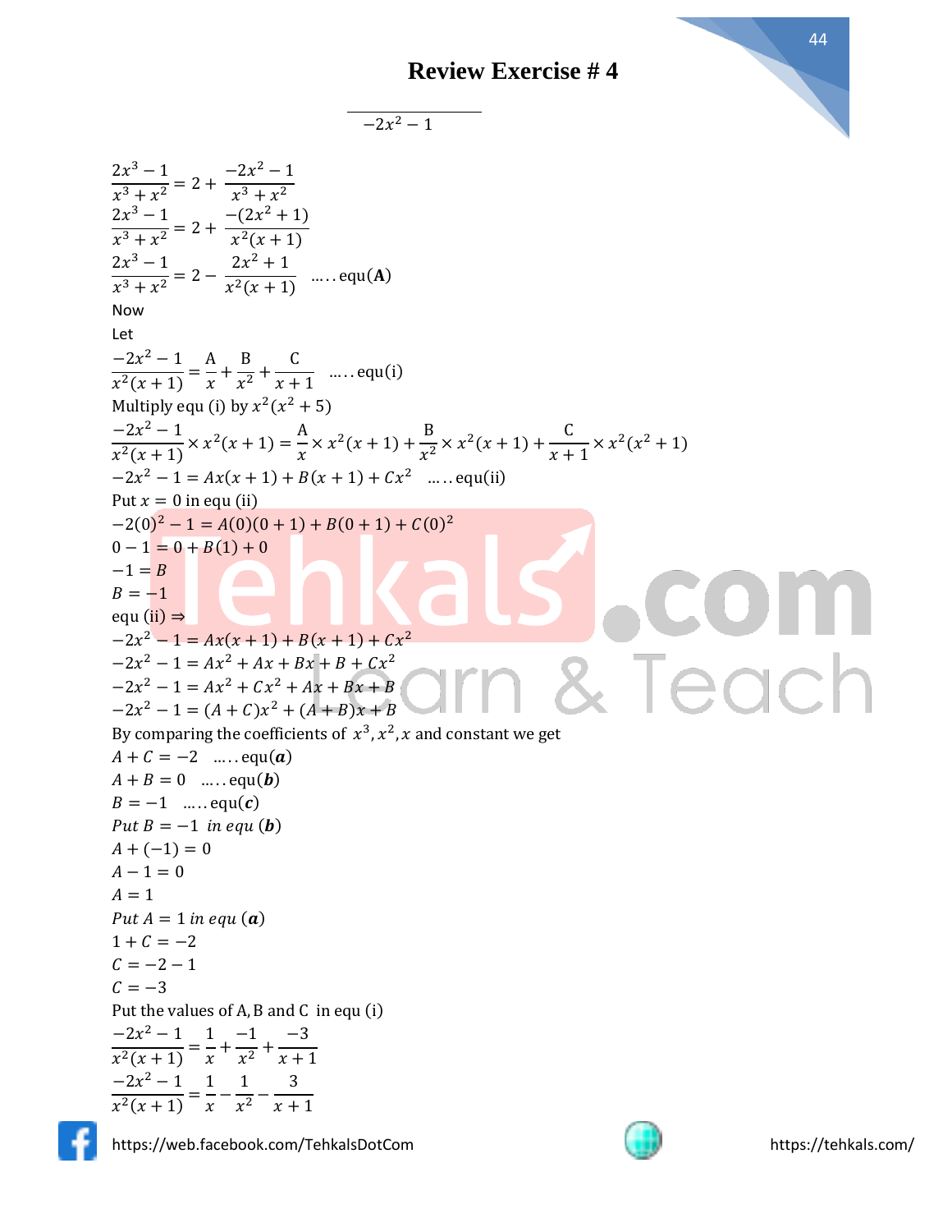## Review Exercise # 4

$$\overline{\quad -2x^2 - 1 \quad}$$

$$\frac{2x^3 - 1}{x^3 + x^2} = 2 + \frac{-2x^2 - 1}{x^3 + x^2}$$

$$\frac{2x^3 - 1}{x^3 + x^2} = 2 + \frac{-(2x^2 + 1)}{x^2(x + 1)}$$

$$\frac{2x^3 - 1}{x^3 + x^2} = 2 - \frac{2x^2 + 1}{x^2(x + 1)} \quad \ldots\ldots \text{equ}(\mathbf{A})$$

Now

Let

$$\frac{-2x^2 - 1}{x^2(x + 1)} = \frac{\text{A}}{x} + \frac{\text{B}}{x^2} + \frac{\text{C}}{x + 1} \quad \ldots\ldots \text{equ(i)}$$

Multiply equ (i) by $x^2(x^2 + 5)$

$$\frac{-2x^2 - 1}{x^2(x + 1)} \times x^2(x + 1) = \frac{\text{A}}{x} \times x^2(x + 1) + \frac{\text{B}}{x^2} \times x^2(x + 1) + \frac{\text{C}}{x + 1} \times x^2(x^2 + 1)$$

$$-2x^2 - 1 = Ax(x + 1) + B(x + 1) + Cx^2 \quad \ldots\ldots \text{equ(ii)}$$

Put $x = 0$ in equ (ii)

$$-2(0)^2 - 1 = A(0)(0 + 1) + B(0 + 1) + C(0)^2$$

$$0 - 1 = 0 + B(1) + 0$$

$$-1 = B$$

$$B = -1$$

equ (ii) $\Rightarrow$

$$-2x^2 - 1 = Ax(x + 1) + B(x + 1) + Cx^2$$

$$-2x^2 - 1 = Ax^2 + Ax + Bx + B + Cx^2$$

$$-2x^2 - 1 = Ax^2 + Cx^2 + Ax + Bx + B$$

$$-2x^2 - 1 = (A + C)x^2 + (A + B)x + B$$

By comparing the coefficients of $x^3, x^2, x$ and constant we get

$$A + C = -2 \quad \ldots\ldots \text{equ}(\boldsymbol{a})$$

$$A + B = 0 \quad \ldots\ldots \text{equ}(\boldsymbol{b})$$

$$B = -1 \quad \ldots\ldots \text{equ}(\boldsymbol{c})$$

*Put* $B = -1$ *in equ* $(\boldsymbol{b})$

$$A + (-1) = 0$$

$$A - 1 = 0$$

$$A = 1$$

*Put* $A = 1$ *in equ* $(\boldsymbol{a})$

$$1 + C = -2$$

$$C = -2 - 1$$

$$C = -3$$

Put the values of A, B and C in equ (i)

$$\frac{-2x^2 - 1}{x^2(x + 1)} = \frac{1}{x} + \frac{-1}{x^2} + \frac{-3}{x + 1}$$

$$\frac{-2x^2 - 1}{x^2(x + 1)} = \frac{1}{x} - \frac{1}{x^2} - \frac{3}{x + 1}$$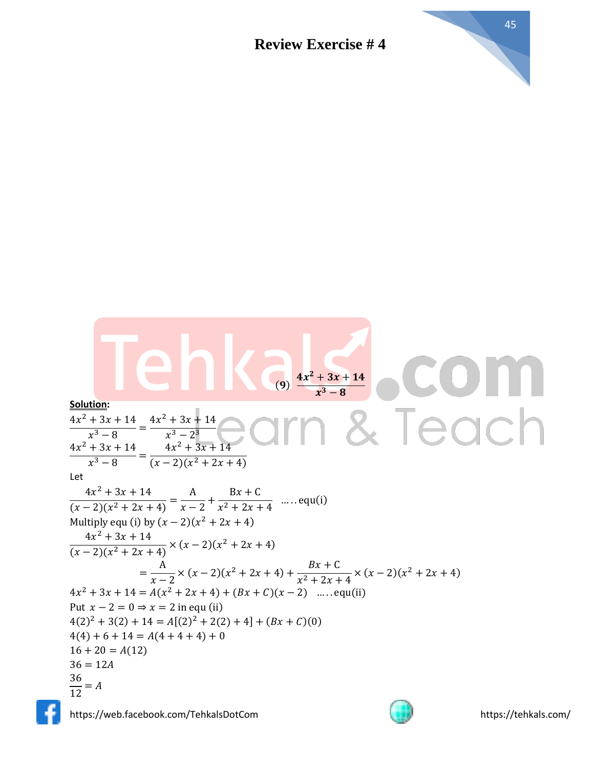# Review Exercise # 4

(9) $\dfrac{4x^2+3x+14}{x^3-8}$

**Solution:**

$$\frac{4x^2+3x+14}{x^3-8}=\frac{4x^2+3x+14}{x^3-2^3}$$

$$\frac{4x^2+3x+14}{x^3-8}=\frac{4x^2+3x+14}{(x-2)(x^2+2x+4)}$$

Let

$$\frac{4x^2+3x+14}{(x-2)(x^2+2x+4)}=\frac{A}{x-2}+\frac{Bx+C}{x^2+2x+4}\quad\ldots\text{equ(i)}$$

Multiply equ (i) by $(x-2)(x^2+2x+4)$

$$\frac{4x^2+3x+14}{(x-2)(x^2+2x+4)}\times(x-2)(x^2+2x+4)$$

$$=\frac{A}{x-2}\times(x-2)(x^2+2x+4)+\frac{Bx+C}{x^2+2x+4}\times(x-2)(x^2+2x+4)$$

$$4x^2+3x+14=A(x^2+2x+4)+(Bx+C)(x-2)\quad\ldots\text{equ(ii)}$$

Put $x-2=0\Rightarrow x=2$ in equ (ii)

$$4(2)^2+3(2)+14=A[(2)^2+2(2)+4]+(Bx+C)(0)$$

$$4(4)+6+14=A(4+4+4)+0$$

$$16+20=A(12)$$

$$36=12A$$

$$\frac{36}{12}=A$$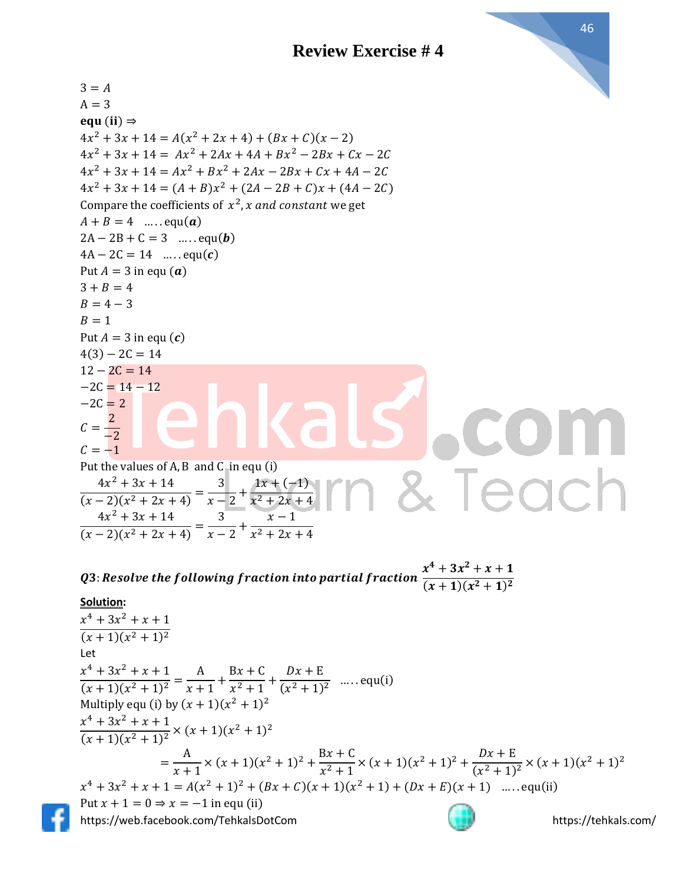$3 = A$

$A = 3$

**equ (ii)** $\Rightarrow$

$4x^2 + 3x + 14 = A(x^2 + 2x + 4) + (Bx + C)(x - 2)$

$4x^2 + 3x + 14 = Ax^2 + 2Ax + 4A + Bx^2 - 2Bx + Cx - 2C$

$4x^2 + 3x + 14 = Ax^2 + Bx^2 + 2Ax - 2Bx + Cx + 4A - 2C$

$4x^2 + 3x + 14 = (A + B)x^2 + (2A - 2B + C)x + (4A - 2C)$

Compare the coefficients of $x^2, x$ *and constant* we get

$A + B = 4$ .....equ$(\boldsymbol{a})$

$2A - 2B + C = 3$ .....equ$(\boldsymbol{b})$

$4A - 2C = 14$ .....equ$(\boldsymbol{c})$

Put $A = 3$ in equ $(\boldsymbol{a})$

$3 + B = 4$

$B = 4 - 3$

$B = 1$

Put $A = 3$ in equ $(\boldsymbol{c})$

$4(3) - 2C = 14$

$12 - 2C = 14$

$-2C = 14 - 12$

$-2C = 2$

$C = \dfrac{2}{-2}$

$C = -1$

Put the values of A, B and C in equ (i)

$$\frac{4x^2 + 3x + 14}{(x - 2)(x^2 + 2x + 4)} = \frac{3}{x - 2} + \frac{1x + (-1)}{x^2 + 2x + 4}$$

$$\frac{4x^2 + 3x + 14}{(x - 2)(x^2 + 2x + 4)} = \frac{3}{x - 2} + \frac{x - 1}{x^2 + 2x + 4}$$

***Q3: Resolve the following fraction into partial fraction*** $\dfrac{\boldsymbol{x^4 + 3x^2 + x + 1}}{\boldsymbol{(x + 1)(x^2 + 1)^2}}$

**Solution:**

$$\frac{x^4 + 3x^2 + x + 1}{(x + 1)(x^2 + 1)^2}$$

Let

$$\frac{x^4 + 3x^2 + x + 1}{(x + 1)(x^2 + 1)^2} = \frac{A}{x + 1} + \frac{Bx + C}{x^2 + 1} + \frac{Dx + E}{(x^2 + 1)^2} \quad \text{.....equ(i)}$$

Multiply equ (i) by $(x + 1)(x^2 + 1)^2$

$$\frac{x^4 + 3x^2 + x + 1}{(x + 1)(x^2 + 1)^2} \times (x + 1)(x^2 + 1)^2$$

$$= \frac{A}{x + 1} \times (x + 1)(x^2 + 1)^2 + \frac{Bx + C}{x^2 + 1} \times (x + 1)(x^2 + 1)^2 + \frac{Dx + E}{(x^2 + 1)^2} \times (x + 1)(x^2 + 1)^2$$

$$x^4 + 3x^2 + x + 1 = A(x^2 + 1)^2 + (Bx + C)(x + 1)(x^2 + 1) + (Dx + E)(x + 1) \quad \text{.....equ(ii)}$$

Put $x + 1 = 0 \Rightarrow x = -1$ in equ (ii)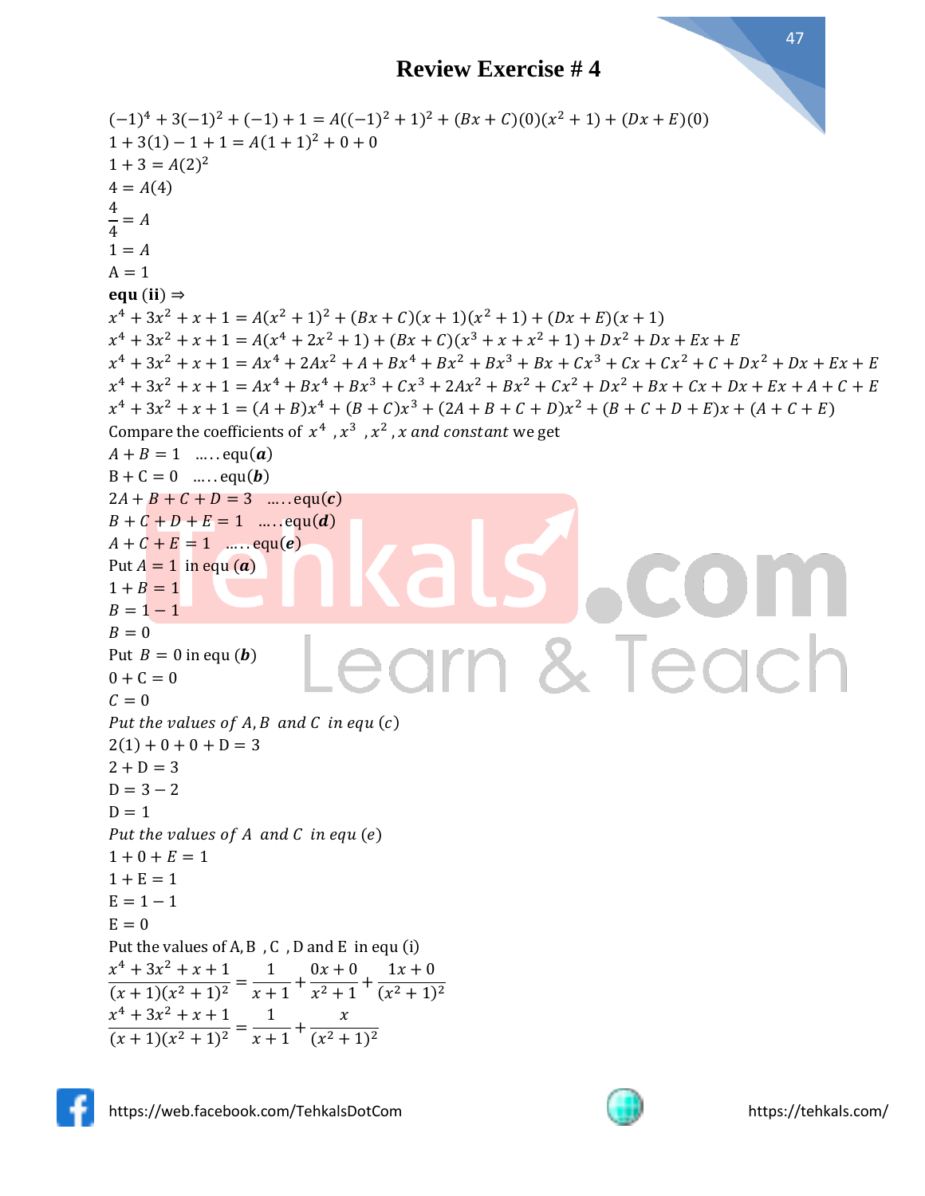## Review Exercise # 4

$(-1)^4 + 3(-1)^2 + (-1) + 1 = A((-1)^2 + 1)^2 + (Bx + C)(0)(x^2 + 1) + (Dx + E)(0)$

$1 + 3(1) - 1 + 1 = A(1 + 1)^2 + 0 + 0$

$1 + 3 = A(2)^2$

$4 = A(4)$

$\frac{4}{4} = A$

$1 = A$

$A = 1$

**equ (ii)** $\Rightarrow$

$x^4 + 3x^2 + x + 1 = A(x^2 + 1)^2 + (Bx + C)(x + 1)(x^2 + 1) + (Dx + E)(x + 1)$

$x^4 + 3x^2 + x + 1 = A(x^4 + 2x^2 + 1) + (Bx + C)(x^3 + x + x^2 + 1) + Dx^2 + Dx + Ex + E$

$x^4 + 3x^2 + x + 1 = Ax^4 + 2Ax^2 + A + Bx^4 + Bx^2 + Bx^3 + Bx + Cx^3 + Cx + Cx^2 + C + Dx^2 + Dx + Ex + E$

$x^4 + 3x^2 + x + 1 = Ax^4 + Bx^4 + Bx^3 + Cx^3 + 2Ax^2 + Bx^2 + Cx^2 + Dx^2 + Bx + Cx + Dx + Ex + A + C + E$

$x^4 + 3x^2 + x + 1 = (A + B)x^4 + (B + C)x^3 + (2A + B + C + D)x^2 + (B + C + D + E)x + (A + C + E)$

Compare the coefficients of $x^4$, $x^3$, $x^2$, $x$ *and constant* we get

$A + B = 1$ .....equ$(\boldsymbol{a})$

$B + C = 0$ .....equ$(\boldsymbol{b})$

$2A + B + C + D = 3$ .....equ$(\boldsymbol{c})$

$B + C + D + E = 1$ .....equ$(\boldsymbol{d})$

$A + C + E = 1$ .....equ$(\boldsymbol{e})$

Put $A = 1$ in equ $(\boldsymbol{a})$

$1 + B = 1$

$B = 1 - 1$

$B = 0$

Put $B = 0$ in equ $(\boldsymbol{b})$

$0 + C = 0$

$C = 0$

*Put the values of* $A, B$ *and* $C$ *in equ* $(c)$

$2(1) + 0 + 0 + D = 3$

$2 + D = 3$

$D = 3 - 2$

$D = 1$

*Put the values of* $A$ *and* $C$ *in equ* $(e)$

$1 + 0 + E = 1$

$1 + E = 1$

$E = 1 - 1$

$E = 0$

Put the values of A, B , C , D and E in equ (i)

$$\frac{x^4 + 3x^2 + x + 1}{(x + 1)(x^2 + 1)^2} = \frac{1}{x + 1} + \frac{0x + 0}{x^2 + 1} + \frac{1x + 0}{(x^2 + 1)^2}$$

$$\frac{x^4 + 3x^2 + x + 1}{(x + 1)(x^2 + 1)^2} = \frac{1}{x + 1} + \frac{x}{(x^2 + 1)^2}$$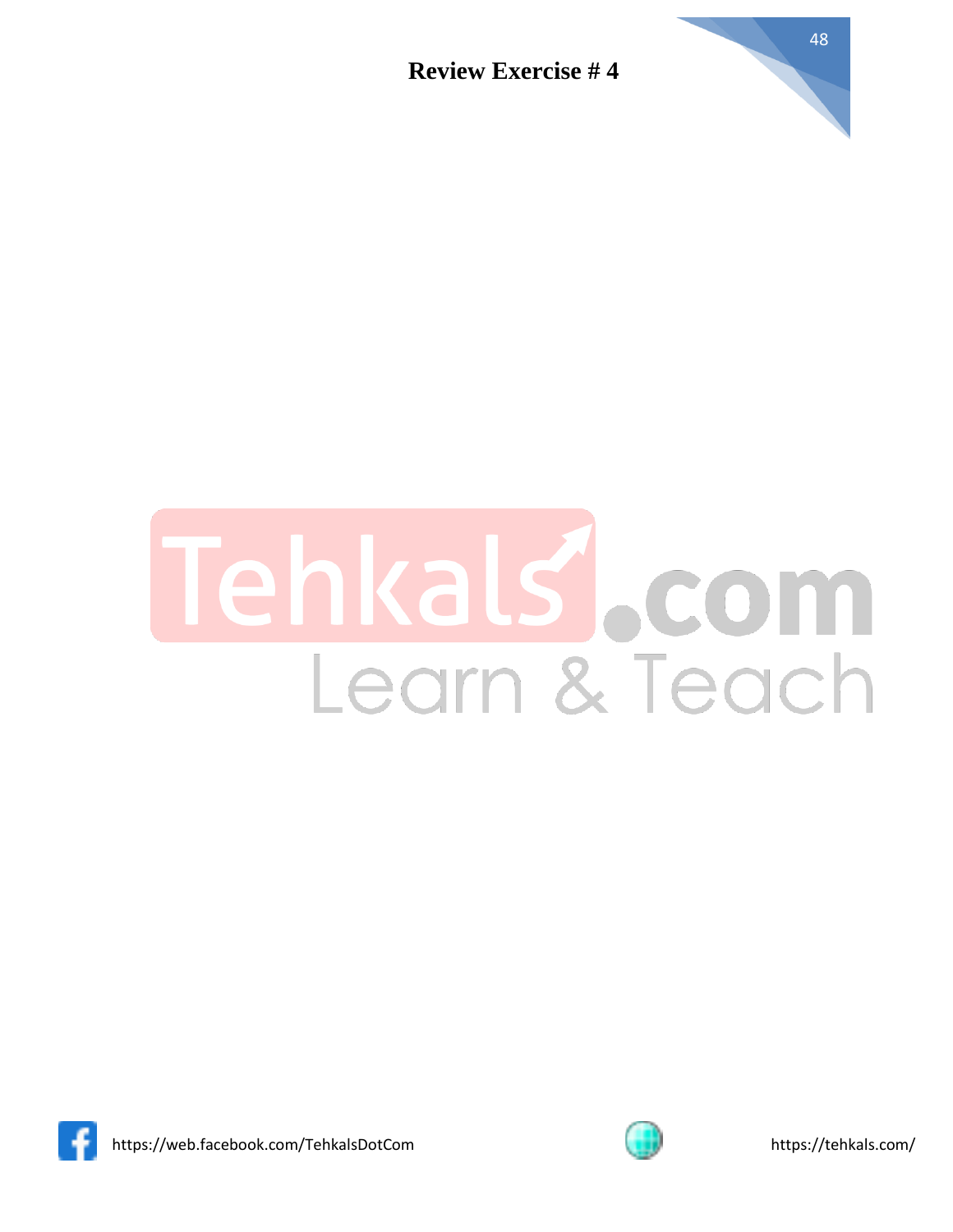# Review Exercise # 4